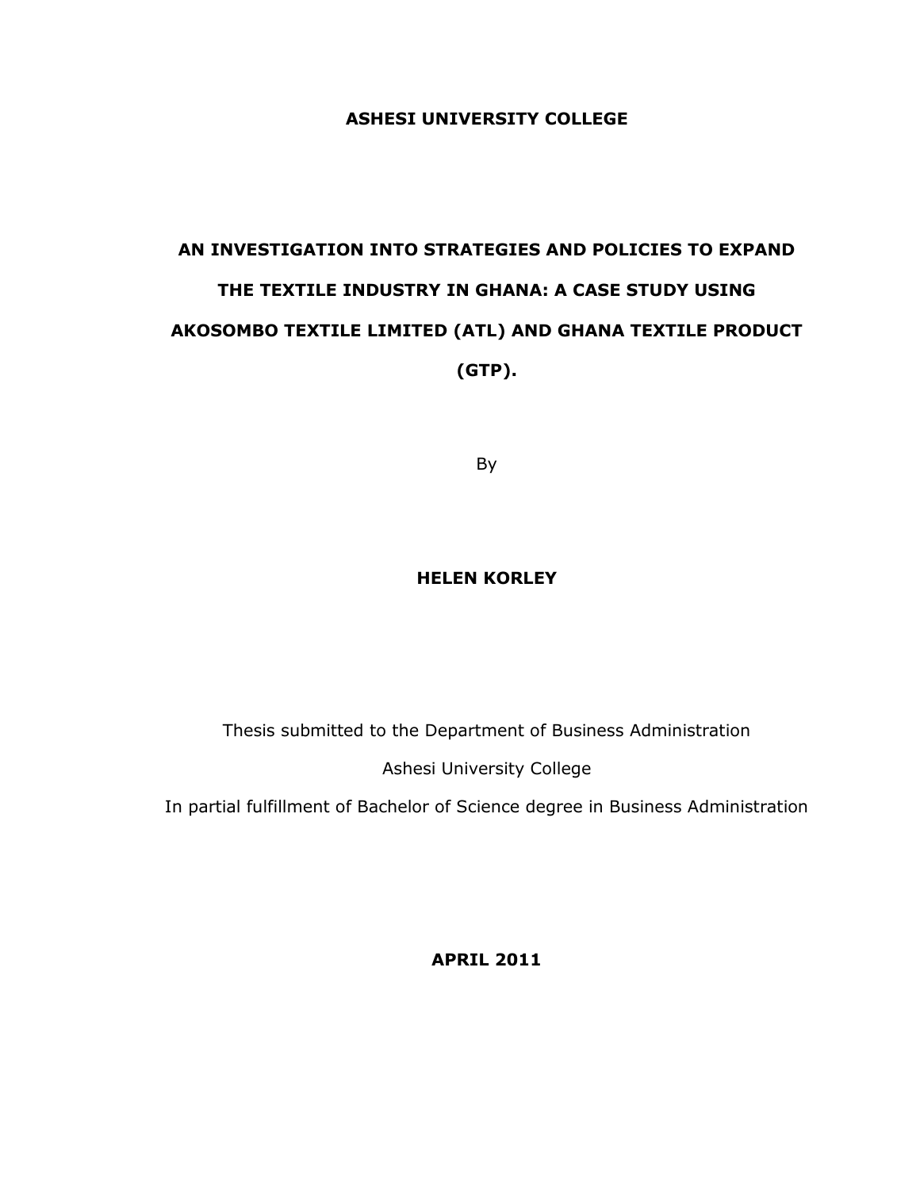**ASHESI UNIVERSITY COLLEGE**

# AN INVESTIGATION INTO STRATEGIES AND POLICIES TO EXPAND THE TEXTILE INDUSTRY IN GHANA: A CASE STUDY USING AKOSOMBO TEXTILE LIMITED (ATL) AND GHANA TEXTILE PRODUCT (GTP).

By

**HELEN KORLEY**

Thesis submitted to the Department of Business Administration

Ashesi University College

In partial fulfillment of Bachelor of Science degree in Business Administration

**APRIL 2011**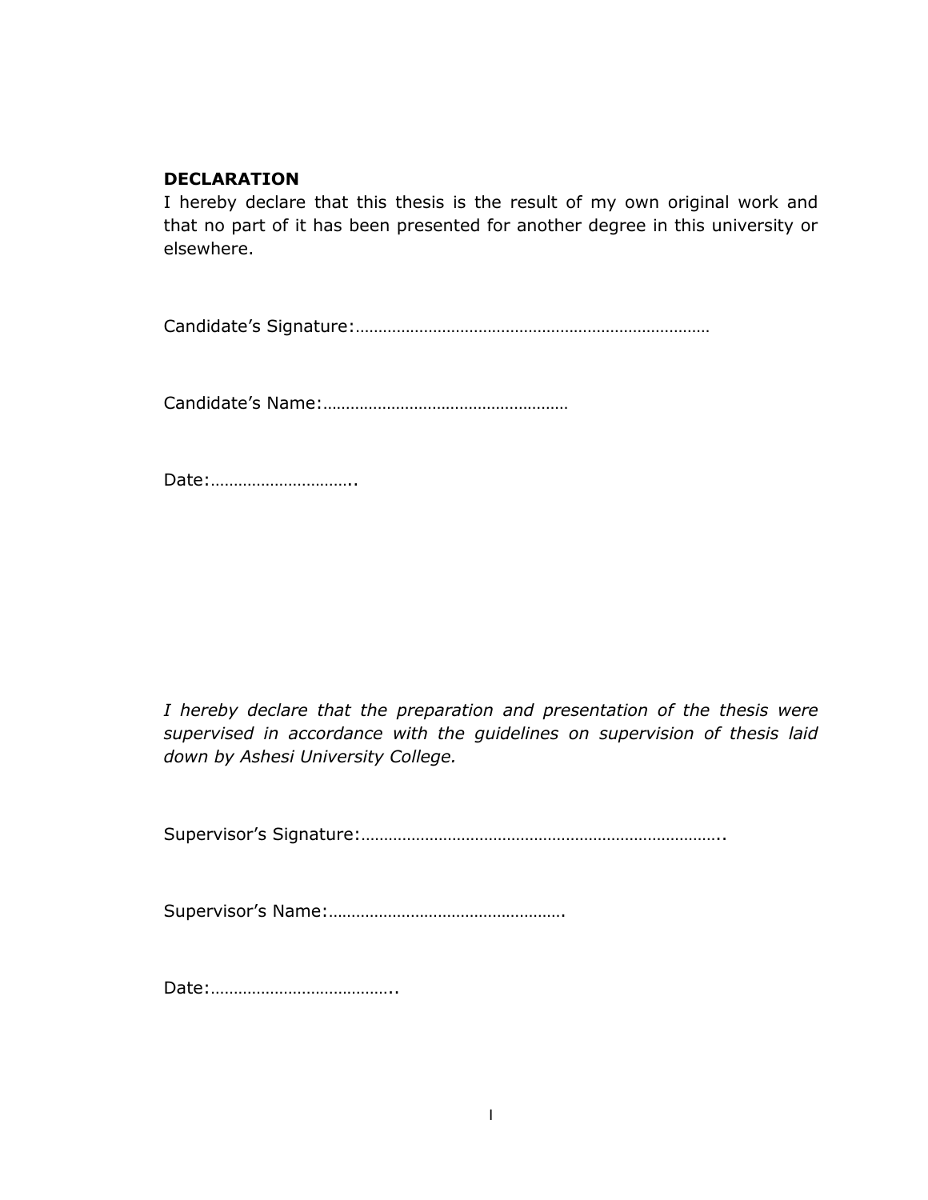## DECLARATION

I hereby declare that this thesis is the result of my own original work and that no part of it has been presented for another degree in this university or elsewhere.

Candidate's Signature:……………………………………………………………………

Candidate's Name:………………………………………………

Date:…………………………..

*I hereby declare that the preparation and presentation of the thesis were supervised in accordance with the guidelines on supervision of thesis laid down by Ashesi University College.*

Supervisor's Signature:……………………………………………………………………..

Supervisor's Name:…………………………………………….

Date:…………………………………..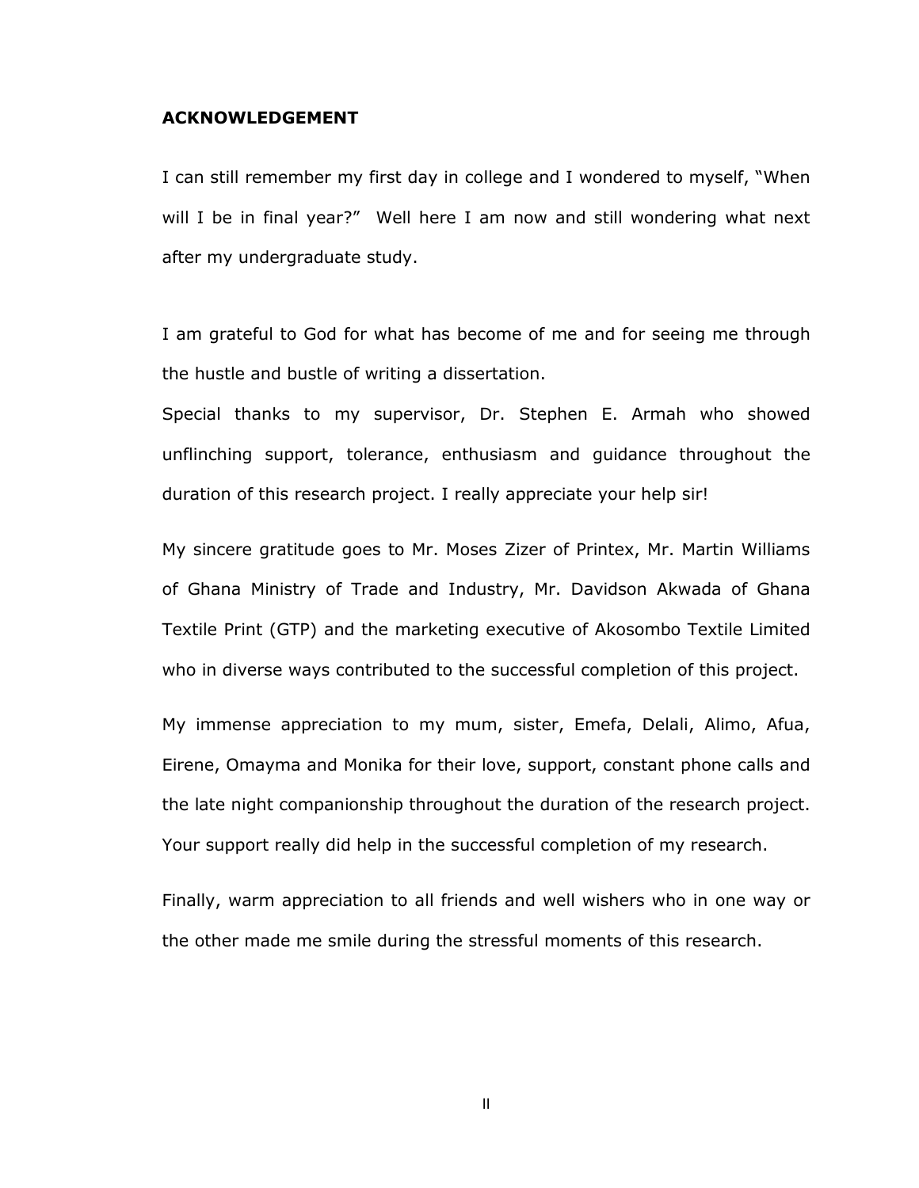## ACKNOWLEDGEMENT

I can still remember my first day in college and I wondered to myself, "When will I be in final year?" Well here I am now and still wondering what next after my undergraduate study.

I am grateful to God for what has become of me and for seeing me through the hustle and bustle of writing a dissertation.

Special thanks to my supervisor, Dr. Stephen E. Armah who showed unflinching support, tolerance, enthusiasm and guidance throughout the duration of this research project. I really appreciate your help sir!

My sincere gratitude goes to Mr. Moses Zizer of Printex, Mr. Martin Williams of Ghana Ministry of Trade and Industry, Mr. Davidson Akwada of Ghana Textile Print (GTP) and the marketing executive of Akosombo Textile Limited who in diverse ways contributed to the successful completion of this project.

My immense appreciation to my mum, sister, Emefa, Delali, Alimo, Afua, Eirene, Omayma and Monika for their love, support, constant phone calls and the late night companionship throughout the duration of the research project. Your support really did help in the successful completion of my research.

Finally, warm appreciation to all friends and well wishers who in one way or the other made me smile during the stressful moments of this research.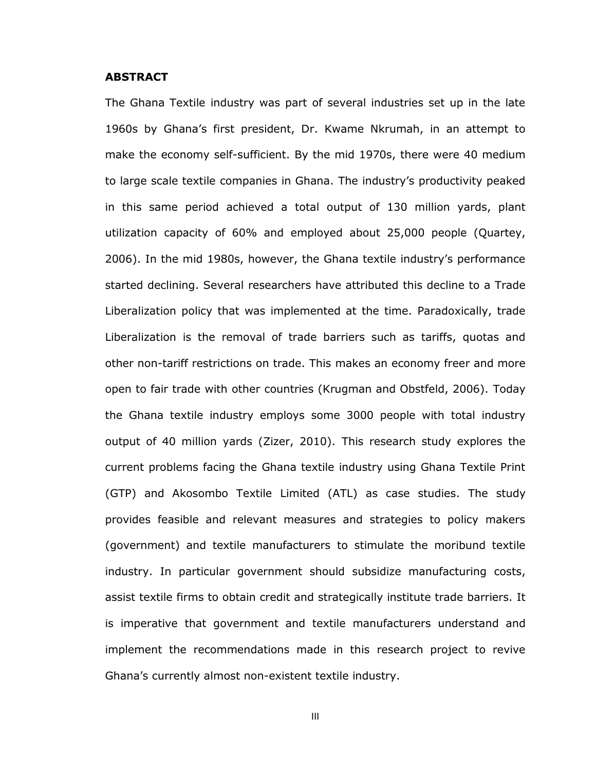## ABSTRACT

The Ghana Textile industry was part of several industries set up in the late 1960s by Ghana's first president, Dr. Kwame Nkrumah, in an attempt to make the economy self-sufficient. By the mid 1970s, there were 40 medium to large scale textile companies in Ghana. The industry's productivity peaked in this same period achieved a total output of 130 million yards, plant utilization capacity of 60% and employed about 25,000 people (Quartey, 2006). In the mid 1980s, however, the Ghana textile industry's performance started declining. Several researchers have attributed this decline to a Trade Liberalization policy that was implemented at the time. Paradoxically, trade Liberalization is the removal of trade barriers such as tariffs, quotas and other non-tariff restrictions on trade. This makes an economy freer and more open to fair trade with other countries (Krugman and Obstfeld, 2006). Today the Ghana textile industry employs some 3000 people with total industry output of 40 million yards (Zizer, 2010). This research study explores the current problems facing the Ghana textile industry using Ghana Textile Print (GTP) and Akosombo Textile Limited (ATL) as case studies. The study provides feasible and relevant measures and strategies to policy makers (government) and textile manufacturers to stimulate the moribund textile industry. In particular government should subsidize manufacturing costs, assist textile firms to obtain credit and strategically institute trade barriers. It is imperative that government and textile manufacturers understand and implement the recommendations made in this research project to revive Ghana's currently almost non-existent textile industry.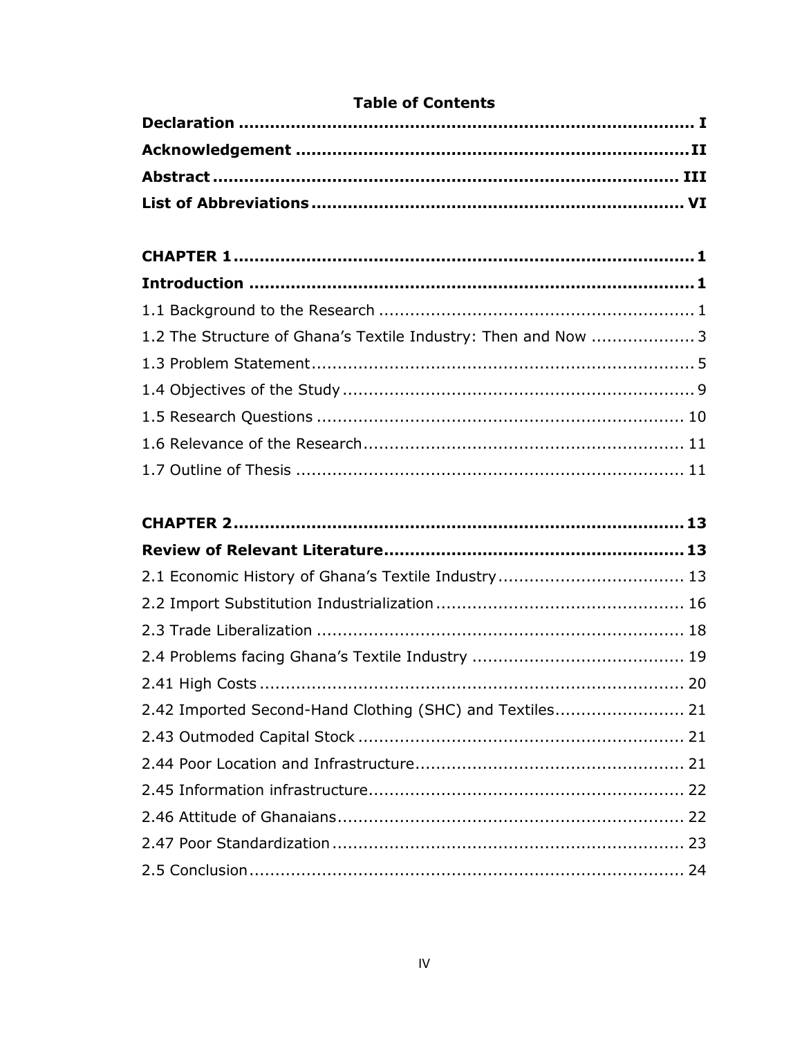# Table of Contents

**Declaration ........................................................................................ I**

**Acknowledgement ........................................................................... II**

**Abstract ........................................................................................... III**

**List of Abbreviations ....................................................................... VI**

**CHAPTER 1 ........................................................................................ 1**

**Introduction ....................................................................................... 1**

1.1 Background to the Research ............................................................ 1

1.2 The Structure of Ghana's Textile Industry: Then and Now .................... 3

1.3 Problem Statement ........................................................................... 5

1.4 Objectives of the Study .................................................................... 9

1.5 Research Questions ........................................................................ 10

1.6 Relevance of the Research .............................................................. 11

1.7 Outline of Thesis ........................................................................... 11

**CHAPTER 2 ...................................................................................... 13**

**Review of Relevant Literature ........................................................ 13**

2.1 Economic History of Ghana's Textile Industry .................................... 13

2.2 Import Substitution Industrialization ................................................ 16

2.3 Trade Liberalization ....................................................................... 18

2.4 Problems facing Ghana's Textile Industry ......................................... 19

2.41 High Costs .................................................................................. 20

2.42 Imported Second-Hand Clothing (SHC) and Textiles ......................... 21

2.43 Outmoded Capital Stock ............................................................... 21

2.44 Poor Location and Infrastructure .................................................... 21

2.45 Information infrastructure ............................................................. 22

2.46 Attitude of Ghanaians ................................................................... 22

2.47 Poor Standardization .................................................................... 23

2.5 Conclusion ..................................................................................... 24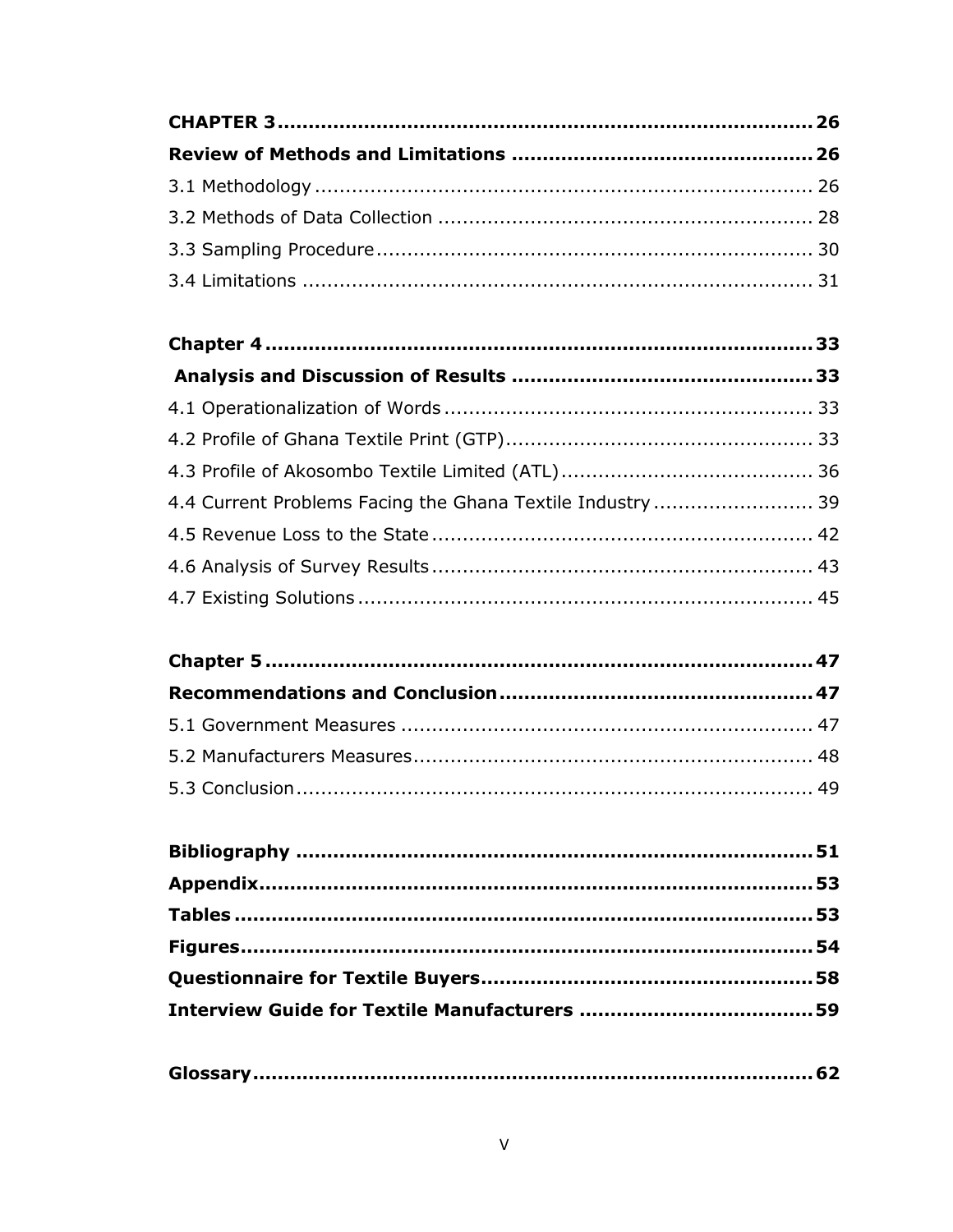**CHAPTER 3 .......................................................................... 26**

**Review of Methods and Limitations ................................................ 26**

3.1 Methodology .................................................................................. 26

3.2 Methods of Data Collection ............................................................ 28

3.3 Sampling Procedure ....................................................................... 30

3.4 Limitations ..................................................................................... 31

**Chapter 4 .......................................................................................... 33**

**Analysis and Discussion of Results ................................................ 33**

4.1 Operationalization of Words ........................................................... 33

4.2 Profile of Ghana Textile Print (GTP) ................................................ 33

4.3 Profile of Akosombo Textile Limited (ATL) ........................................ 36

4.4 Current Problems Facing the Ghana Textile Industry .......................... 39

4.5 Revenue Loss to the State ............................................................. 42

4.6 Analysis of Survey Results ............................................................. 43

4.7 Existing Solutions .......................................................................... 45

**Chapter 5 .......................................................................................... 47**

**Recommendations and Conclusion .................................................. 47**

5.1 Government Measures ................................................................... 47

5.2 Manufacturers Measures ................................................................ 48

5.3 Conclusion .................................................................................... 49

**Bibliography ..................................................................................... 51**

**Appendix .......................................................................................... 53**

**Tables .............................................................................................. 53**

**Figures ............................................................................................. 54**

**Questionnaire for Textile Buyers ..................................................... 58**

**Interview Guide for Textile Manufacturers ..................................... 59**

**Glossary ........................................................................................... 62**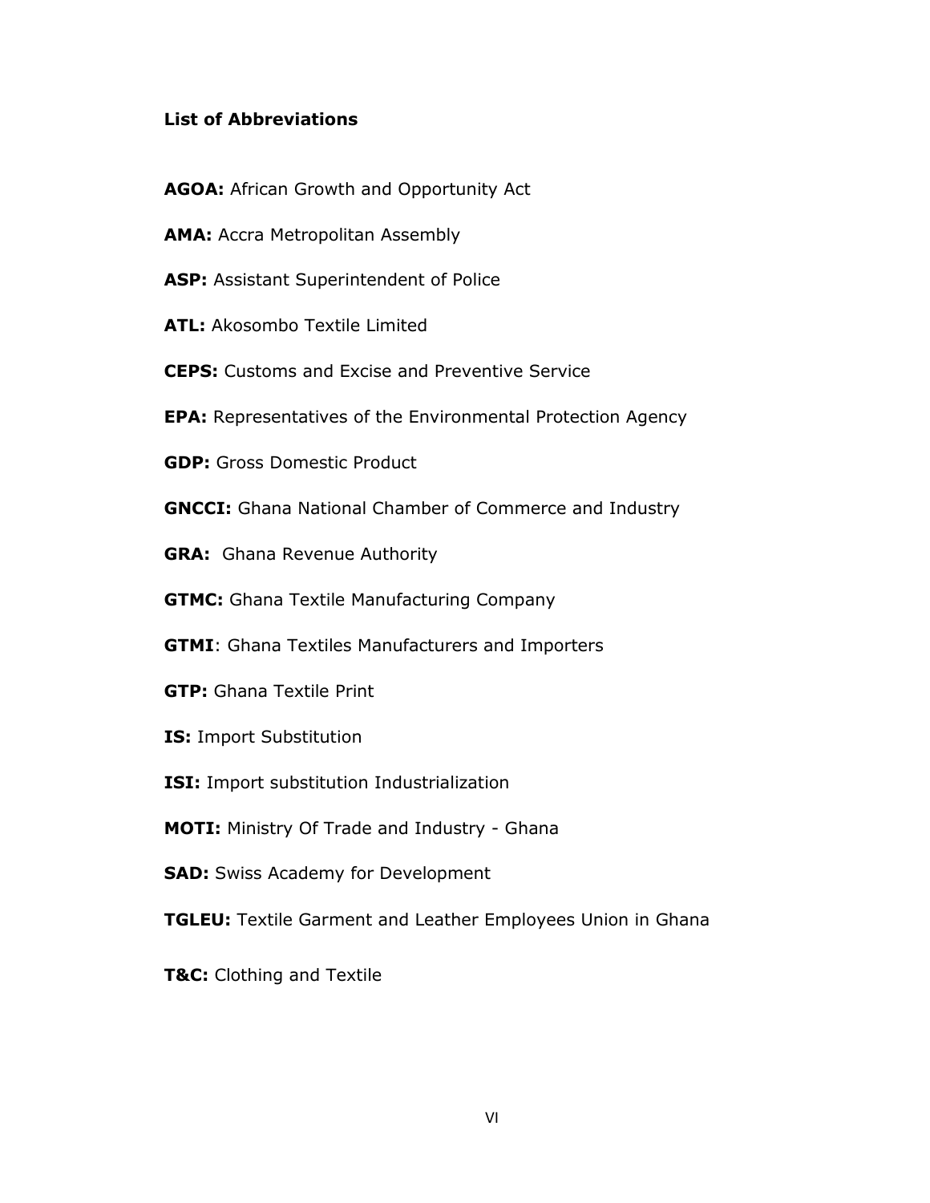**List of Abbreviations**

**AGOA:** African Growth and Opportunity Act

**AMA:** Accra Metropolitan Assembly

**ASP:** Assistant Superintendent of Police

**ATL:** Akosombo Textile Limited

**CEPS:** Customs and Excise and Preventive Service

**EPA:** Representatives of the Environmental Protection Agency

**GDP:** Gross Domestic Product

**GNCCI:** Ghana National Chamber of Commerce and Industry

**GRA:** Ghana Revenue Authority

**GTMC:** Ghana Textile Manufacturing Company

**GTMI**: Ghana Textiles Manufacturers and Importers

**GTP:** Ghana Textile Print

**IS:** Import Substitution

**ISI:** Import substitution Industrialization

**MOTI:** Ministry Of Trade and Industry - Ghana

**SAD:** Swiss Academy for Development

**TGLEU:** Textile Garment and Leather Employees Union in Ghana

**T&C:** Clothing and Textile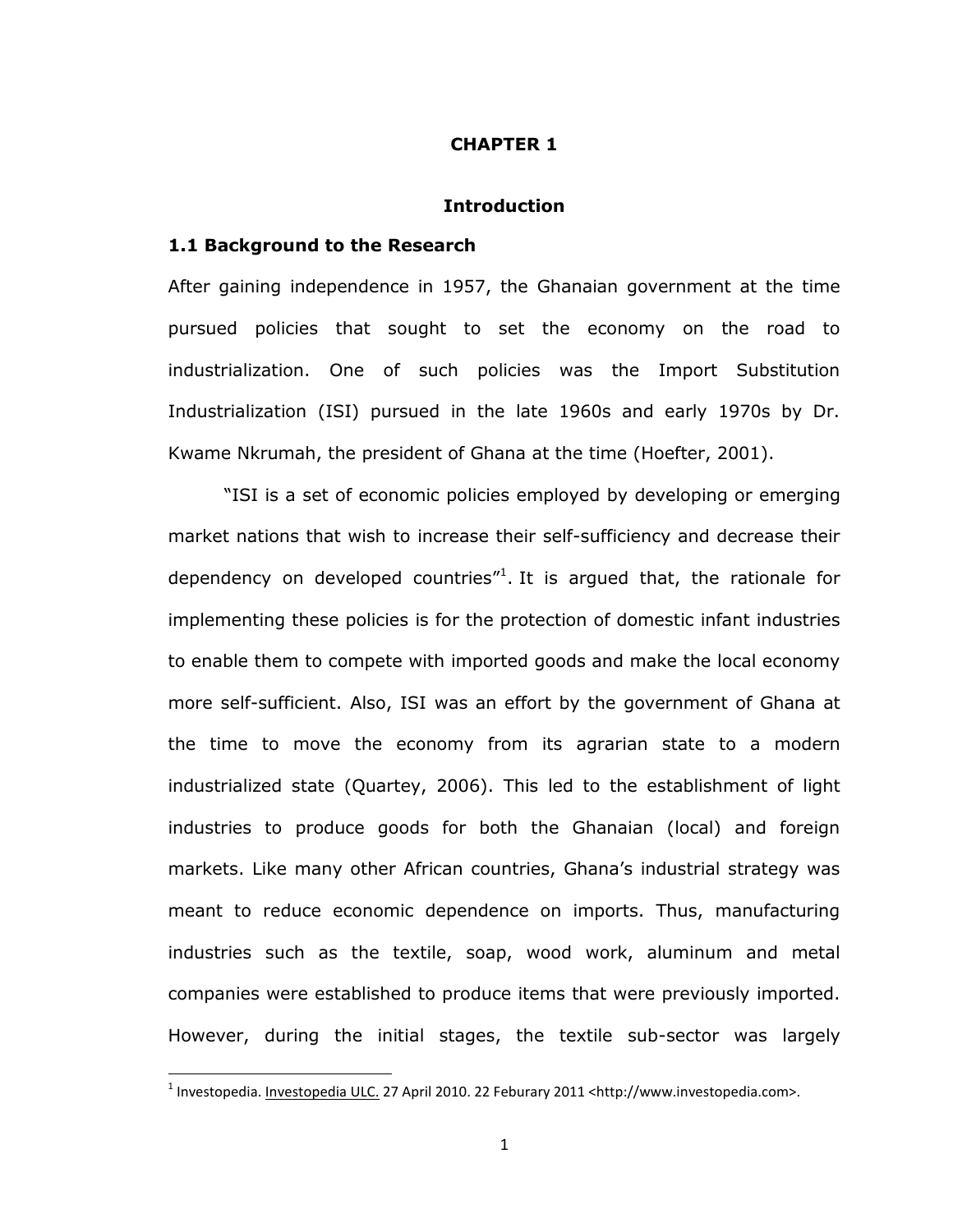# CHAPTER 1

## Introduction

### 1.1 Background to the Research

After gaining independence in 1957, the Ghanaian government at the time pursued policies that sought to set the economy on the road to industrialization. One of such policies was the Import Substitution Industrialization (ISI) pursued in the late 1960s and early 1970s by Dr. Kwame Nkrumah, the president of Ghana at the time (Hoefter, 2001).

"ISI is a set of economic policies employed by developing or emerging market nations that wish to increase their self-sufficiency and decrease their dependency on developed countries"[1]. It is argued that, the rationale for implementing these policies is for the protection of domestic infant industries to enable them to compete with imported goods and make the local economy more self-sufficient. Also, ISI was an effort by the government of Ghana at the time to move the economy from its agrarian state to a modern industrialized state (Quartey, 2006). This led to the establishment of light industries to produce goods for both the Ghanaian (local) and foreign markets. Like many other African countries, Ghana's industrial strategy was meant to reduce economic dependence on imports. Thus, manufacturing industries such as the textile, soap, wood work, aluminum and metal companies were established to produce items that were previously imported. However, during the initial stages, the textile sub-sector was largely

[1] Investopedia. Investopedia ULC. 27 April 2010. 22 Feburary 2011 <http://www.investopedia.com>.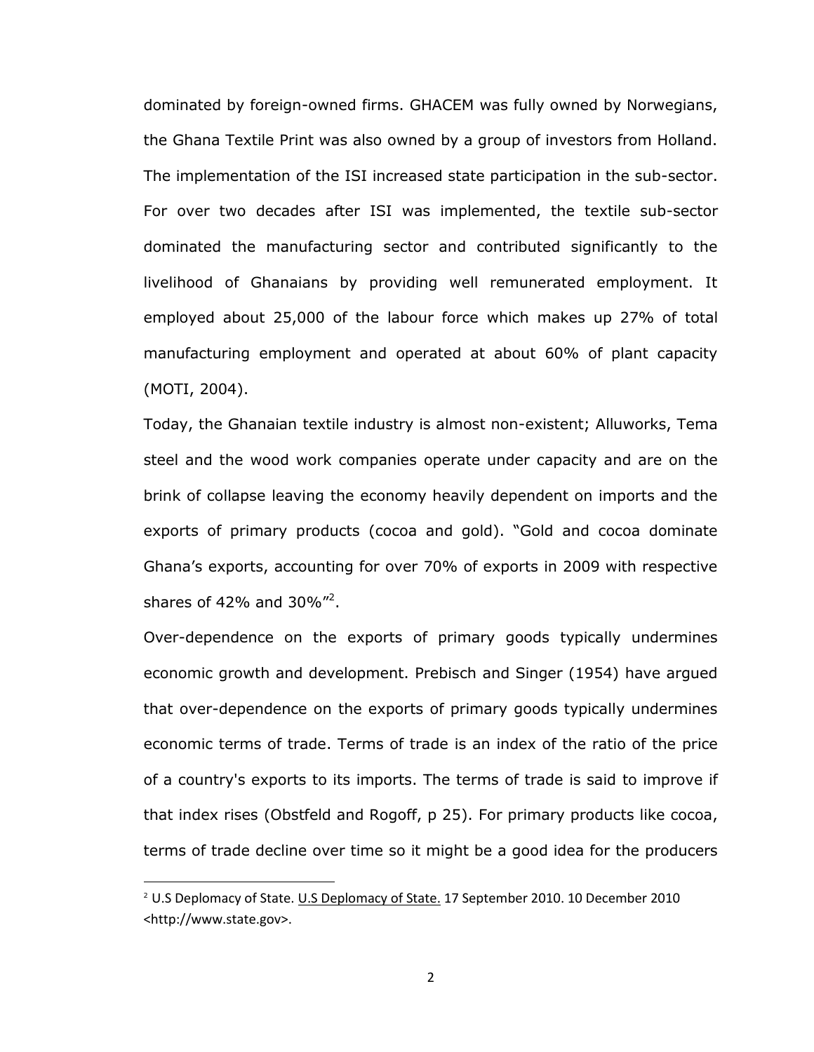dominated by foreign-owned firms. GHACEM was fully owned by Norwegians, the Ghana Textile Print was also owned by a group of investors from Holland. The implementation of the ISI increased state participation in the sub-sector. For over two decades after ISI was implemented, the textile sub-sector dominated the manufacturing sector and contributed significantly to the livelihood of Ghanaians by providing well remunerated employment. It employed about 25,000 of the labour force which makes up 27% of total manufacturing employment and operated at about 60% of plant capacity (MOTI, 2004).

Today, the Ghanaian textile industry is almost non-existent; Alluworks, Tema steel and the wood work companies operate under capacity and are on the brink of collapse leaving the economy heavily dependent on imports and the exports of primary products (cocoa and gold). "Gold and cocoa dominate Ghana's exports, accounting for over 70% of exports in 2009 with respective shares of 42% and 30%"[2].

Over-dependence on the exports of primary goods typically undermines economic growth and development. Prebisch and Singer (1954) have argued that over-dependence on the exports of primary goods typically undermines economic terms of trade. Terms of trade is an index of the ratio of the price of a country's exports to its imports. The terms of trade is said to improve if that index rises (Obstfeld and Rogoff, p 25). For primary products like cocoa, terms of trade decline over time so it might be a good idea for the producers

---

[2] U.S Deplomacy of State. U.S Deplomacy of State. 17 September 2010. 10 December 2010 <http://www.state.gov>.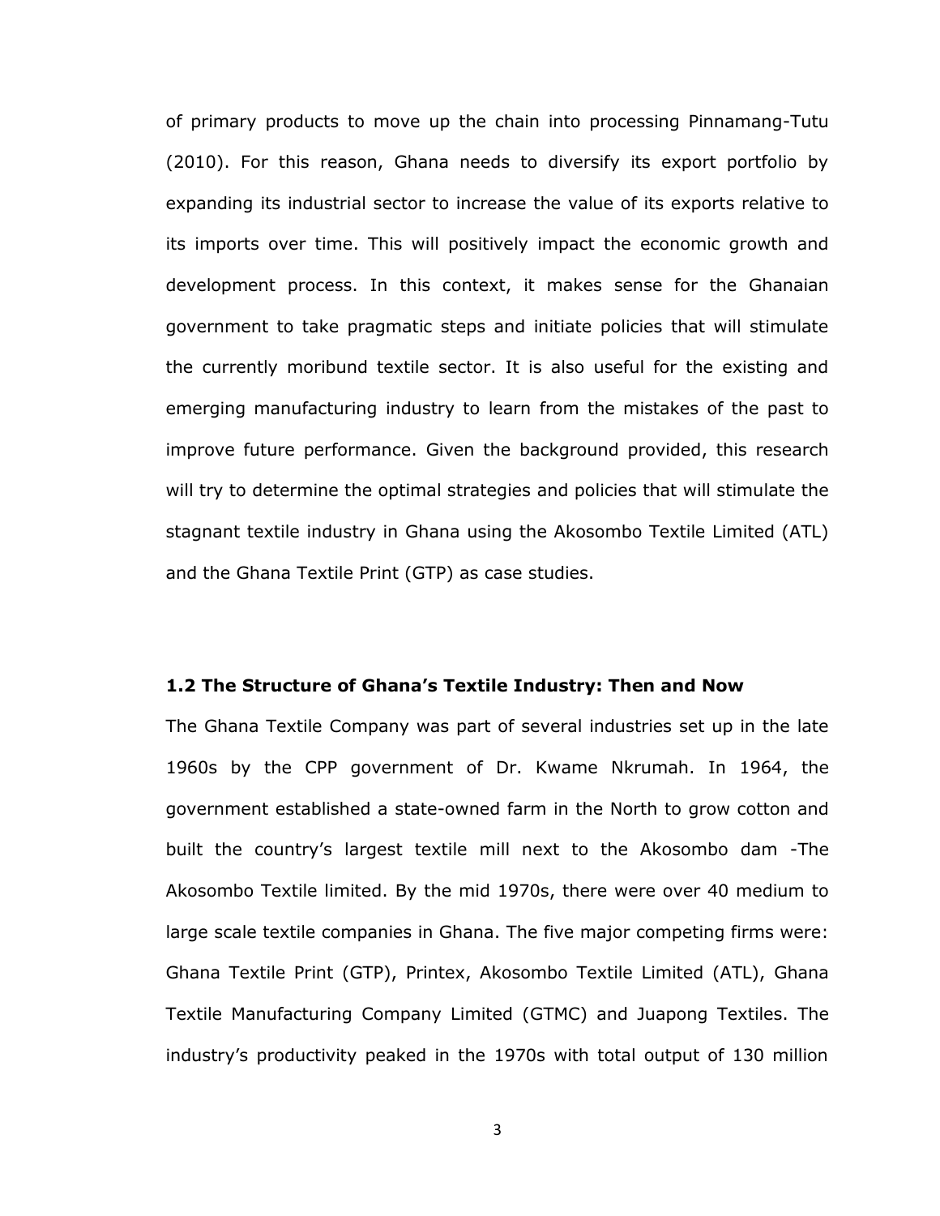of primary products to move up the chain into processing Pinnamang-Tutu (2010). For this reason, Ghana needs to diversify its export portfolio by expanding its industrial sector to increase the value of its exports relative to its imports over time. This will positively impact the economic growth and development process. In this context, it makes sense for the Ghanaian government to take pragmatic steps and initiate policies that will stimulate the currently moribund textile sector. It is also useful for the existing and emerging manufacturing industry to learn from the mistakes of the past to improve future performance. Given the background provided, this research will try to determine the optimal strategies and policies that will stimulate the stagnant textile industry in Ghana using the Akosombo Textile Limited (ATL) and the Ghana Textile Print (GTP) as case studies.

### 1.2 The Structure of Ghana's Textile Industry: Then and Now

The Ghana Textile Company was part of several industries set up in the late 1960s by the CPP government of Dr. Kwame Nkrumah. In 1964, the government established a state-owned farm in the North to grow cotton and built the country's largest textile mill next to the Akosombo dam -The Akosombo Textile limited. By the mid 1970s, there were over 40 medium to large scale textile companies in Ghana. The five major competing firms were: Ghana Textile Print (GTP), Printex, Akosombo Textile Limited (ATL), Ghana Textile Manufacturing Company Limited (GTMC) and Juapong Textiles. The industry's productivity peaked in the 1970s with total output of 130 million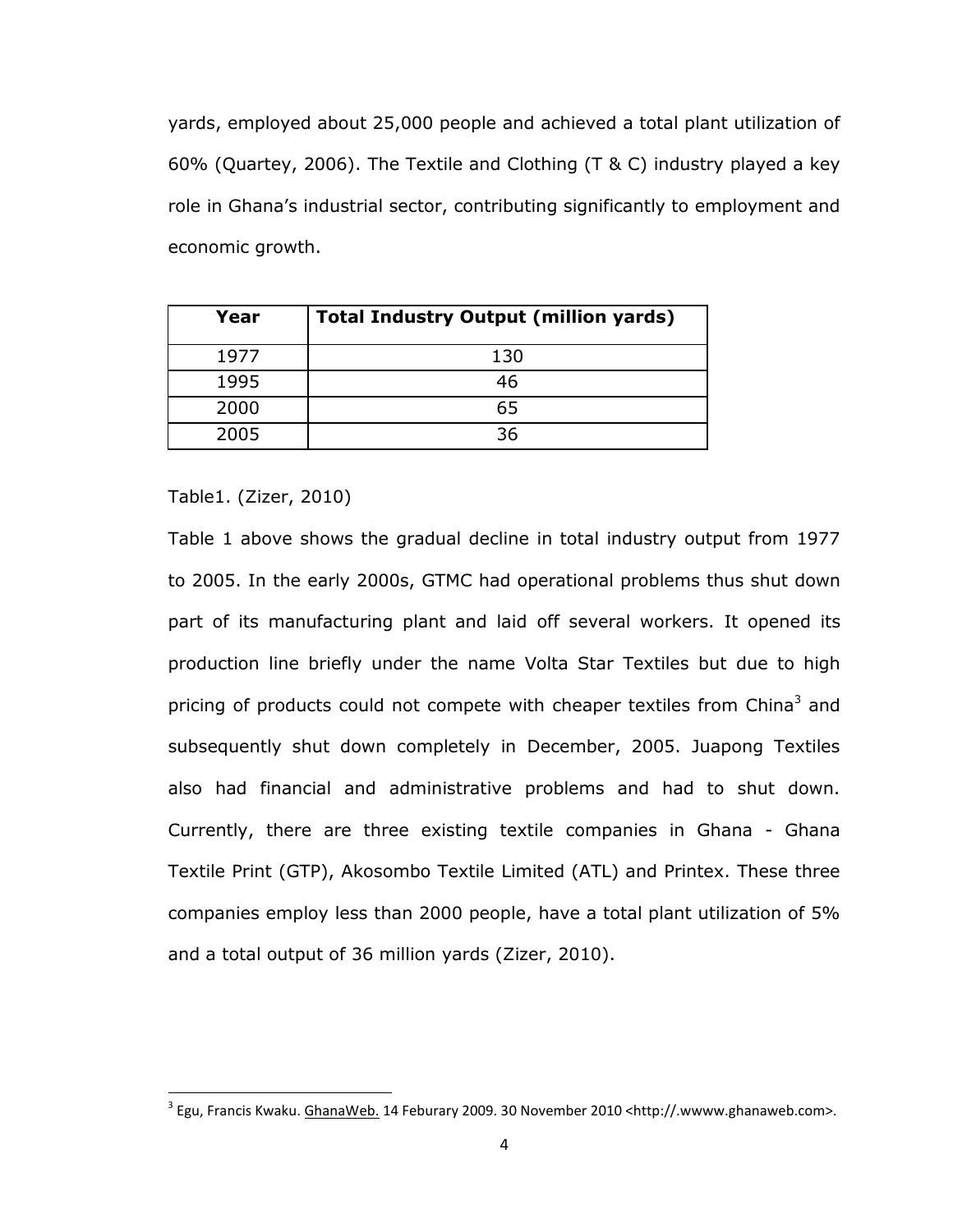yards, employed about 25,000 people and achieved a total plant utilization of 60% (Quartey, 2006). The Textile and Clothing (T & C) industry played a key role in Ghana's industrial sector, contributing significantly to employment and economic growth.

| Year | Total Industry Output (million yards) |
|---|---|
| 1977 | 130 |
| 1995 | 46 |
| 2000 | 65 |
| 2005 | 36 |

Table1. (Zizer, 2010)

Table 1 above shows the gradual decline in total industry output from 1977 to 2005. In the early 2000s, GTMC had operational problems thus shut down part of its manufacturing plant and laid off several workers. It opened its production line briefly under the name Volta Star Textiles but due to high pricing of products could not compete with cheaper textiles from China[3] and subsequently shut down completely in December, 2005. Juapong Textiles also had financial and administrative problems and had to shut down. Currently, there are three existing textile companies in Ghana - Ghana Textile Print (GTP), Akosombo Textile Limited (ATL) and Printex. These three companies employ less than 2000 people, have a total plant utilization of 5% and a total output of 36 million yards (Zizer, 2010).

[3] Egu, Francis Kwaku. GhanaWeb. 14 Feburary 2009. 30 November 2010 <http://.wwww.ghanaweb.com>.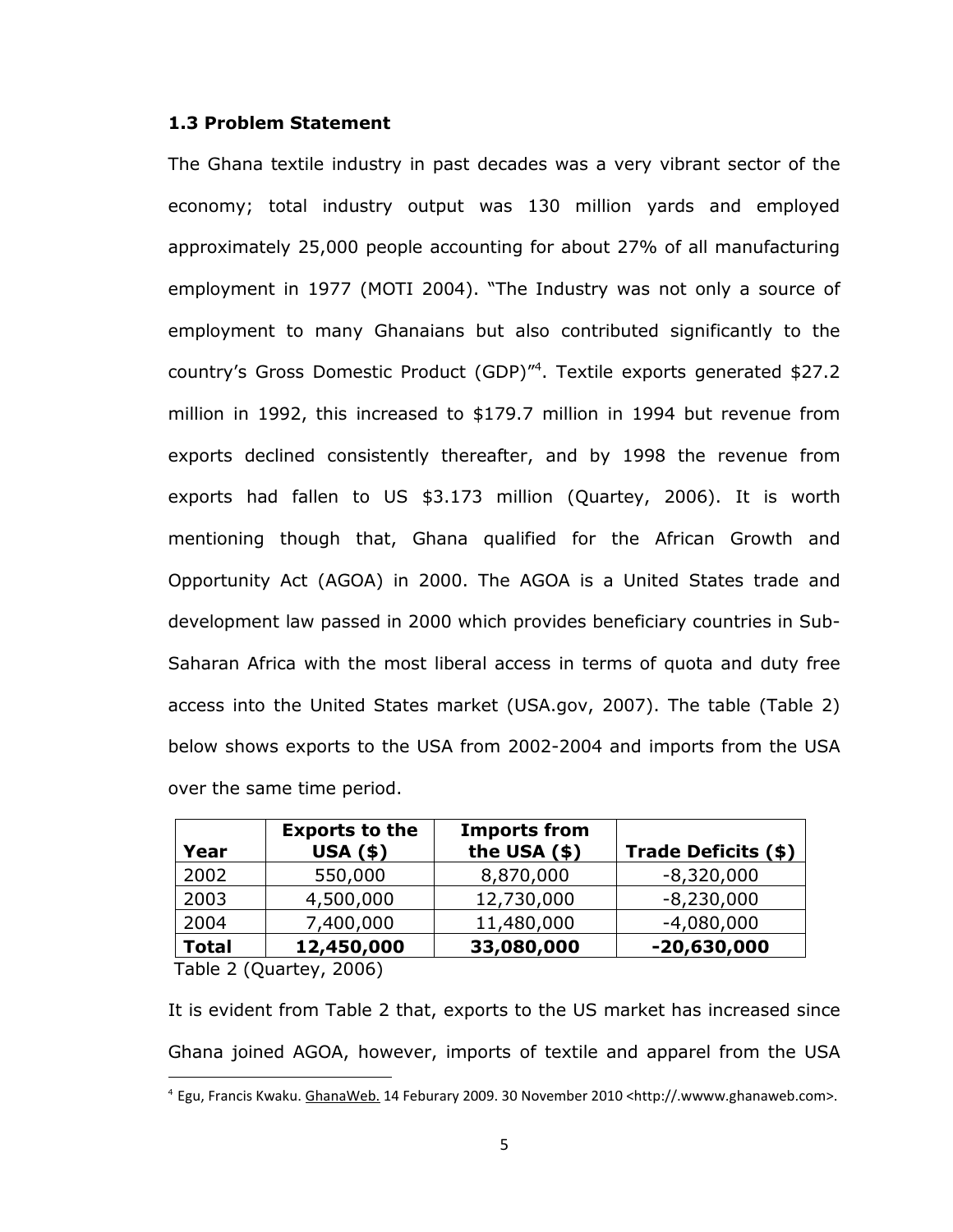### 1.3 Problem Statement

The Ghana textile industry in past decades was a very vibrant sector of the economy; total industry output was 130 million yards and employed approximately 25,000 people accounting for about 27% of all manufacturing employment in 1977 (MOTI 2004). "The Industry was not only a source of employment to many Ghanaians but also contributed significantly to the country's Gross Domestic Product (GDP)"[4]. Textile exports generated $27.2 million in 1992, this increased to $179.7 million in 1994 but revenue from exports declined consistently thereafter, and by 1998 the revenue from exports had fallen to US $3.173 million (Quartey, 2006). It is worth mentioning though that, Ghana qualified for the African Growth and Opportunity Act (AGOA) in 2000. The AGOA is a United States trade and development law passed in 2000 which provides beneficiary countries in Sub-Saharan Africa with the most liberal access in terms of quota and duty free access into the United States market (USA.gov, 2007). The table (Table 2) below shows exports to the USA from 2002-2004 and imports from the USA over the same time period.

| Year | Exports to the USA ($) | Imports from the USA ($) | Trade Deficits ($) |
|---|---|---|---|
| 2002 | 550,000 | 8,870,000 | -8,320,000 |
| 2003 | 4,500,000 | 12,730,000 | -8,230,000 |
| 2004 | 7,400,000 | 11,480,000 | -4,080,000 |
| **Total** | **12,450,000** | **33,080,000** | **-20,630,000** |

Table 2 (Quartey, 2006)

It is evident from Table 2 that, exports to the US market has increased since Ghana joined AGOA, however, imports of textile and apparel from the USA

[4] Egu, Francis Kwaku. GhanaWeb. 14 Feburary 2009. 30 November 2010 <http://.wwww.ghanaweb.com>.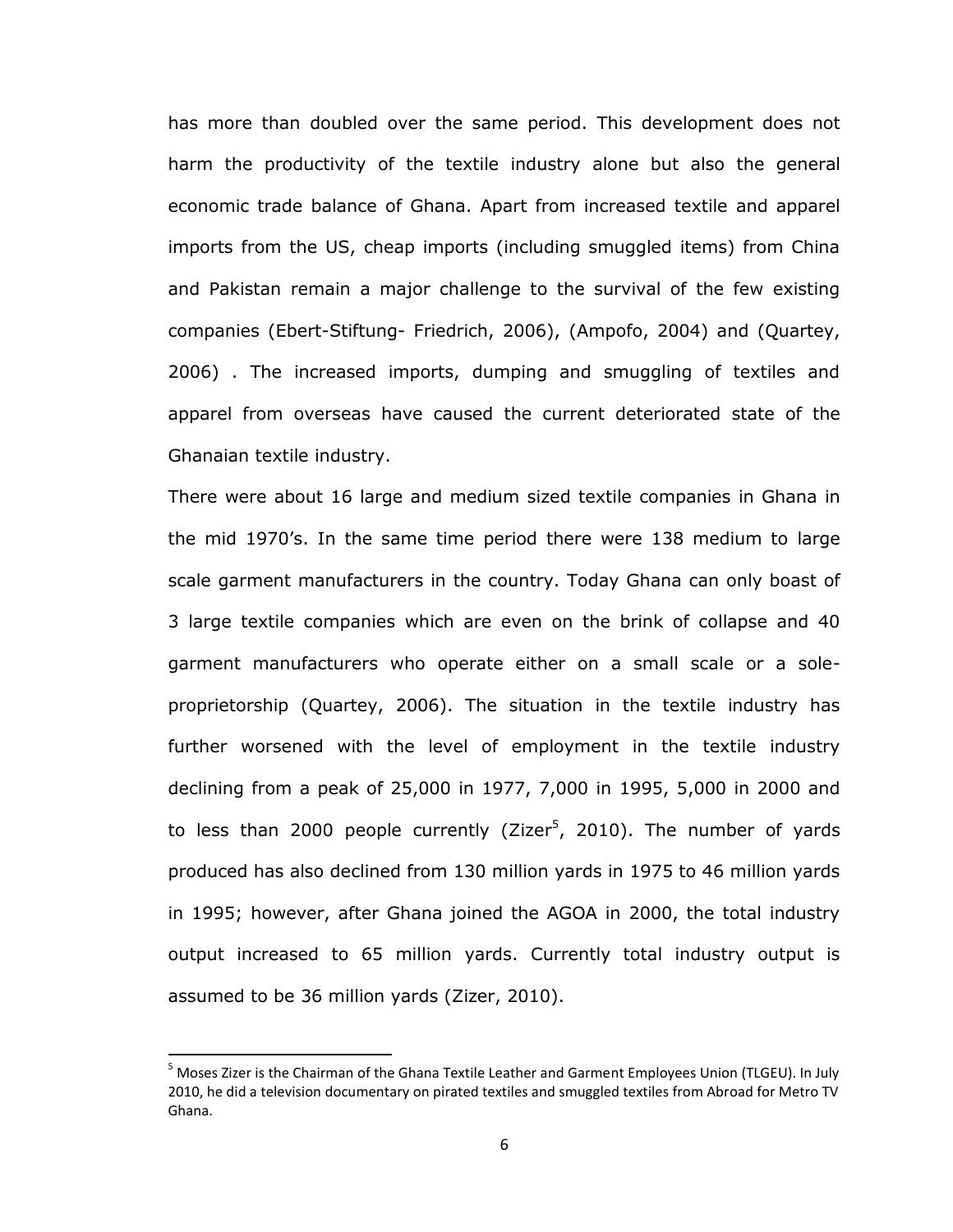has more than doubled over the same period. This development does not harm the productivity of the textile industry alone but also the general economic trade balance of Ghana. Apart from increased textile and apparel imports from the US, cheap imports (including smuggled items) from China and Pakistan remain a major challenge to the survival of the few existing companies (Ebert-Stiftung- Friedrich, 2006), (Ampofo, 2004) and (Quartey, 2006) . The increased imports, dumping and smuggling of textiles and apparel from overseas have caused the current deteriorated state of the Ghanaian textile industry.

There were about 16 large and medium sized textile companies in Ghana in the mid 1970's. In the same time period there were 138 medium to large scale garment manufacturers in the country. Today Ghana can only boast of 3 large textile companies which are even on the brink of collapse and 40 garment manufacturers who operate either on a small scale or a sole-proprietorship (Quartey, 2006). The situation in the textile industry has further worsened with the level of employment in the textile industry declining from a peak of 25,000 in 1977, 7,000 in 1995, 5,000 in 2000 and to less than 2000 people currently (Zizer[5], 2010). The number of yards produced has also declined from 130 million yards in 1975 to 46 million yards in 1995; however, after Ghana joined the AGOA in 2000, the total industry output increased to 65 million yards. Currently total industry output is assumed to be 36 million yards (Zizer, 2010).

[5] Moses Zizer is the Chairman of the Ghana Textile Leather and Garment Employees Union (TLGEU). In July 2010, he did a television documentary on pirated textiles and smuggled textiles from Abroad for Metro TV Ghana.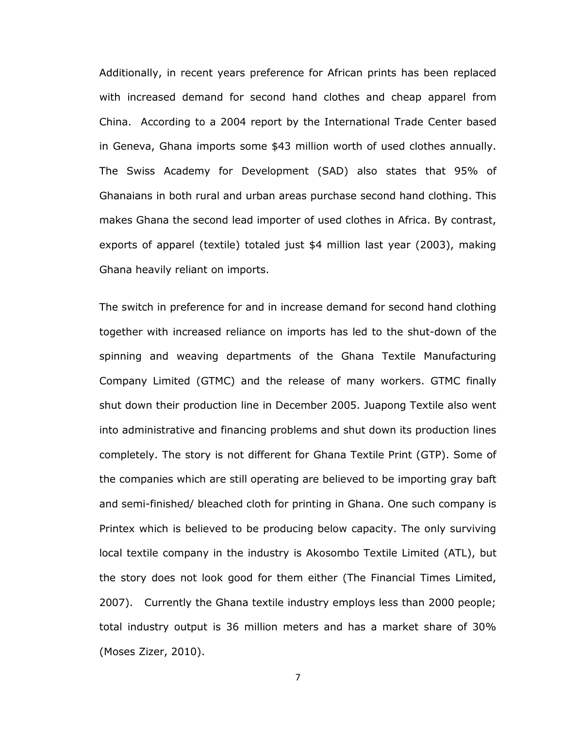Additionally, in recent years preference for African prints has been replaced with increased demand for second hand clothes and cheap apparel from China. According to a 2004 report by the International Trade Center based in Geneva, Ghana imports some $43 million worth of used clothes annually. The Swiss Academy for Development (SAD) also states that 95% of Ghanaians in both rural and urban areas purchase second hand clothing. This makes Ghana the second lead importer of used clothes in Africa. By contrast, exports of apparel (textile) totaled just $4 million last year (2003), making Ghana heavily reliant on imports.

The switch in preference for and in increase demand for second hand clothing together with increased reliance on imports has led to the shut-down of the spinning and weaving departments of the Ghana Textile Manufacturing Company Limited (GTMC) and the release of many workers. GTMC finally shut down their production line in December 2005. Juapong Textile also went into administrative and financing problems and shut down its production lines completely. The story is not different for Ghana Textile Print (GTP). Some of the companies which are still operating are believed to be importing gray baft and semi-finished/ bleached cloth for printing in Ghana. One such company is Printex which is believed to be producing below capacity. The only surviving local textile company in the industry is Akosombo Textile Limited (ATL), but the story does not look good for them either (The Financial Times Limited, 2007). Currently the Ghana textile industry employs less than 2000 people; total industry output is 36 million meters and has a market share of 30% (Moses Zizer, 2010).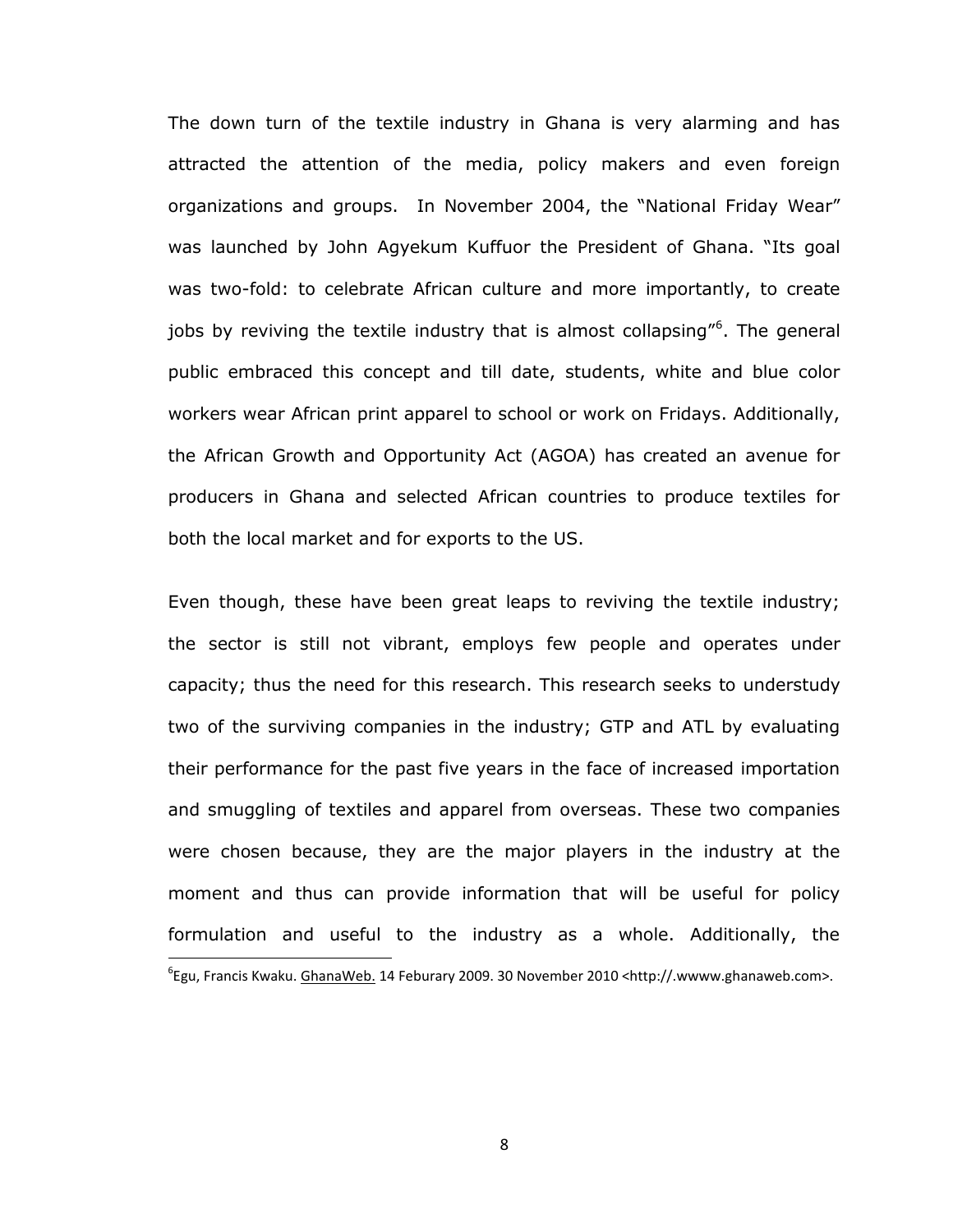The down turn of the textile industry in Ghana is very alarming and has attracted the attention of the media, policy makers and even foreign organizations and groups.  In November 2004, the "National Friday Wear" was launched by John Agyekum Kuffuor the President of Ghana. "Its goal was two-fold: to celebrate African culture and more importantly, to create jobs by reviving the textile industry that is almost collapsing"[6]. The general public embraced this concept and till date, students, white and blue color workers wear African print apparel to school or work on Fridays. Additionally, the African Growth and Opportunity Act (AGOA) has created an avenue for producers in Ghana and selected African countries to produce textiles for both the local market and for exports to the US.

Even though, these have been great leaps to reviving the textile industry; the sector is still not vibrant, employs few people and operates under capacity; thus the need for this research. This research seeks to understudy two of the surviving companies in the industry; GTP and ATL by evaluating their performance for the past five years in the face of increased importation and smuggling of textiles and apparel from overseas. These two companies were chosen because, they are the major players in the industry at the moment and thus can provide information that will be useful for policy formulation and useful to the industry as a whole. Additionally, the

---

[6]Egu, Francis Kwaku. GhanaWeb. 14 Feburary 2009. 30 November 2010 <http://.wwww.ghanaweb.com>.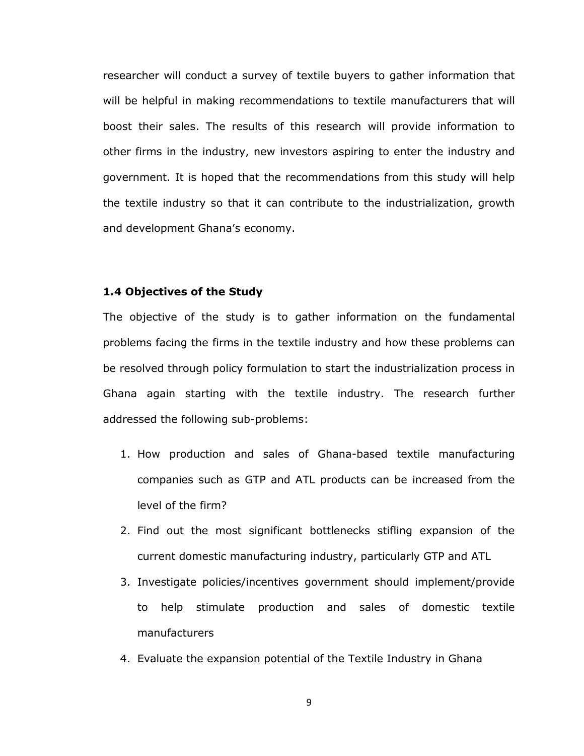researcher will conduct a survey of textile buyers to gather information that will be helpful in making recommendations to textile manufacturers that will boost their sales. The results of this research will provide information to other firms in the industry, new investors aspiring to enter the industry and government. It is hoped that the recommendations from this study will help the textile industry so that it can contribute to the industrialization, growth and development Ghana's economy.

### 1.4 Objectives of the Study

The objective of the study is to gather information on the fundamental problems facing the firms in the textile industry and how these problems can be resolved through policy formulation to start the industrialization process in Ghana again starting with the textile industry. The research further addressed the following sub-problems:

1. How production and sales of Ghana-based textile manufacturing companies such as GTP and ATL products can be increased from the level of the firm?
2. Find out the most significant bottlenecks stifling expansion of the current domestic manufacturing industry, particularly GTP and ATL
3. Investigate policies/incentives government should implement/provide to help stimulate production and sales of domestic textile manufacturers
4. Evaluate the expansion potential of the Textile Industry in Ghana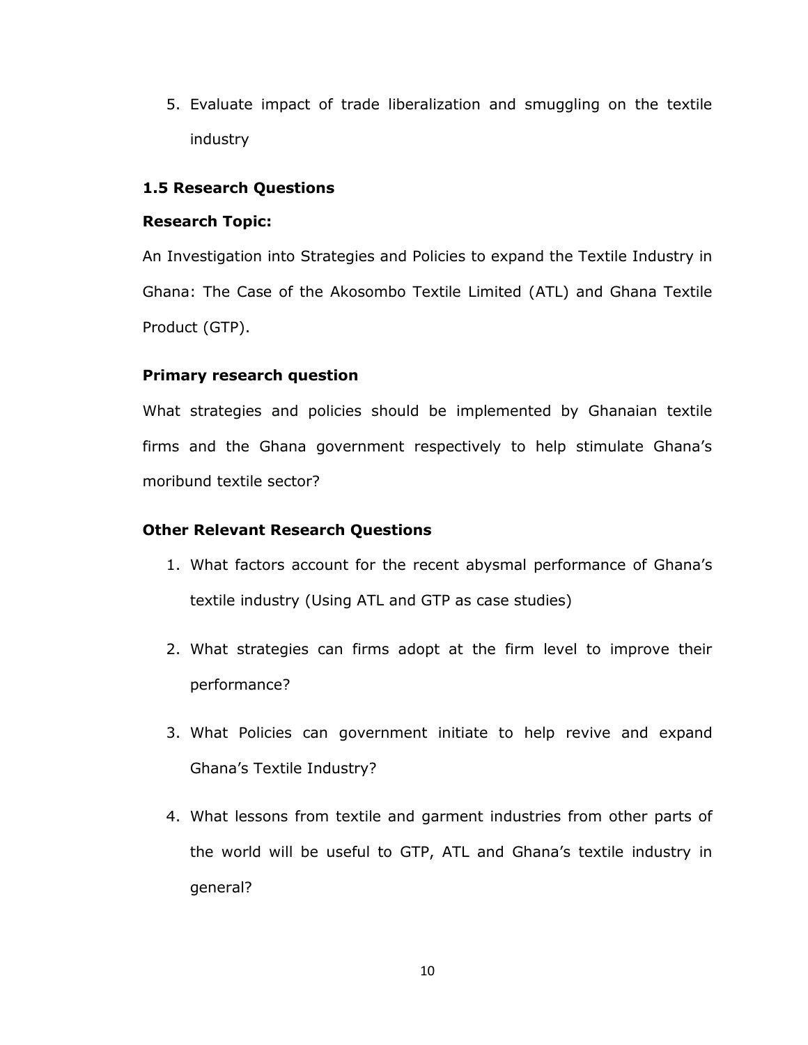5. Evaluate impact of trade liberalization and smuggling on the textile industry

### 1.5 Research Questions

**Research Topic:**

An Investigation into Strategies and Policies to expand the Textile Industry in Ghana: The Case of the Akosombo Textile Limited (ATL) and Ghana Textile Product (GTP).

**Primary research question**

What strategies and policies should be implemented by Ghanaian textile firms and the Ghana government respectively to help stimulate Ghana's moribund textile sector?

**Other Relevant Research Questions**

1. What factors account for the recent abysmal performance of Ghana's textile industry (Using ATL and GTP as case studies)

2. What strategies can firms adopt at the firm level to improve their performance?

3. What Policies can government initiate to help revive and expand Ghana's Textile Industry?

4. What lessons from textile and garment industries from other parts of the world will be useful to GTP, ATL and Ghana's textile industry in general?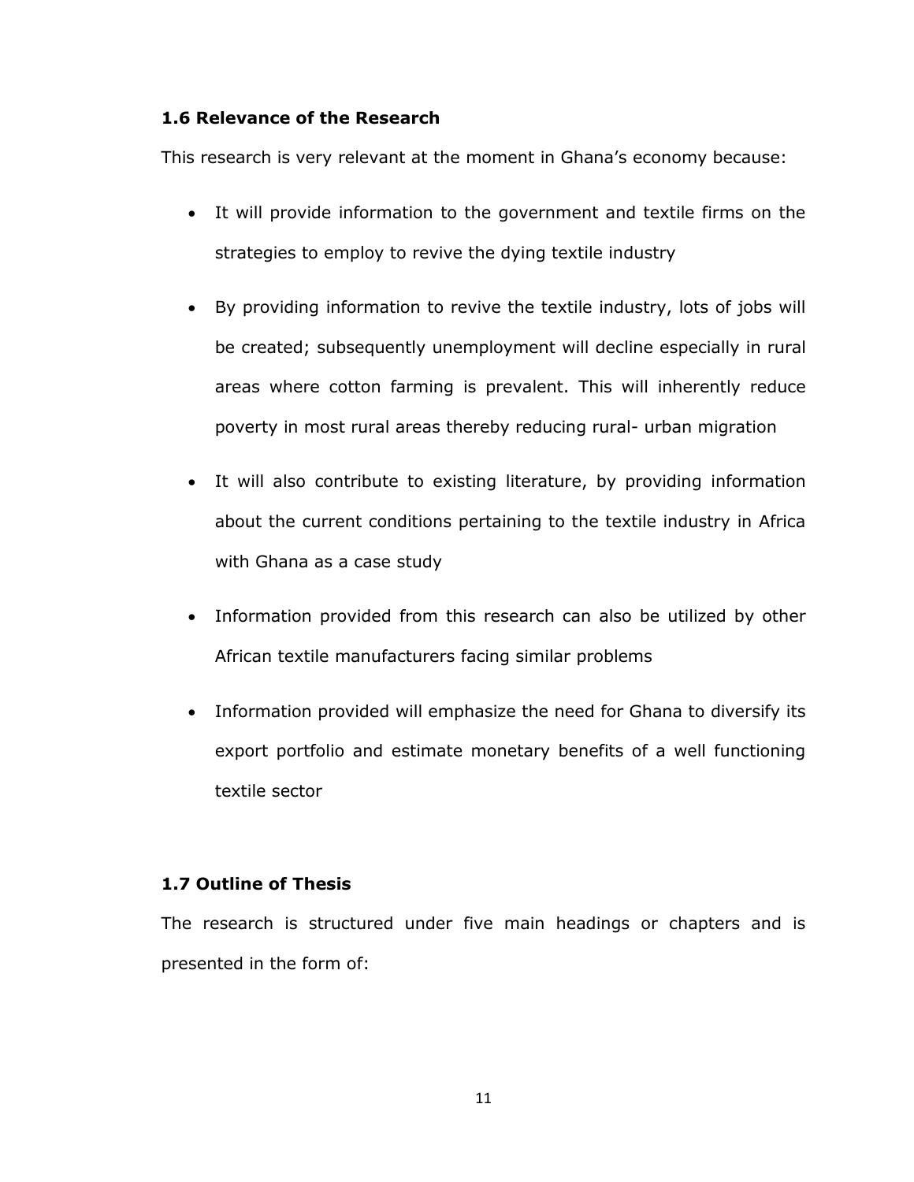### 1.6 Relevance of the Research

This research is very relevant at the moment in Ghana's economy because:

- It will provide information to the government and textile firms on the strategies to employ to revive the dying textile industry
- By providing information to revive the textile industry, lots of jobs will be created; subsequently unemployment will decline especially in rural areas where cotton farming is prevalent. This will inherently reduce poverty in most rural areas thereby reducing rural- urban migration
- It will also contribute to existing literature, by providing information about the current conditions pertaining to the textile industry in Africa with Ghana as a case study
- Information provided from this research can also be utilized by other African textile manufacturers facing similar problems
- Information provided will emphasize the need for Ghana to diversify its export portfolio and estimate monetary benefits of a well functioning textile sector

### 1.7 Outline of Thesis

The research is structured under five main headings or chapters and is presented in the form of: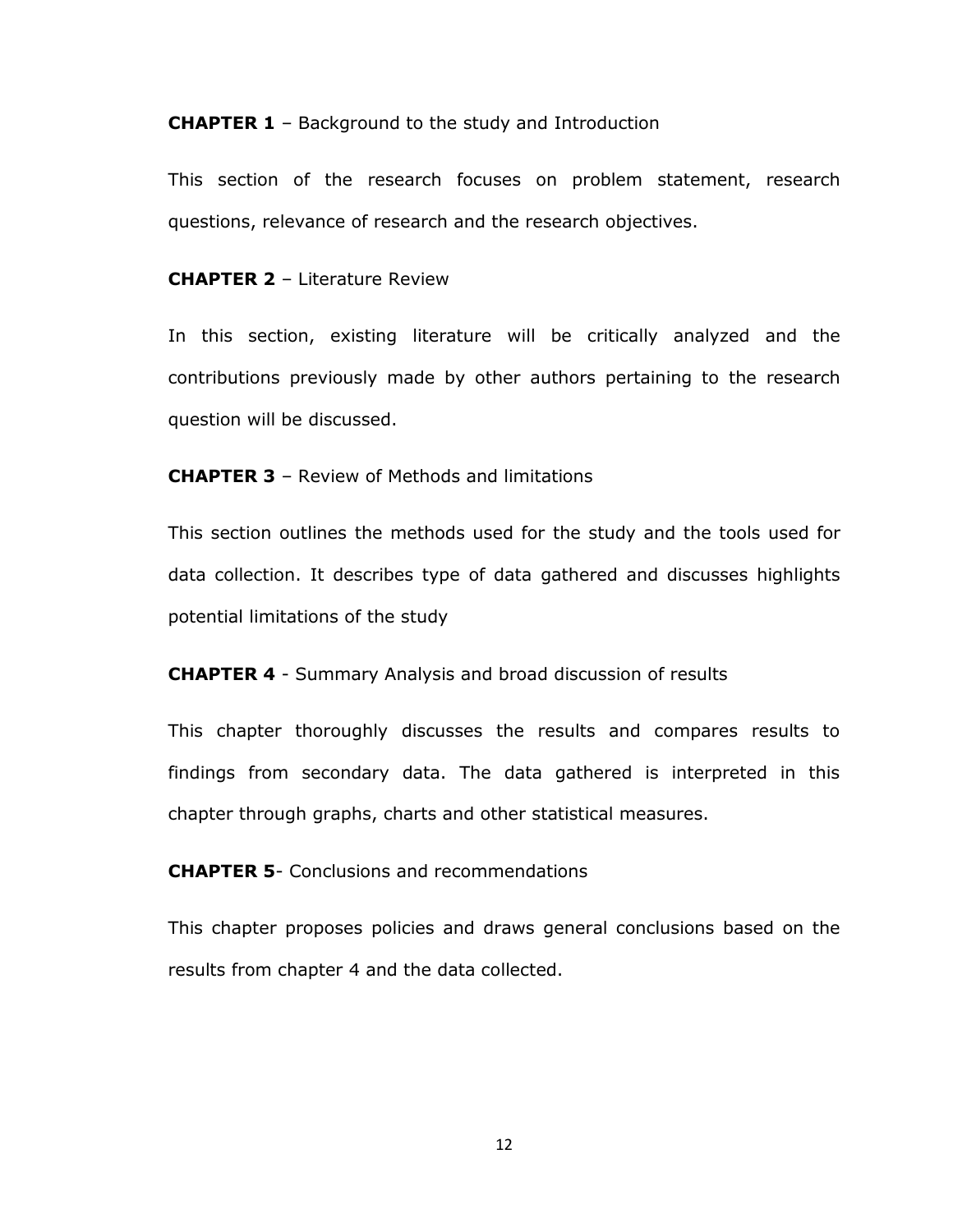**CHAPTER 1** – Background to the study and Introduction

This section of the research focuses on problem statement, research questions, relevance of research and the research objectives.

**CHAPTER 2** – Literature Review

In this section, existing literature will be critically analyzed and the contributions previously made by other authors pertaining to the research question will be discussed.

**CHAPTER 3** – Review of Methods and limitations

This section outlines the methods used for the study and the tools used for data collection. It describes type of data gathered and discusses highlights potential limitations of the study

**CHAPTER 4** - Summary Analysis and broad discussion of results

This chapter thoroughly discusses the results and compares results to findings from secondary data. The data gathered is interpreted in this chapter through graphs, charts and other statistical measures.

**CHAPTER 5**- Conclusions and recommendations

This chapter proposes policies and draws general conclusions based on the results from chapter 4 and the data collected.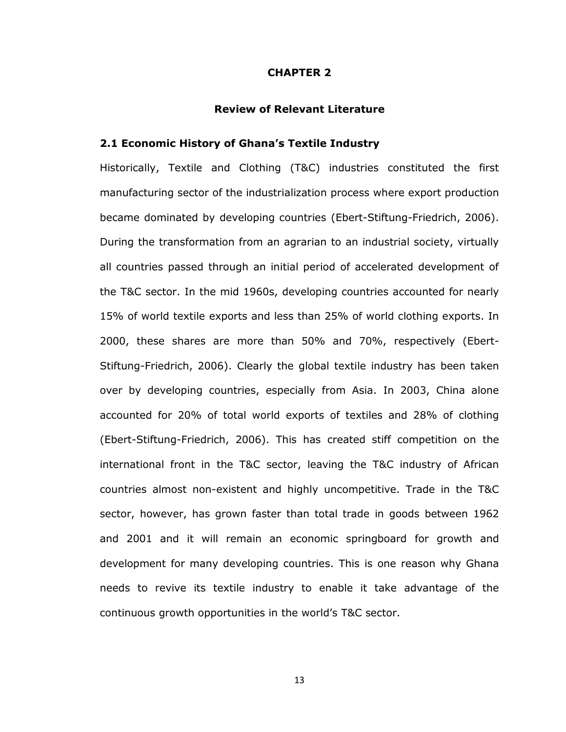# CHAPTER 2

## Review of Relevant Literature

### 2.1 Economic History of Ghana's Textile Industry

Historically, Textile and Clothing (T&C) industries constituted the first manufacturing sector of the industrialization process where export production became dominated by developing countries (Ebert-Stiftung-Friedrich, 2006). During the transformation from an agrarian to an industrial society, virtually all countries passed through an initial period of accelerated development of the T&C sector. In the mid 1960s, developing countries accounted for nearly 15% of world textile exports and less than 25% of world clothing exports. In 2000, these shares are more than 50% and 70%, respectively (Ebert-Stiftung-Friedrich, 2006). Clearly the global textile industry has been taken over by developing countries, especially from Asia. In 2003, China alone accounted for 20% of total world exports of textiles and 28% of clothing (Ebert-Stiftung-Friedrich, 2006). This has created stiff competition on the international front in the T&C sector, leaving the T&C industry of African countries almost non-existent and highly uncompetitive. Trade in the T&C sector, however, has grown faster than total trade in goods between 1962 and 2001 and it will remain an economic springboard for growth and development for many developing countries. This is one reason why Ghana needs to revive its textile industry to enable it take advantage of the continuous growth opportunities in the world's T&C sector.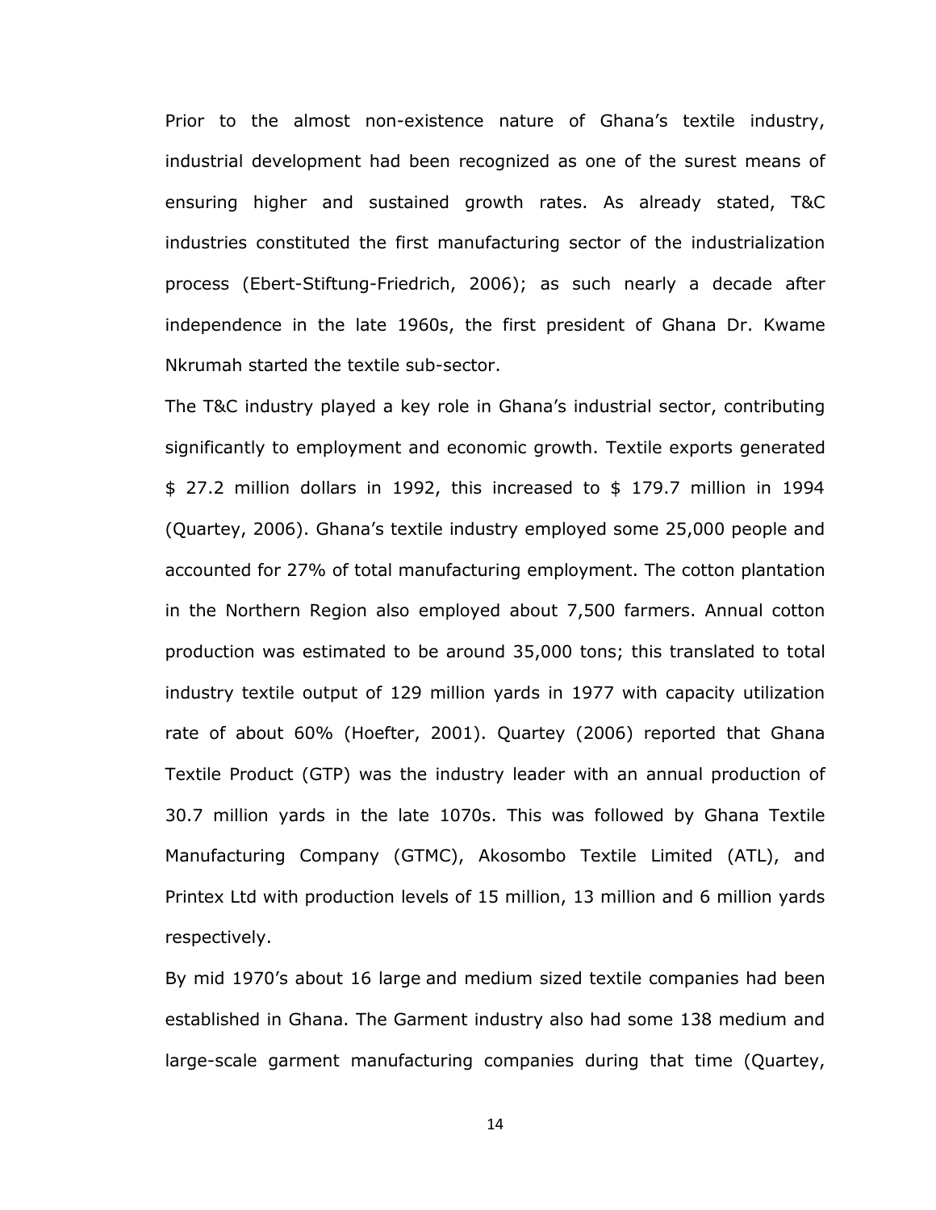Prior to the almost non-existence nature of Ghana's textile industry, industrial development had been recognized as one of the surest means of ensuring higher and sustained growth rates. As already stated, T&C industries constituted the first manufacturing sector of the industrialization process (Ebert-Stiftung-Friedrich, 2006); as such nearly a decade after independence in the late 1960s, the first president of Ghana Dr. Kwame Nkrumah started the textile sub-sector.

The T&C industry played a key role in Ghana's industrial sector, contributing significantly to employment and economic growth. Textile exports generated $ 27.2 million dollars in 1992, this increased to $ 179.7 million in 1994 (Quartey, 2006). Ghana's textile industry employed some 25,000 people and accounted for 27% of total manufacturing employment. The cotton plantation in the Northern Region also employed about 7,500 farmers. Annual cotton production was estimated to be around 35,000 tons; this translated to total industry textile output of 129 million yards in 1977 with capacity utilization rate of about 60% (Hoefter, 2001). Quartey (2006) reported that Ghana Textile Product (GTP) was the industry leader with an annual production of 30.7 million yards in the late 1070s. This was followed by Ghana Textile Manufacturing Company (GTMC), Akosombo Textile Limited (ATL), and Printex Ltd with production levels of 15 million, 13 million and 6 million yards respectively.

By mid 1970's about 16 large and medium sized textile companies had been established in Ghana. The Garment industry also had some 138 medium and large-scale garment manufacturing companies during that time (Quartey,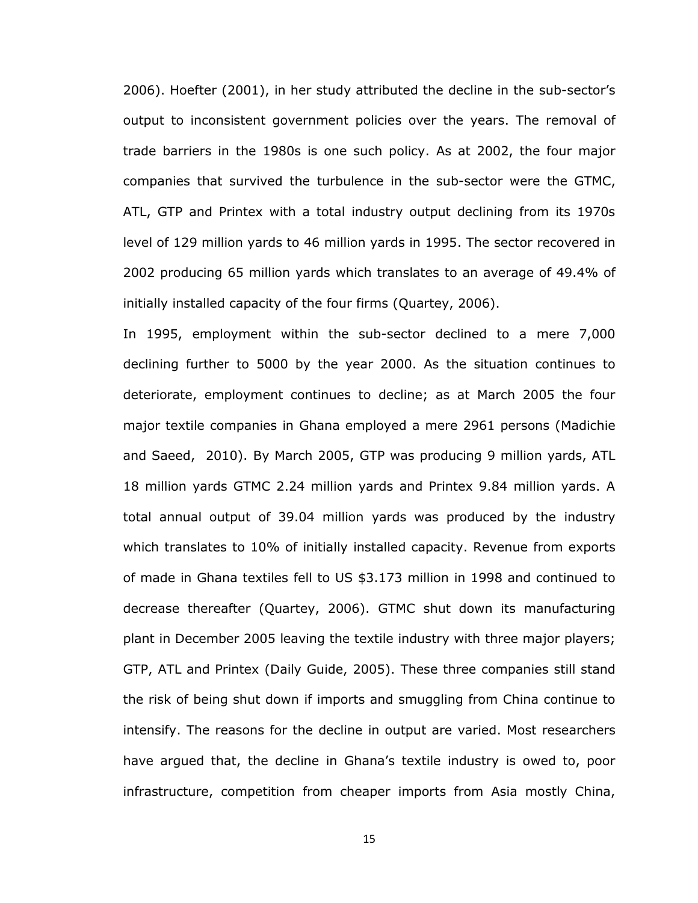2006). Hoefter (2001), in her study attributed the decline in the sub-sector's output to inconsistent government policies over the years. The removal of trade barriers in the 1980s is one such policy. As at 2002, the four major companies that survived the turbulence in the sub-sector were the GTMC, ATL, GTP and Printex with a total industry output declining from its 1970s level of 129 million yards to 46 million yards in 1995. The sector recovered in 2002 producing 65 million yards which translates to an average of 49.4% of initially installed capacity of the four firms (Quartey, 2006).

In 1995, employment within the sub-sector declined to a mere 7,000 declining further to 5000 by the year 2000. As the situation continues to deteriorate, employment continues to decline; as at March 2005 the four major textile companies in Ghana employed a mere 2961 persons (Madichie and Saeed, 2010). By March 2005, GTP was producing 9 million yards, ATL 18 million yards GTMC 2.24 million yards and Printex 9.84 million yards. A total annual output of 39.04 million yards was produced by the industry which translates to 10% of initially installed capacity. Revenue from exports of made in Ghana textiles fell to US $3.173 million in 1998 and continued to decrease thereafter (Quartey, 2006). GTMC shut down its manufacturing plant in December 2005 leaving the textile industry with three major players; GTP, ATL and Printex (Daily Guide, 2005). These three companies still stand the risk of being shut down if imports and smuggling from China continue to intensify. The reasons for the decline in output are varied. Most researchers have argued that, the decline in Ghana's textile industry is owed to, poor infrastructure, competition from cheaper imports from Asia mostly China,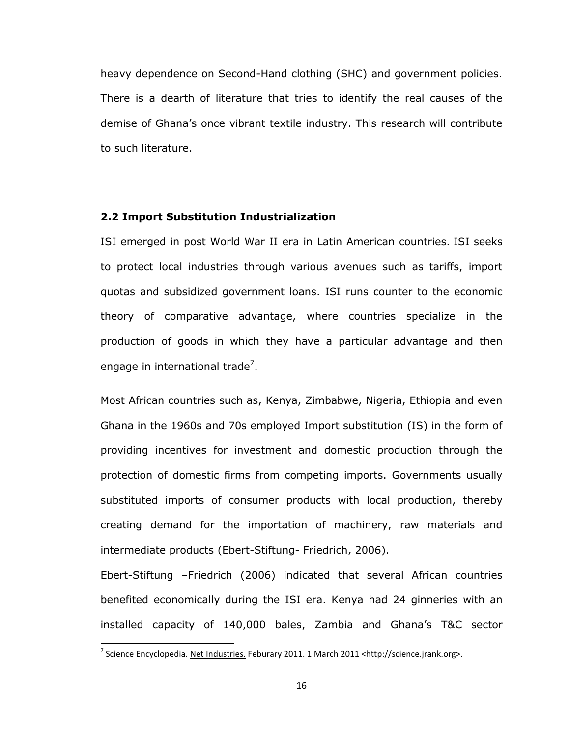heavy dependence on Second-Hand clothing (SHC) and government policies. There is a dearth of literature that tries to identify the real causes of the demise of Ghana's once vibrant textile industry. This research will contribute to such literature.

### 2.2 Import Substitution Industrialization

ISI emerged in post World War II era in Latin American countries. ISI seeks to protect local industries through various avenues such as tariffs, import quotas and subsidized government loans. ISI runs counter to the economic theory of comparative advantage, where countries specialize in the production of goods in which they have a particular advantage and then engage in international trade[7].

Most African countries such as, Kenya, Zimbabwe, Nigeria, Ethiopia and even Ghana in the 1960s and 70s employed Import substitution (IS) in the form of providing incentives for investment and domestic production through the protection of domestic firms from competing imports. Governments usually substituted imports of consumer products with local production, thereby creating demand for the importation of machinery, raw materials and intermediate products (Ebert-Stiftung- Friedrich, 2006).

Ebert-Stiftung –Friedrich (2006) indicated that several African countries benefited economically during the ISI era. Kenya had 24 ginneries with an installed capacity of 140,000 bales, Zambia and Ghana's T&C sector

---

[7] Science Encyclopedia. Net Industries. Feburary 2011. 1 March 2011 <http://science.jrank.org>.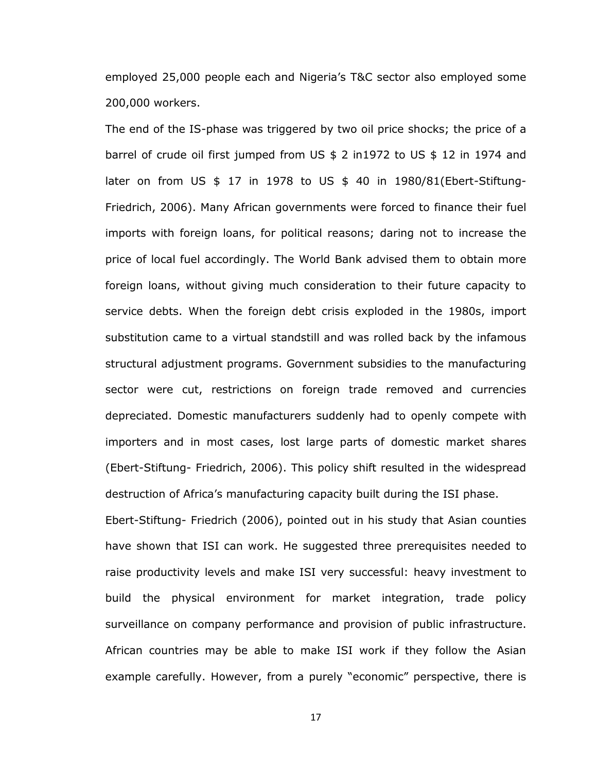employed 25,000 people each and Nigeria's T&C sector also employed some 200,000 workers.

The end of the IS-phase was triggered by two oil price shocks; the price of a barrel of crude oil first jumped from US $ 2 in1972 to US $ 12 in 1974 and later on from US $ 17 in 1978 to US $ 40 in 1980/81(Ebert-Stiftung-Friedrich, 2006). Many African governments were forced to finance their fuel imports with foreign loans, for political reasons; daring not to increase the price of local fuel accordingly. The World Bank advised them to obtain more foreign loans, without giving much consideration to their future capacity to service debts. When the foreign debt crisis exploded in the 1980s, import substitution came to a virtual standstill and was rolled back by the infamous structural adjustment programs. Government subsidies to the manufacturing sector were cut, restrictions on foreign trade removed and currencies depreciated. Domestic manufacturers suddenly had to openly compete with importers and in most cases, lost large parts of domestic market shares (Ebert-Stiftung- Friedrich, 2006). This policy shift resulted in the widespread destruction of Africa's manufacturing capacity built during the ISI phase.

Ebert-Stiftung- Friedrich (2006), pointed out in his study that Asian counties have shown that ISI can work. He suggested three prerequisites needed to raise productivity levels and make ISI very successful: heavy investment to build the physical environment for market integration, trade policy surveillance on company performance and provision of public infrastructure. African countries may be able to make ISI work if they follow the Asian example carefully. However, from a purely "economic" perspective, there is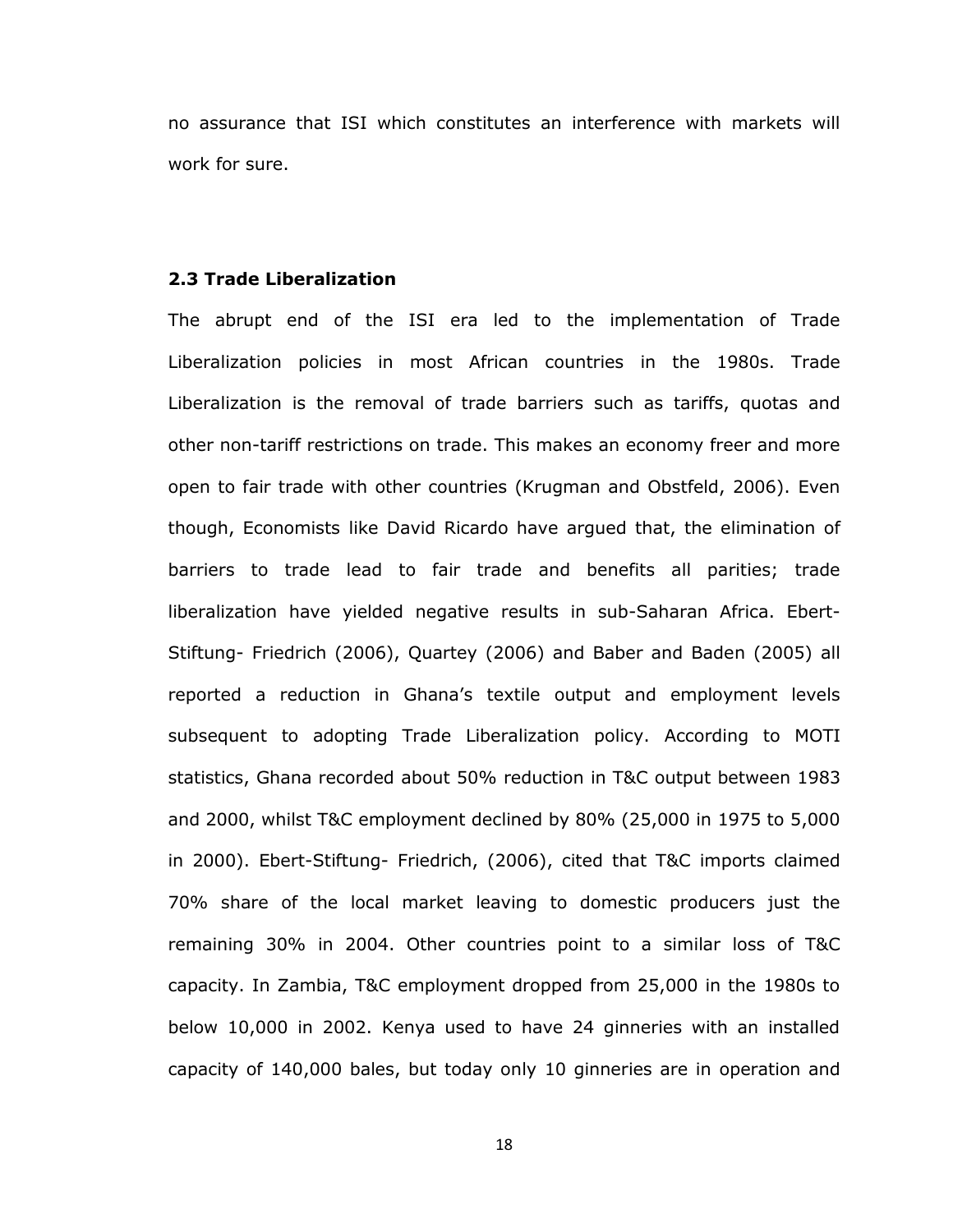no assurance that ISI which constitutes an interference with markets will work for sure.

### 2.3 Trade Liberalization

The abrupt end of the ISI era led to the implementation of Trade Liberalization policies in most African countries in the 1980s. Trade Liberalization is the removal of trade barriers such as tariffs, quotas and other non-tariff restrictions on trade. This makes an economy freer and more open to fair trade with other countries (Krugman and Obstfeld, 2006). Even though, Economists like David Ricardo have argued that, the elimination of barriers to trade lead to fair trade and benefits all parities; trade liberalization have yielded negative results in sub-Saharan Africa. Ebert-Stiftung- Friedrich (2006), Quartey (2006) and Baber and Baden (2005) all reported a reduction in Ghana's textile output and employment levels subsequent to adopting Trade Liberalization policy. According to MOTI statistics, Ghana recorded about 50% reduction in T&C output between 1983 and 2000, whilst T&C employment declined by 80% (25,000 in 1975 to 5,000 in 2000). Ebert-Stiftung- Friedrich, (2006), cited that T&C imports claimed 70% share of the local market leaving to domestic producers just the remaining 30% in 2004. Other countries point to a similar loss of T&C capacity. In Zambia, T&C employment dropped from 25,000 in the 1980s to below 10,000 in 2002. Kenya used to have 24 ginneries with an installed capacity of 140,000 bales, but today only 10 ginneries are in operation and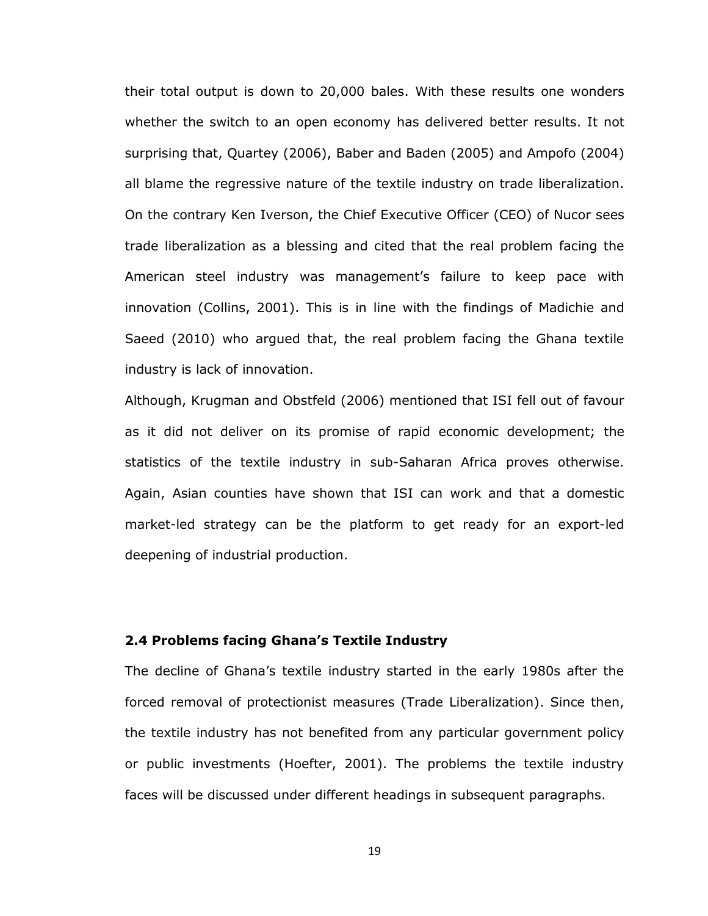their total output is down to 20,000 bales. With these results one wonders whether the switch to an open economy has delivered better results. It not surprising that, Quartey (2006), Baber and Baden (2005) and Ampofo (2004) all blame the regressive nature of the textile industry on trade liberalization. On the contrary Ken Iverson, the Chief Executive Officer (CEO) of Nucor sees trade liberalization as a blessing and cited that the real problem facing the American steel industry was management's failure to keep pace with innovation (Collins, 2001). This is in line with the findings of Madichie and Saeed (2010) who argued that, the real problem facing the Ghana textile industry is lack of innovation.

Although, Krugman and Obstfeld (2006) mentioned that ISI fell out of favour as it did not deliver on its promise of rapid economic development; the statistics of the textile industry in sub-Saharan Africa proves otherwise. Again, Asian counties have shown that ISI can work and that a domestic market-led strategy can be the platform to get ready for an export-led deepening of industrial production.

### 2.4 Problems facing Ghana's Textile Industry

The decline of Ghana's textile industry started in the early 1980s after the forced removal of protectionist measures (Trade Liberalization). Since then, the textile industry has not benefited from any particular government policy or public investments (Hoefter, 2001). The problems the textile industry faces will be discussed under different headings in subsequent paragraphs.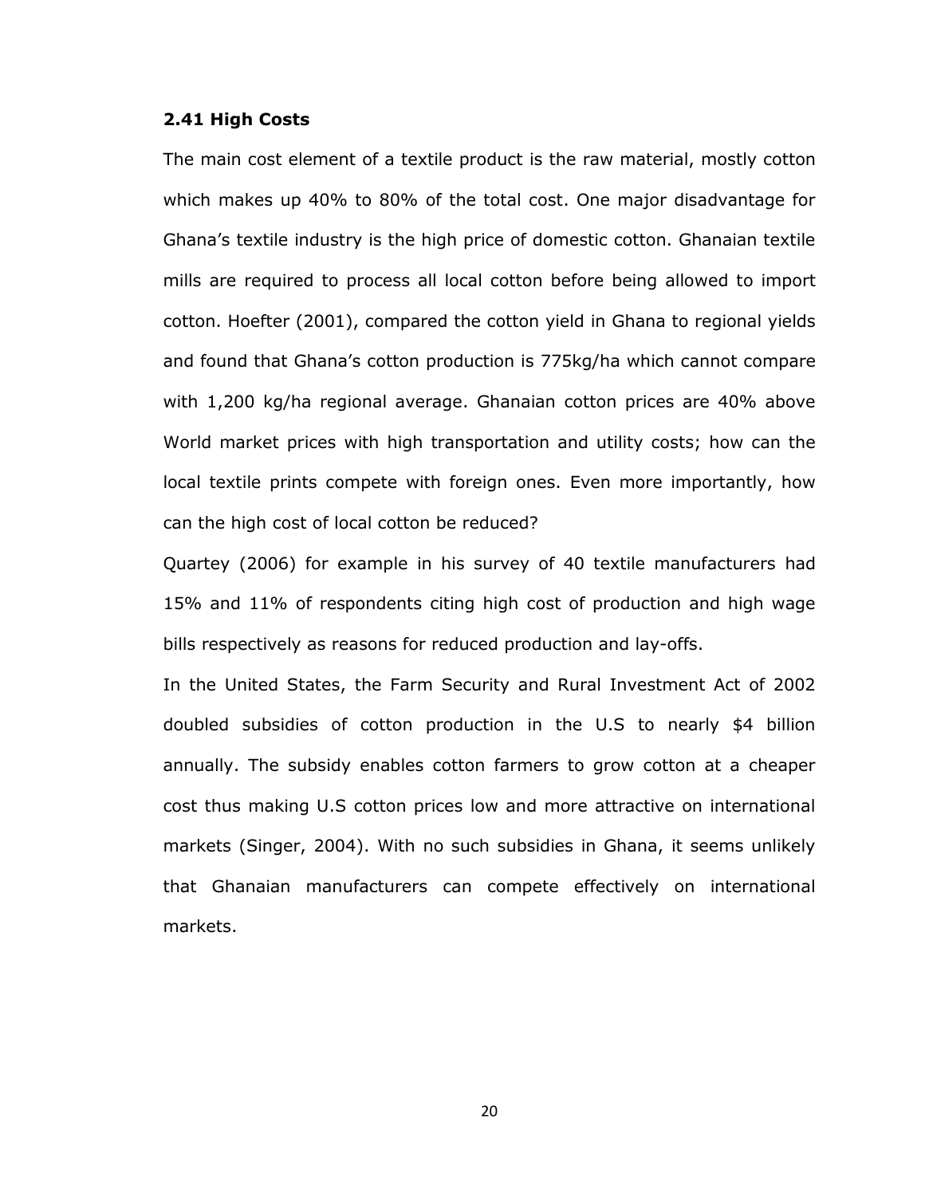### 2.41 High Costs

The main cost element of a textile product is the raw material, mostly cotton which makes up 40% to 80% of the total cost. One major disadvantage for Ghana's textile industry is the high price of domestic cotton. Ghanaian textile mills are required to process all local cotton before being allowed to import cotton. Hoefter (2001), compared the cotton yield in Ghana to regional yields and found that Ghana's cotton production is 775kg/ha which cannot compare with 1,200 kg/ha regional average. Ghanaian cotton prices are 40% above World market prices with high transportation and utility costs; how can the local textile prints compete with foreign ones. Even more importantly, how can the high cost of local cotton be reduced?

Quartey (2006) for example in his survey of 40 textile manufacturers had 15% and 11% of respondents citing high cost of production and high wage bills respectively as reasons for reduced production and lay-offs.

In the United States, the Farm Security and Rural Investment Act of 2002 doubled subsidies of cotton production in the U.S to nearly $4 billion annually. The subsidy enables cotton farmers to grow cotton at a cheaper cost thus making U.S cotton prices low and more attractive on international markets (Singer, 2004). With no such subsidies in Ghana, it seems unlikely that Ghanaian manufacturers can compete effectively on international markets.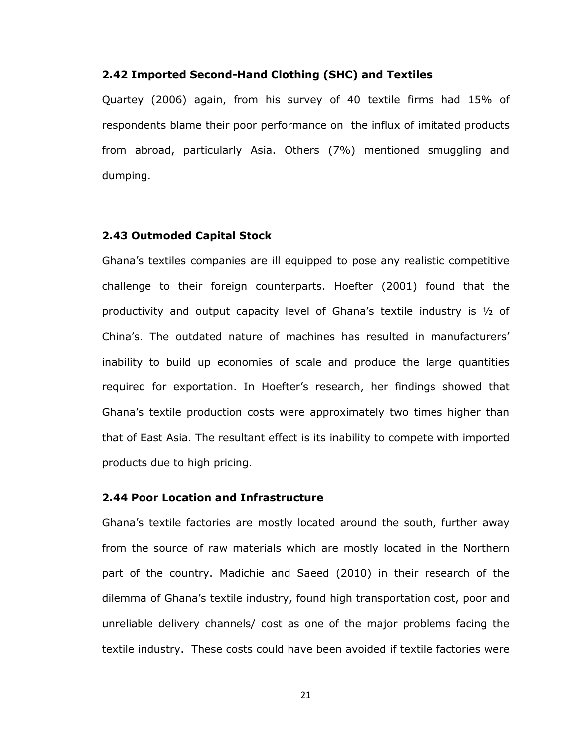### 2.42 Imported Second-Hand Clothing (SHC) and Textiles

Quartey (2006) again, from his survey of 40 textile firms had 15% of respondents blame their poor performance on the influx of imitated products from abroad, particularly Asia. Others (7%) mentioned smuggling and dumping.

### 2.43 Outmoded Capital Stock

Ghana's textiles companies are ill equipped to pose any realistic competitive challenge to their foreign counterparts. Hoefter (2001) found that the productivity and output capacity level of Ghana's textile industry is ½ of China's. The outdated nature of machines has resulted in manufacturers' inability to build up economies of scale and produce the large quantities required for exportation. In Hoefter's research, her findings showed that Ghana's textile production costs were approximately two times higher than that of East Asia. The resultant effect is its inability to compete with imported products due to high pricing.

### 2.44 Poor Location and Infrastructure

Ghana's textile factories are mostly located around the south, further away from the source of raw materials which are mostly located in the Northern part of the country. Madichie and Saeed (2010) in their research of the dilemma of Ghana's textile industry, found high transportation cost, poor and unreliable delivery channels/ cost as one of the major problems facing the textile industry. These costs could have been avoided if textile factories were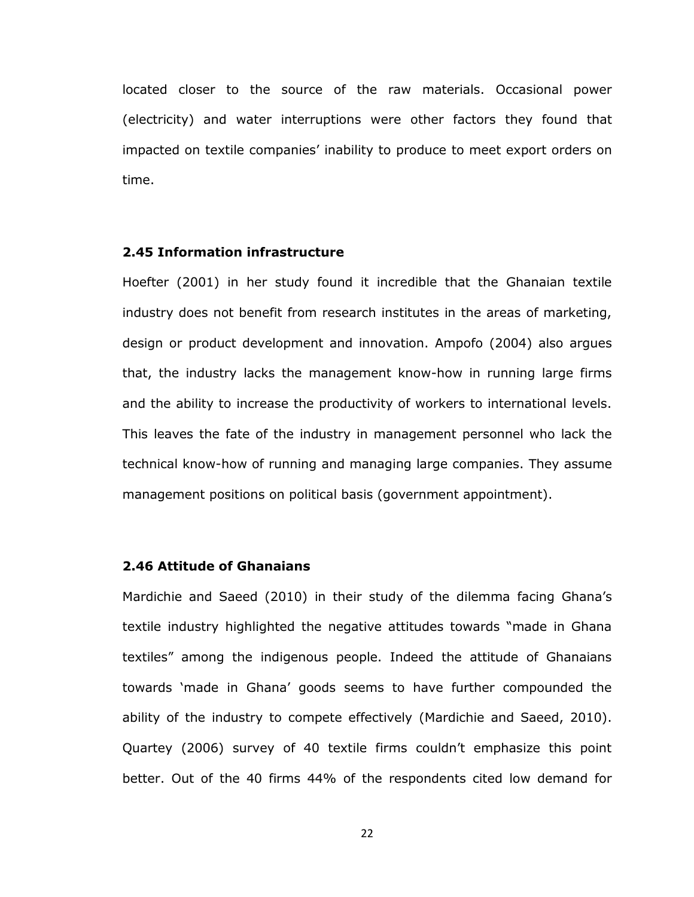located closer to the source of the raw materials. Occasional power (electricity) and water interruptions were other factors they found that impacted on textile companies' inability to produce to meet export orders on time.

### 2.45 Information infrastructure

Hoefter (2001) in her study found it incredible that the Ghanaian textile industry does not benefit from research institutes in the areas of marketing, design or product development and innovation. Ampofo (2004) also argues that, the industry lacks the management know-how in running large firms and the ability to increase the productivity of workers to international levels. This leaves the fate of the industry in management personnel who lack the technical know-how of running and managing large companies. They assume management positions on political basis (government appointment).

### 2.46 Attitude of Ghanaians

Mardichie and Saeed (2010) in their study of the dilemma facing Ghana's textile industry highlighted the negative attitudes towards "made in Ghana textiles" among the indigenous people. Indeed the attitude of Ghanaians towards 'made in Ghana' goods seems to have further compounded the ability of the industry to compete effectively (Mardichie and Saeed, 2010). Quartey (2006) survey of 40 textile firms couldn't emphasize this point better. Out of the 40 firms 44% of the respondents cited low demand for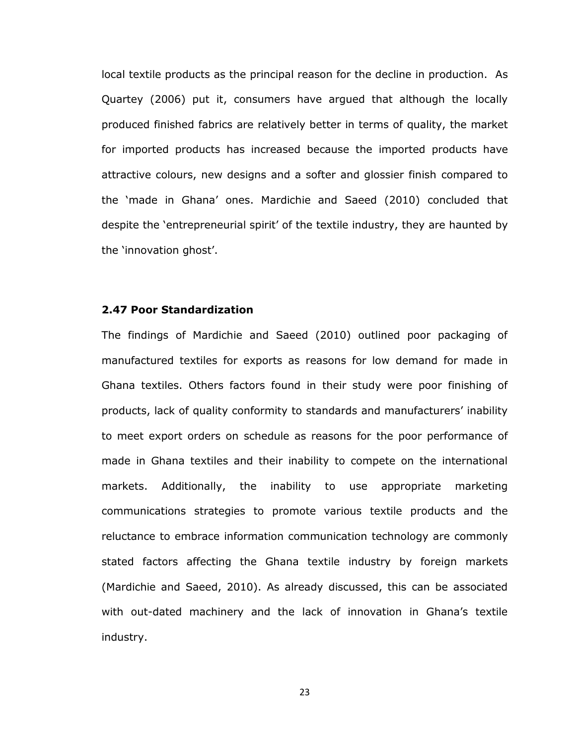local textile products as the principal reason for the decline in production. As Quartey (2006) put it, consumers have argued that although the locally produced finished fabrics are relatively better in terms of quality, the market for imported products has increased because the imported products have attractive colours, new designs and a softer and glossier finish compared to the 'made in Ghana' ones. Mardichie and Saeed (2010) concluded that despite the 'entrepreneurial spirit' of the textile industry, they are haunted by the 'innovation ghost'.

### 2.47 Poor Standardization

The findings of Mardichie and Saeed (2010) outlined poor packaging of manufactured textiles for exports as reasons for low demand for made in Ghana textiles. Others factors found in their study were poor finishing of products, lack of quality conformity to standards and manufacturers' inability to meet export orders on schedule as reasons for the poor performance of made in Ghana textiles and their inability to compete on the international markets. Additionally, the inability to use appropriate marketing communications strategies to promote various textile products and the reluctance to embrace information communication technology are commonly stated factors affecting the Ghana textile industry by foreign markets (Mardichie and Saeed, 2010). As already discussed, this can be associated with out-dated machinery and the lack of innovation in Ghana's textile industry.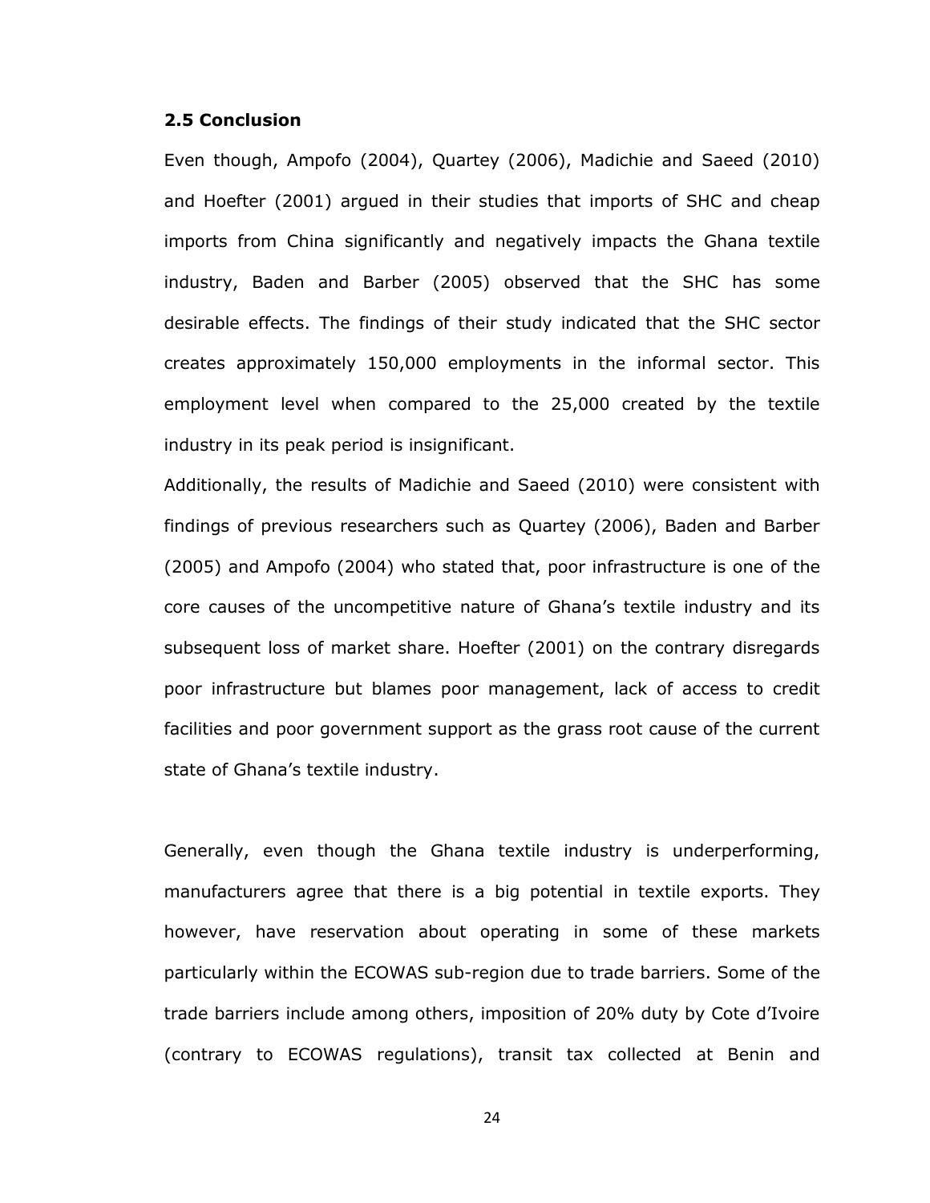### 2.5 Conclusion

Even though, Ampofo (2004), Quartey (2006), Madichie and Saeed (2010) and Hoefter (2001) argued in their studies that imports of SHC and cheap imports from China significantly and negatively impacts the Ghana textile industry, Baden and Barber (2005) observed that the SHC has some desirable effects. The findings of their study indicated that the SHC sector creates approximately 150,000 employments in the informal sector. This employment level when compared to the 25,000 created by the textile industry in its peak period is insignificant.

Additionally, the results of Madichie and Saeed (2010) were consistent with findings of previous researchers such as Quartey (2006), Baden and Barber (2005) and Ampofo (2004) who stated that, poor infrastructure is one of the core causes of the uncompetitive nature of Ghana's textile industry and its subsequent loss of market share. Hoefter (2001) on the contrary disregards poor infrastructure but blames poor management, lack of access to credit facilities and poor government support as the grass root cause of the current state of Ghana's textile industry.

Generally, even though the Ghana textile industry is underperforming, manufacturers agree that there is a big potential in textile exports. They however, have reservation about operating in some of these markets particularly within the ECOWAS sub-region due to trade barriers. Some of the trade barriers include among others, imposition of 20% duty by Cote d'Ivoire (contrary to ECOWAS regulations), transit tax collected at Benin and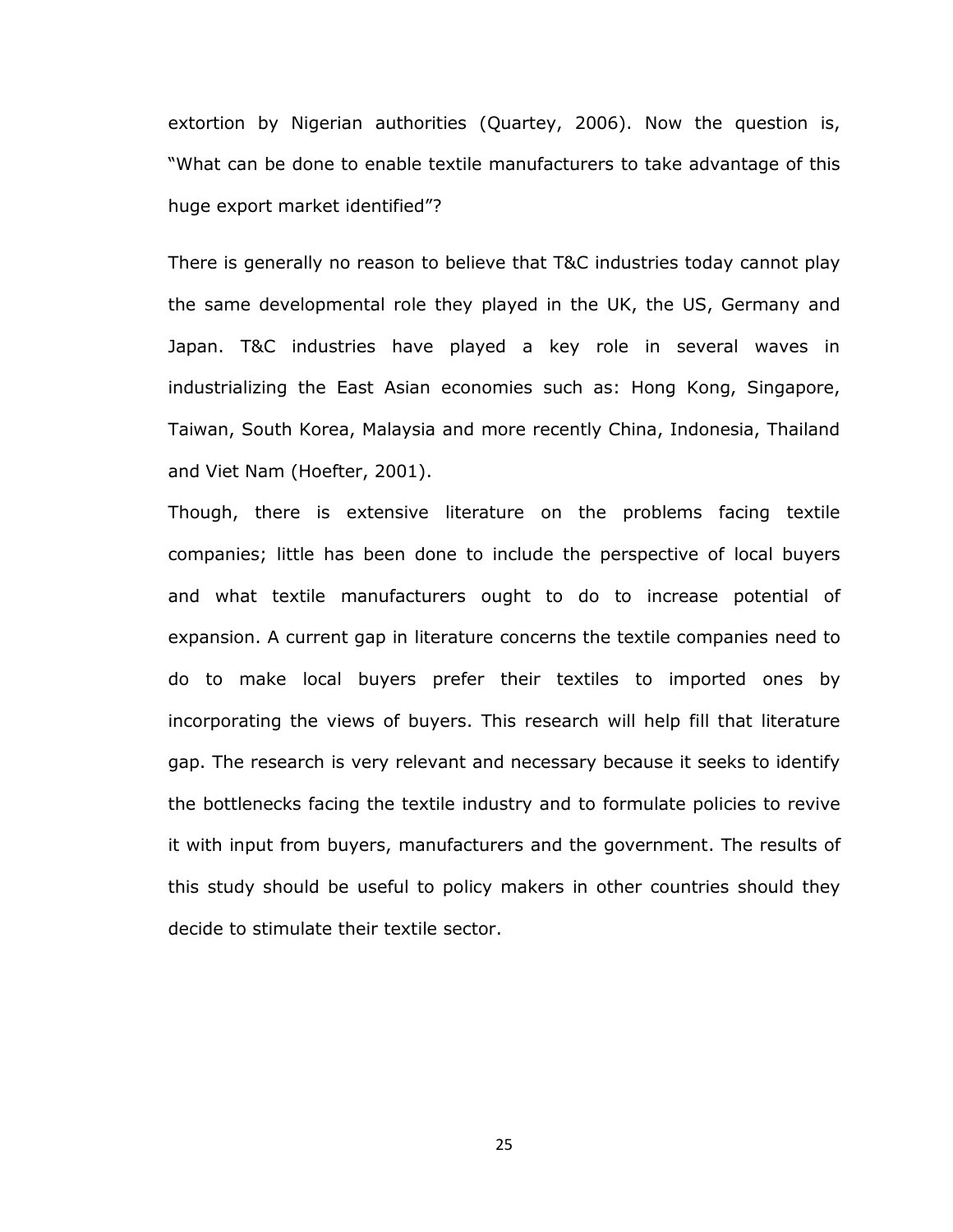extortion by Nigerian authorities (Quartey, 2006). Now the question is, "What can be done to enable textile manufacturers to take advantage of this huge export market identified"?

There is generally no reason to believe that T&C industries today cannot play the same developmental role they played in the UK, the US, Germany and Japan. T&C industries have played a key role in several waves in industrializing the East Asian economies such as: Hong Kong, Singapore, Taiwan, South Korea, Malaysia and more recently China, Indonesia, Thailand and Viet Nam (Hoefter, 2001).

Though, there is extensive literature on the problems facing textile companies; little has been done to include the perspective of local buyers and what textile manufacturers ought to do to increase potential of expansion. A current gap in literature concerns the textile companies need to do to make local buyers prefer their textiles to imported ones by incorporating the views of buyers. This research will help fill that literature gap. The research is very relevant and necessary because it seeks to identify the bottlenecks facing the textile industry and to formulate policies to revive it with input from buyers, manufacturers and the government. The results of this study should be useful to policy makers in other countries should they decide to stimulate their textile sector.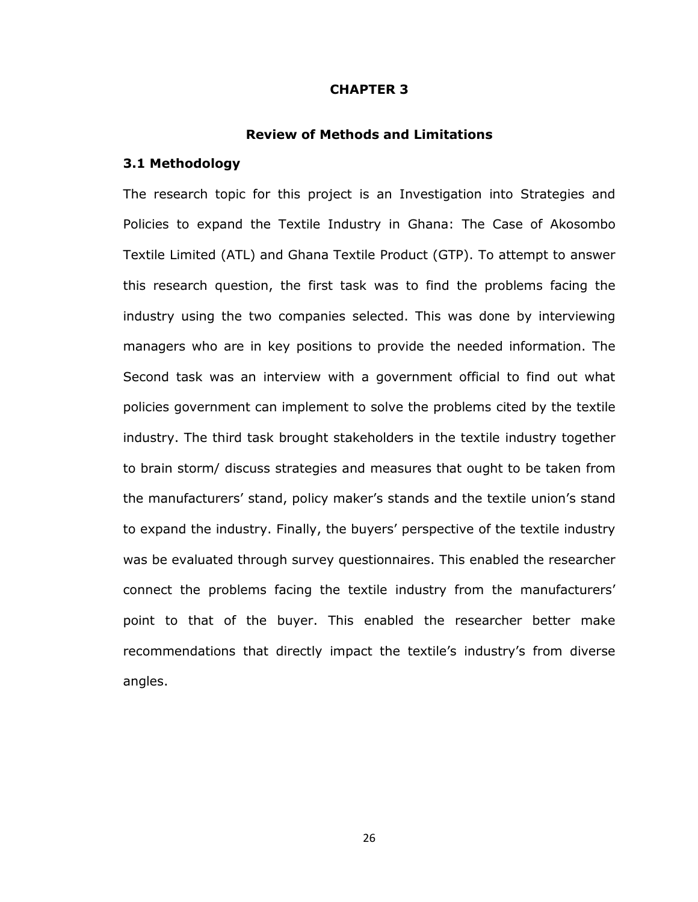# CHAPTER 3

## Review of Methods and Limitations

### 3.1 Methodology

The research topic for this project is an Investigation into Strategies and Policies to expand the Textile Industry in Ghana: The Case of Akosombo Textile Limited (ATL) and Ghana Textile Product (GTP). To attempt to answer this research question, the first task was to find the problems facing the industry using the two companies selected. This was done by interviewing managers who are in key positions to provide the needed information. The Second task was an interview with a government official to find out what policies government can implement to solve the problems cited by the textile industry. The third task brought stakeholders in the textile industry together to brain storm/ discuss strategies and measures that ought to be taken from the manufacturers' stand, policy maker's stands and the textile union's stand to expand the industry. Finally, the buyers' perspective of the textile industry was be evaluated through survey questionnaires. This enabled the researcher connect the problems facing the textile industry from the manufacturers' point to that of the buyer. This enabled the researcher better make recommendations that directly impact the textile's industry's from diverse angles.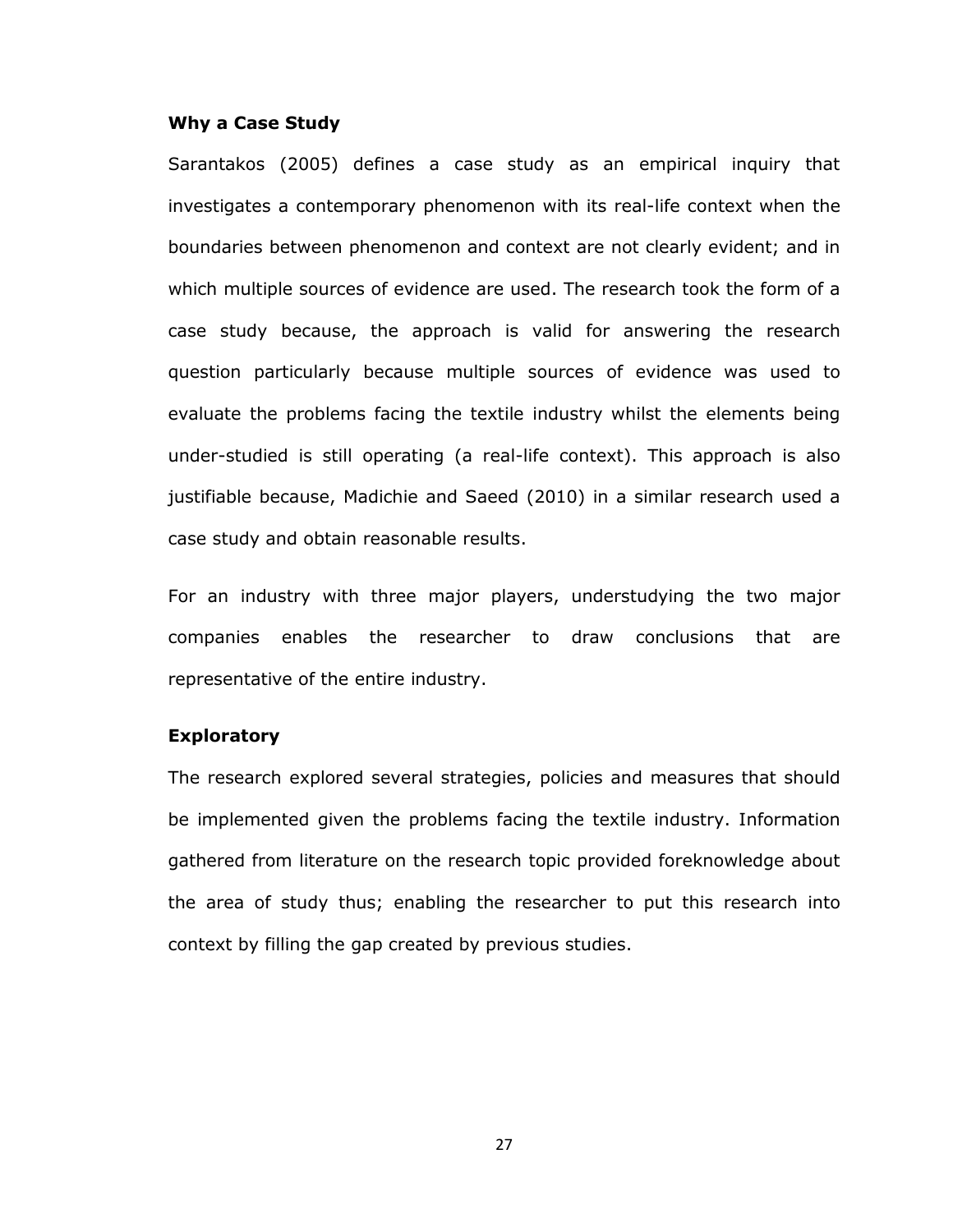**Why a Case Study**

Sarantakos (2005) defines a case study as an empirical inquiry that investigates a contemporary phenomenon with its real-life context when the boundaries between phenomenon and context are not clearly evident; and in which multiple sources of evidence are used. The research took the form of a case study because, the approach is valid for answering the research question particularly because multiple sources of evidence was used to evaluate the problems facing the textile industry whilst the elements being under-studied is still operating (a real-life context). This approach is also justifiable because, Madichie and Saeed (2010) in a similar research used a case study and obtain reasonable results.

For an industry with three major players, understudying the two major companies enables the researcher to draw conclusions that are representative of the entire industry.

**Exploratory**

The research explored several strategies, policies and measures that should be implemented given the problems facing the textile industry. Information gathered from literature on the research topic provided foreknowledge about the area of study thus; enabling the researcher to put this research into context by filling the gap created by previous studies.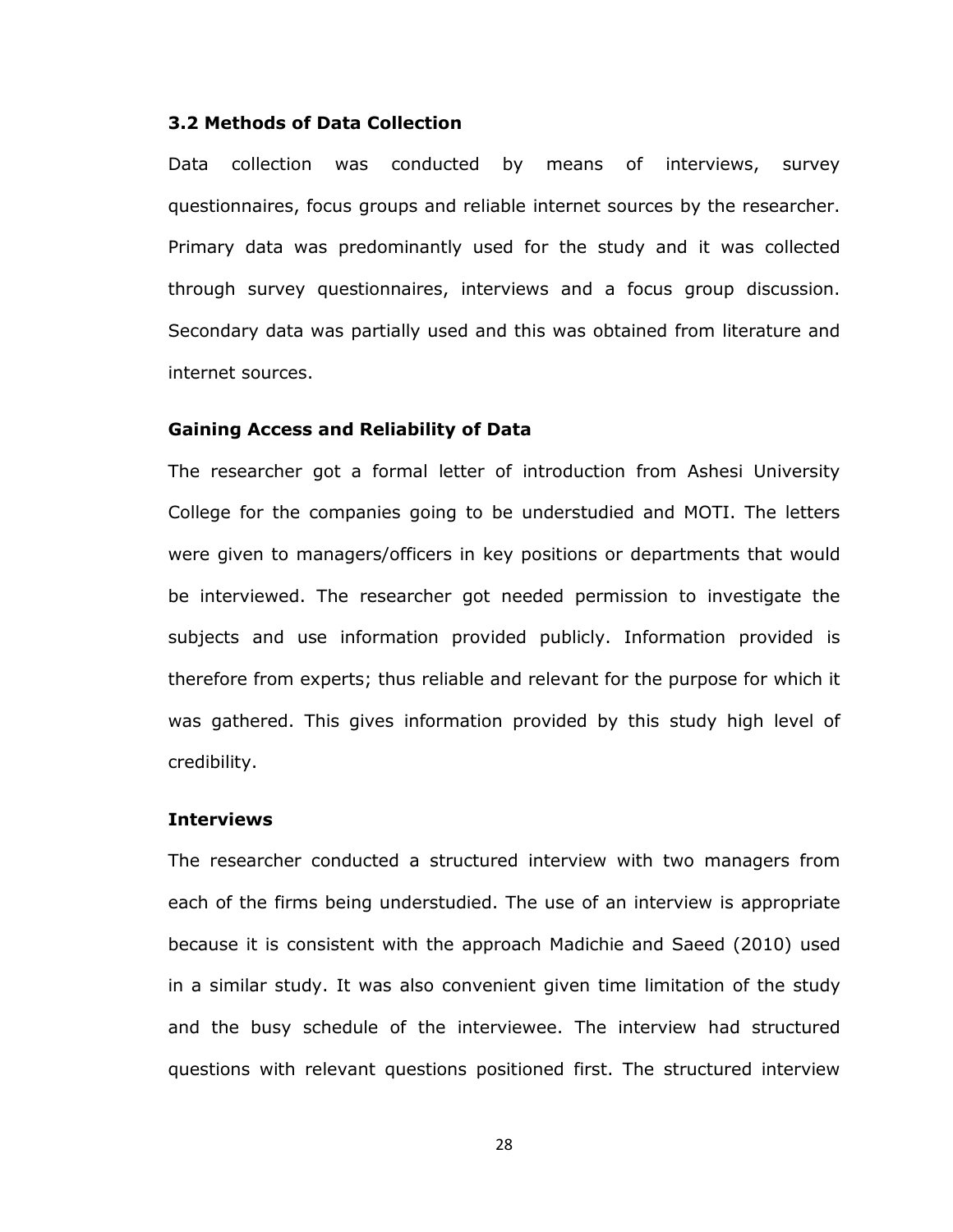## 3.2 Methods of Data Collection

Data collection was conducted by means of interviews, survey questionnaires, focus groups and reliable internet sources by the researcher. Primary data was predominantly used for the study and it was collected through survey questionnaires, interviews and a focus group discussion. Secondary data was partially used and this was obtained from literature and internet sources.

### Gaining Access and Reliability of Data

The researcher got a formal letter of introduction from Ashesi University College for the companies going to be understudied and MOTI. The letters were given to managers/officers in key positions or departments that would be interviewed. The researcher got needed permission to investigate the subjects and use information provided publicly. Information provided is therefore from experts; thus reliable and relevant for the purpose for which it was gathered. This gives information provided by this study high level of credibility.

### Interviews

The researcher conducted a structured interview with two managers from each of the firms being understudied. The use of an interview is appropriate because it is consistent with the approach Madichie and Saeed (2010) used in a similar study. It was also convenient given time limitation of the study and the busy schedule of the interviewee. The interview had structured questions with relevant questions positioned first. The structured interview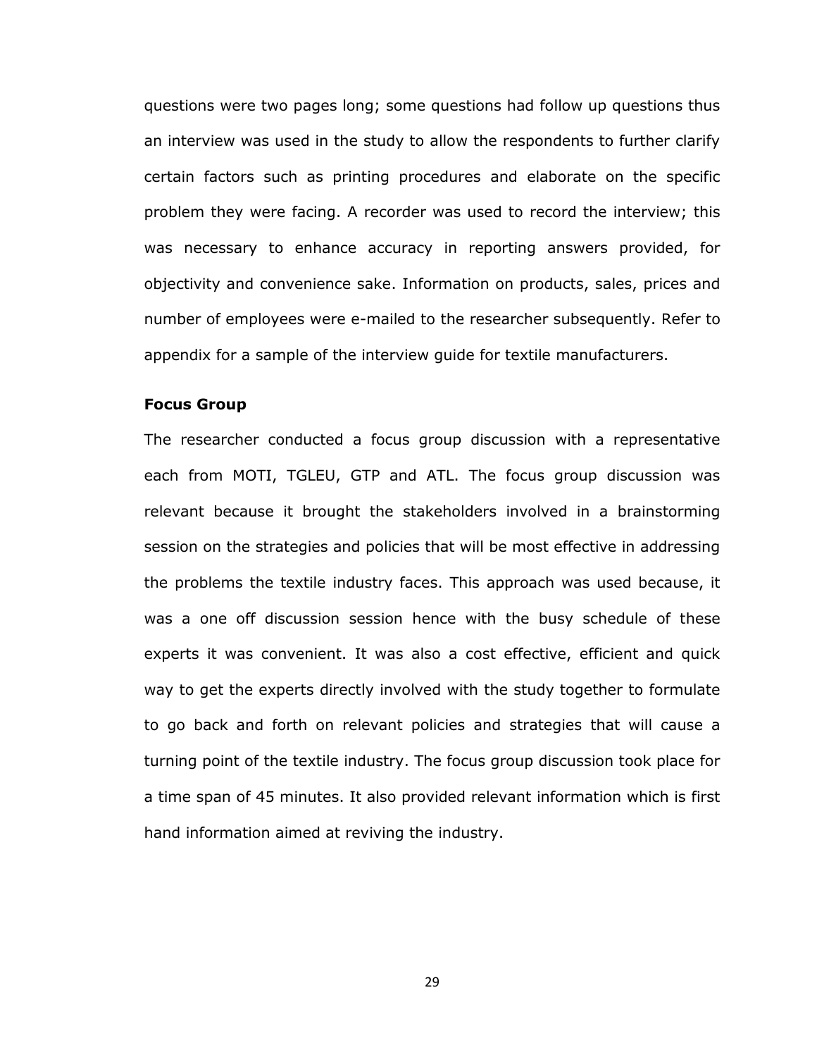questions were two pages long; some questions had follow up questions thus an interview was used in the study to allow the respondents to further clarify certain factors such as printing procedures and elaborate on the specific problem they were facing. A recorder was used to record the interview; this was necessary to enhance accuracy in reporting answers provided, for objectivity and convenience sake. Information on products, sales, prices and number of employees were e-mailed to the researcher subsequently. Refer to appendix for a sample of the interview guide for textile manufacturers.

**Focus Group**

The researcher conducted a focus group discussion with a representative each from MOTI, TGLEU, GTP and ATL. The focus group discussion was relevant because it brought the stakeholders involved in a brainstorming session on the strategies and policies that will be most effective in addressing the problems the textile industry faces. This approach was used because, it was a one off discussion session hence with the busy schedule of these experts it was convenient. It was also a cost effective, efficient and quick way to get the experts directly involved with the study together to formulate to go back and forth on relevant policies and strategies that will cause a turning point of the textile industry. The focus group discussion took place for a time span of 45 minutes. It also provided relevant information which is first hand information aimed at reviving the industry.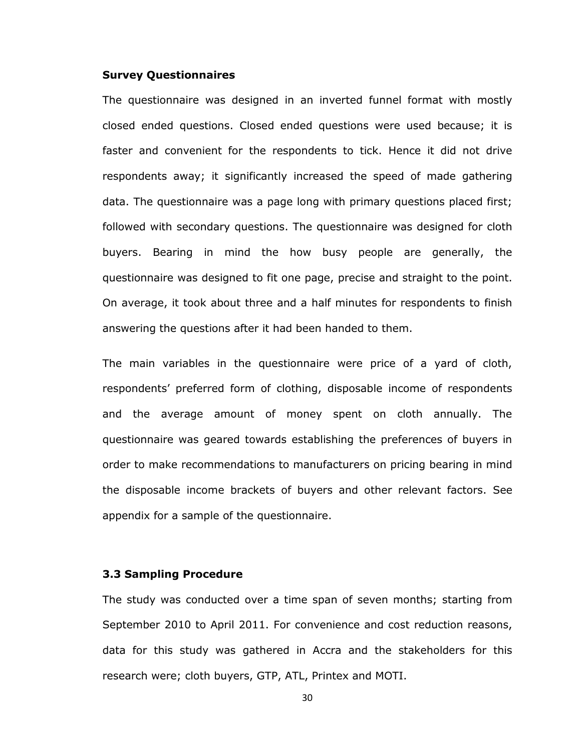**Survey Questionnaires**

The questionnaire was designed in an inverted funnel format with mostly closed ended questions. Closed ended questions were used because; it is faster and convenient for the respondents to tick. Hence it did not drive respondents away; it significantly increased the speed of made gathering data. The questionnaire was a page long with primary questions placed first; followed with secondary questions. The questionnaire was designed for cloth buyers. Bearing in mind the how busy people are generally, the questionnaire was designed to fit one page, precise and straight to the point. On average, it took about three and a half minutes for respondents to finish answering the questions after it had been handed to them.

The main variables in the questionnaire were price of a yard of cloth, respondents' preferred form of clothing, disposable income of respondents and the average amount of money spent on cloth annually. The questionnaire was geared towards establishing the preferences of buyers in order to make recommendations to manufacturers on pricing bearing in mind the disposable income brackets of buyers and other relevant factors. See appendix for a sample of the questionnaire.

### 3.3 Sampling Procedure

The study was conducted over a time span of seven months; starting from September 2010 to April 2011. For convenience and cost reduction reasons, data for this study was gathered in Accra and the stakeholders for this research were; cloth buyers, GTP, ATL, Printex and MOTI.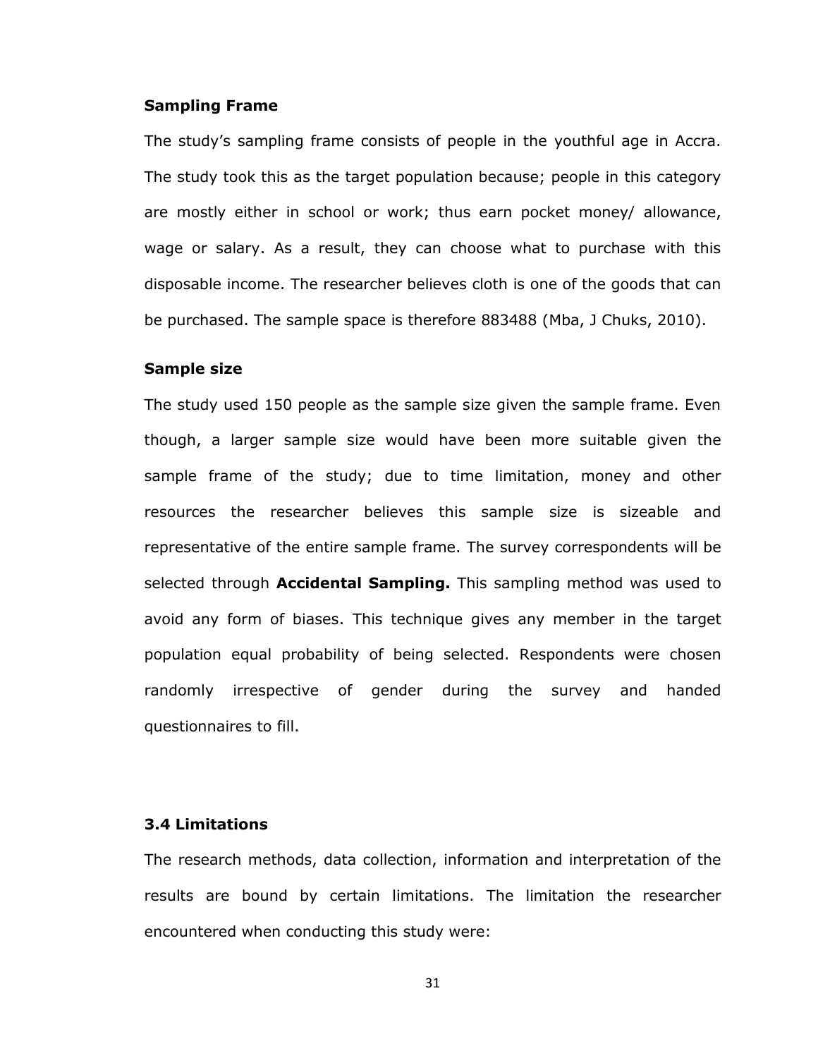**Sampling Frame**

The study's sampling frame consists of people in the youthful age in Accra. The study took this as the target population because; people in this category are mostly either in school or work; thus earn pocket money/ allowance, wage or salary. As a result, they can choose what to purchase with this disposable income. The researcher believes cloth is one of the goods that can be purchased. The sample space is therefore 883488 (Mba, J Chuks, 2010).

**Sample size**

The study used 150 people as the sample size given the sample frame. Even though, a larger sample size would have been more suitable given the sample frame of the study; due to time limitation, money and other resources the researcher believes this sample size is sizeable and representative of the entire sample frame. The survey correspondents will be selected through **Accidental Sampling.** This sampling method was used to avoid any form of biases. This technique gives any member in the target population equal probability of being selected. Respondents were chosen randomly irrespective of gender during the survey and handed questionnaires to fill.

## 3.4 Limitations

The research methods, data collection, information and interpretation of the results are bound by certain limitations. The limitation the researcher encountered when conducting this study were: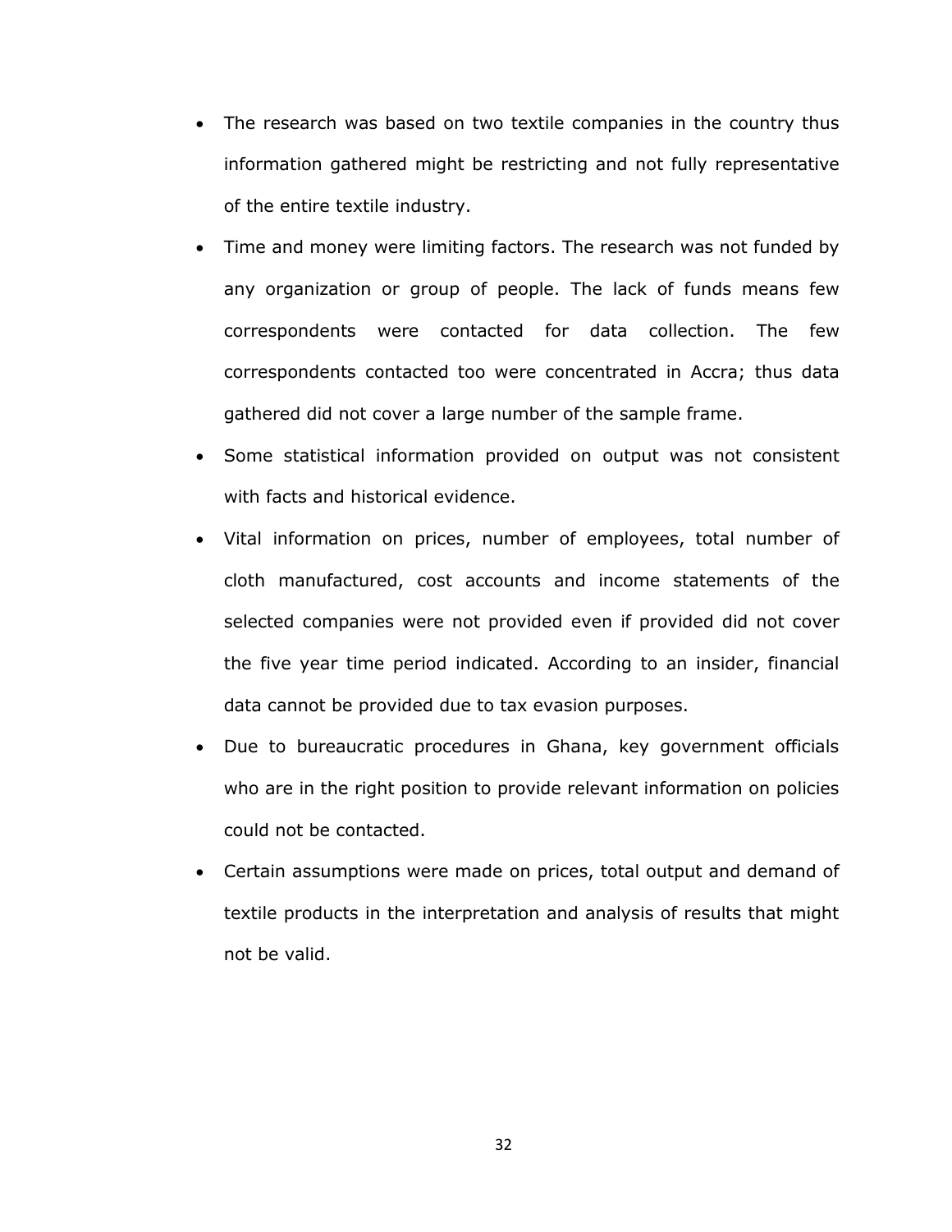- The research was based on two textile companies in the country thus information gathered might be restricting and not fully representative of the entire textile industry.
- Time and money were limiting factors. The research was not funded by any organization or group of people. The lack of funds means few correspondents were contacted for data collection. The few correspondents contacted too were concentrated in Accra; thus data gathered did not cover a large number of the sample frame.
- Some statistical information provided on output was not consistent with facts and historical evidence.
- Vital information on prices, number of employees, total number of cloth manufactured, cost accounts and income statements of the selected companies were not provided even if provided did not cover the five year time period indicated. According to an insider, financial data cannot be provided due to tax evasion purposes.
- Due to bureaucratic procedures in Ghana, key government officials who are in the right position to provide relevant information on policies could not be contacted.
- Certain assumptions were made on prices, total output and demand of textile products in the interpretation and analysis of results that might not be valid.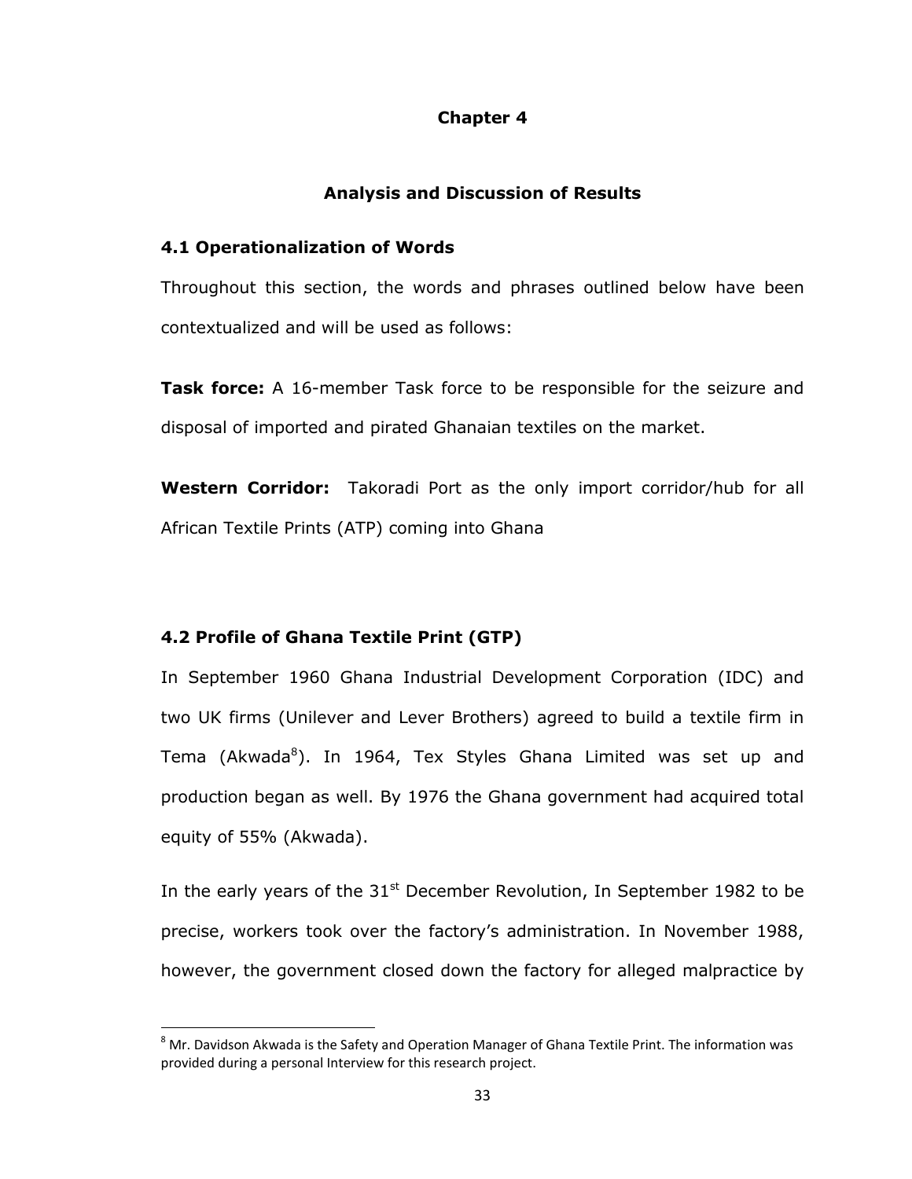# Chapter 4

## Analysis and Discussion of Results

### 4.1 Operationalization of Words

Throughout this section, the words and phrases outlined below have been contextualized and will be used as follows:

**Task force:** A 16-member Task force to be responsible for the seizure and disposal of imported and pirated Ghanaian textiles on the market.

**Western Corridor:** Takoradi Port as the only import corridor/hub for all African Textile Prints (ATP) coming into Ghana

### 4.2 Profile of Ghana Textile Print (GTP)

In September 1960 Ghana Industrial Development Corporation (IDC) and two UK firms (Unilever and Lever Brothers) agreed to build a textile firm in Tema (Akwada[8]). In 1964, Tex Styles Ghana Limited was set up and production began as well. By 1976 the Ghana government had acquired total equity of 55% (Akwada).

In the early years of the 31st December Revolution, In September 1982 to be precise, workers took over the factory's administration. In November 1988, however, the government closed down the factory for alleged malpractice by

[8] Mr. Davidson Akwada is the Safety and Operation Manager of Ghana Textile Print. The information was provided during a personal Interview for this research project.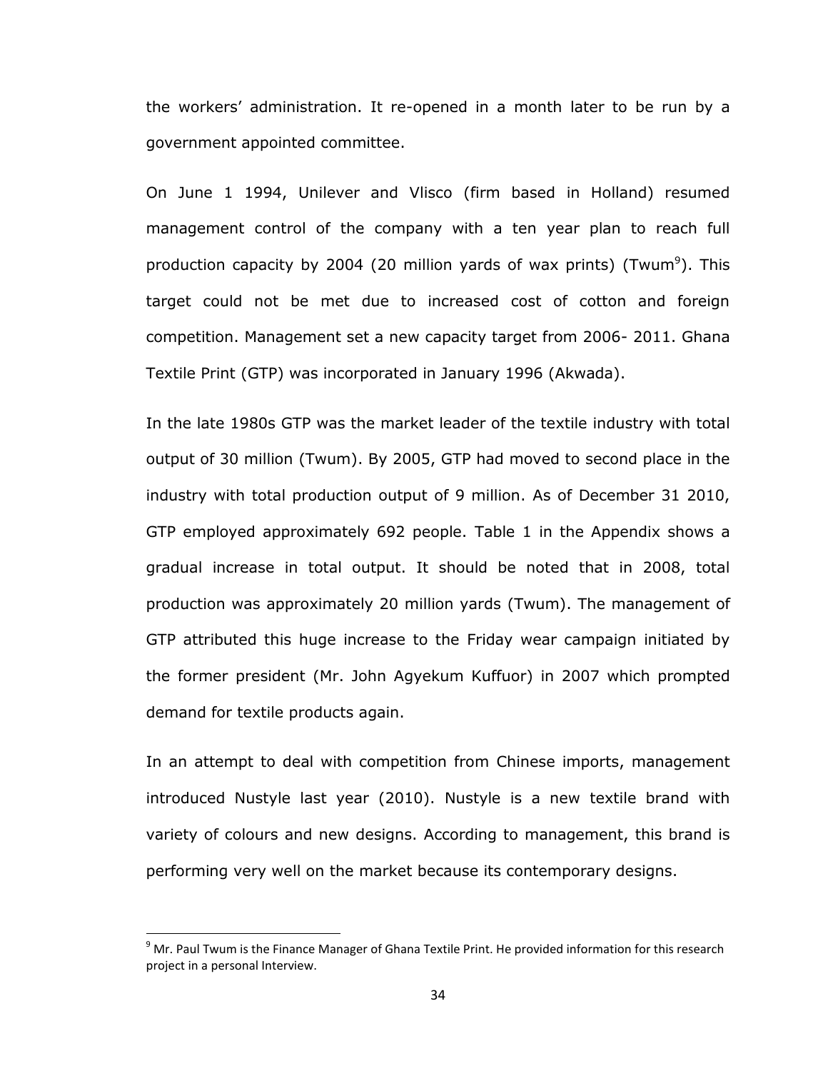the workers' administration. It re-opened in a month later to be run by a government appointed committee.

On June 1 1994, Unilever and Vlisco (firm based in Holland) resumed management control of the company with a ten year plan to reach full production capacity by 2004 (20 million yards of wax prints) (Twum[9]). This target could not be met due to increased cost of cotton and foreign competition. Management set a new capacity target from 2006- 2011. Ghana Textile Print (GTP) was incorporated in January 1996 (Akwada).

In the late 1980s GTP was the market leader of the textile industry with total output of 30 million (Twum). By 2005, GTP had moved to second place in the industry with total production output of 9 million. As of December 31 2010, GTP employed approximately 692 people. Table 1 in the Appendix shows a gradual increase in total output. It should be noted that in 2008, total production was approximately 20 million yards (Twum). The management of GTP attributed this huge increase to the Friday wear campaign initiated by the former president (Mr. John Agyekum Kuffuor) in 2007 which prompted demand for textile products again.

In an attempt to deal with competition from Chinese imports, management introduced Nustyle last year (2010). Nustyle is a new textile brand with variety of colours and new designs. According to management, this brand is performing very well on the market because its contemporary designs.

---

[9] Mr. Paul Twum is the Finance Manager of Ghana Textile Print. He provided information for this research project in a personal Interview.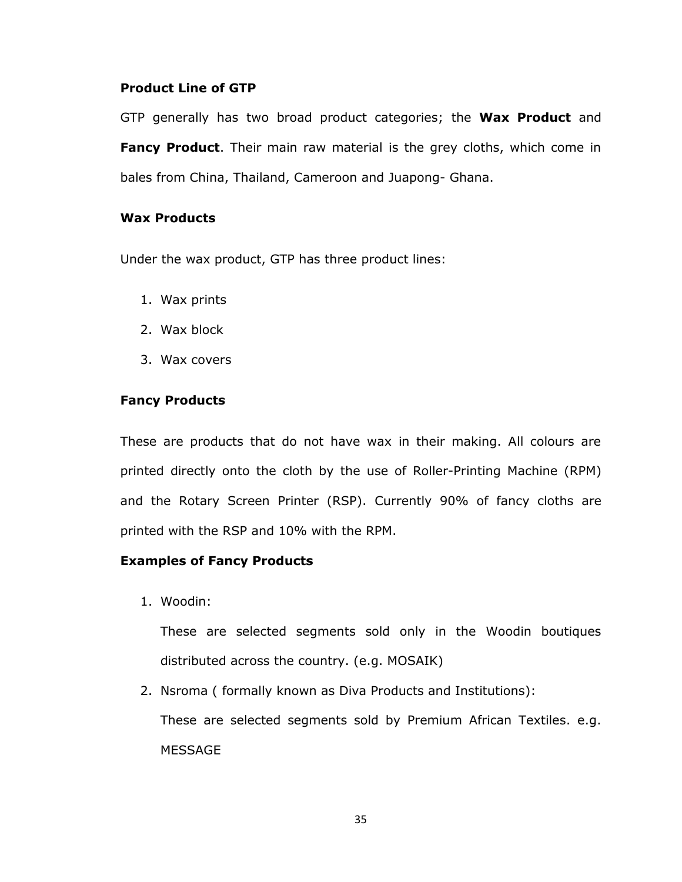**Product Line of GTP**

GTP generally has two broad product categories; the **Wax Product** and **Fancy Product**. Their main raw material is the grey cloths, which come in bales from China, Thailand, Cameroon and Juapong- Ghana.

**Wax Products**

Under the wax product, GTP has three product lines:

1. Wax prints
2. Wax block
3. Wax covers

**Fancy Products**

These are products that do not have wax in their making. All colours are printed directly onto the cloth by the use of Roller-Printing Machine (RPM) and the Rotary Screen Printer (RSP). Currently 90% of fancy cloths are printed with the RSP and 10% with the RPM.

**Examples of Fancy Products**

1. Woodin:

   These are selected segments sold only in the Woodin boutiques distributed across the country. (e.g. MOSAIK)

2. Nsroma ( formally known as Diva Products and Institutions):

   These are selected segments sold by Premium African Textiles. e.g. MESSAGE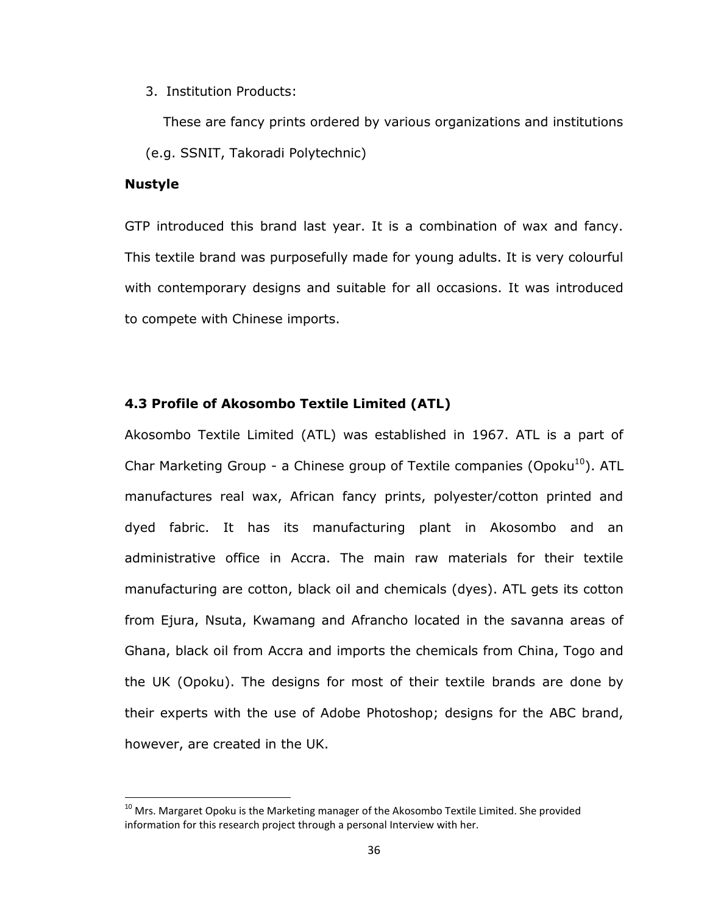3. Institution Products:

   These are fancy prints ordered by various organizations and institutions (e.g. SSNIT, Takoradi Polytechnic)

**Nustyle**

GTP introduced this brand last year. It is a combination of wax and fancy. This textile brand was purposefully made for young adults. It is very colourful with contemporary designs and suitable for all occasions. It was introduced to compete with Chinese imports.

### 4.3 Profile of Akosombo Textile Limited (ATL)

Akosombo Textile Limited (ATL) was established in 1967. ATL is a part of Char Marketing Group - a Chinese group of Textile companies (Opoku[10]). ATL manufactures real wax, African fancy prints, polyester/cotton printed and dyed fabric. It has its manufacturing plant in Akosombo and an administrative office in Accra. The main raw materials for their textile manufacturing are cotton, black oil and chemicals (dyes). ATL gets its cotton from Ejura, Nsuta, Kwamang and Afrancho located in the savanna areas of Ghana, black oil from Accra and imports the chemicals from China, Togo and the UK (Opoku). The designs for most of their textile brands are done by their experts with the use of Adobe Photoshop; designs for the ABC brand, however, are created in the UK.

[10] Mrs. Margaret Opoku is the Marketing manager of the Akosombo Textile Limited. She provided information for this research project through a personal Interview with her.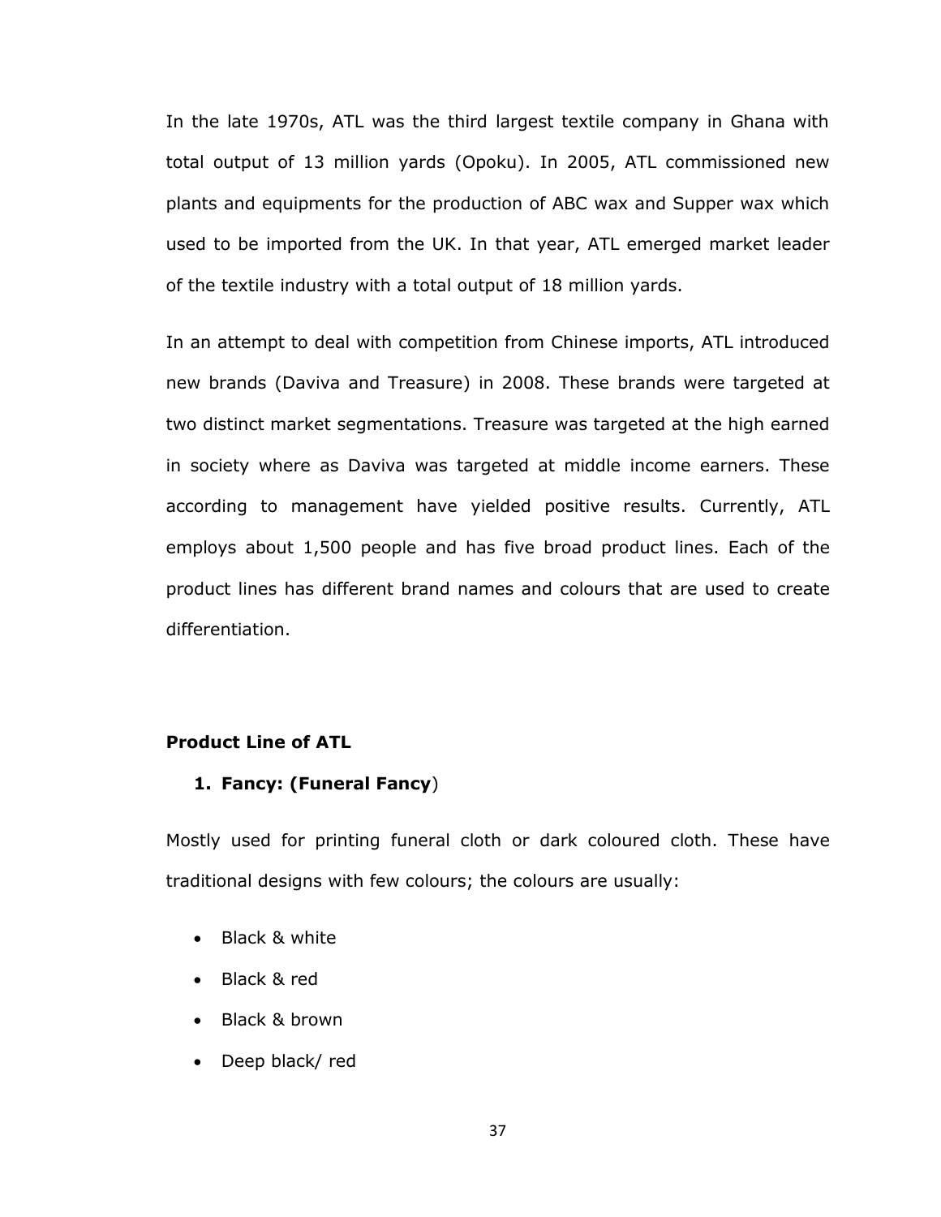In the late 1970s, ATL was the third largest textile company in Ghana with total output of 13 million yards (Opoku). In 2005, ATL commissioned new plants and equipments for the production of ABC wax and Supper wax which used to be imported from the UK. In that year, ATL emerged market leader of the textile industry with a total output of 18 million yards.

In an attempt to deal with competition from Chinese imports, ATL introduced new brands (Daviva and Treasure) in 2008. These brands were targeted at two distinct market segmentations. Treasure was targeted at the high earned in society where as Daviva was targeted at middle income earners. These according to management have yielded positive results. Currently, ATL employs about 1,500 people and has five broad product lines. Each of the product lines has different brand names and colours that are used to create differentiation.

**Product Line of ATL**

1. **Fancy: (Funeral Fancy**)

Mostly used for printing funeral cloth or dark coloured cloth. These have traditional designs with few colours; the colours are usually:

- Black & white
- Black & red
- Black & brown
- Deep black/ red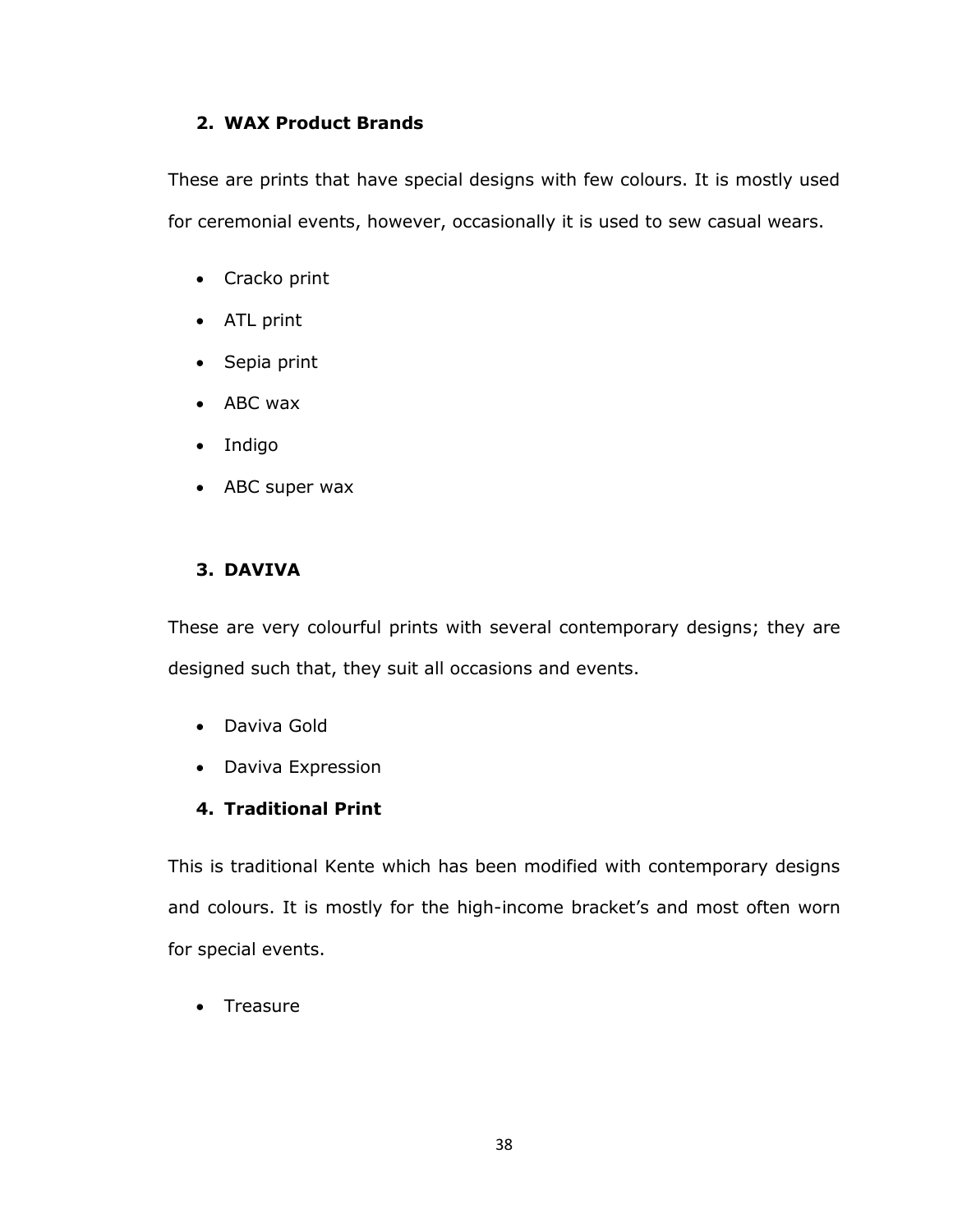2. **WAX Product Brands**

These are prints that have special designs with few colours. It is mostly used for ceremonial events, however, occasionally it is used to sew casual wears.

- Cracko print
- ATL print
- Sepia print
- ABC wax
- Indigo
- ABC super wax

3. **DAVIVA**

These are very colourful prints with several contemporary designs; they are designed such that, they suit all occasions and events.

- Daviva Gold
- Daviva Expression

4. **Traditional Print**

This is traditional Kente which has been modified with contemporary designs and colours. It is mostly for the high-income bracket's and most often worn for special events.

- Treasure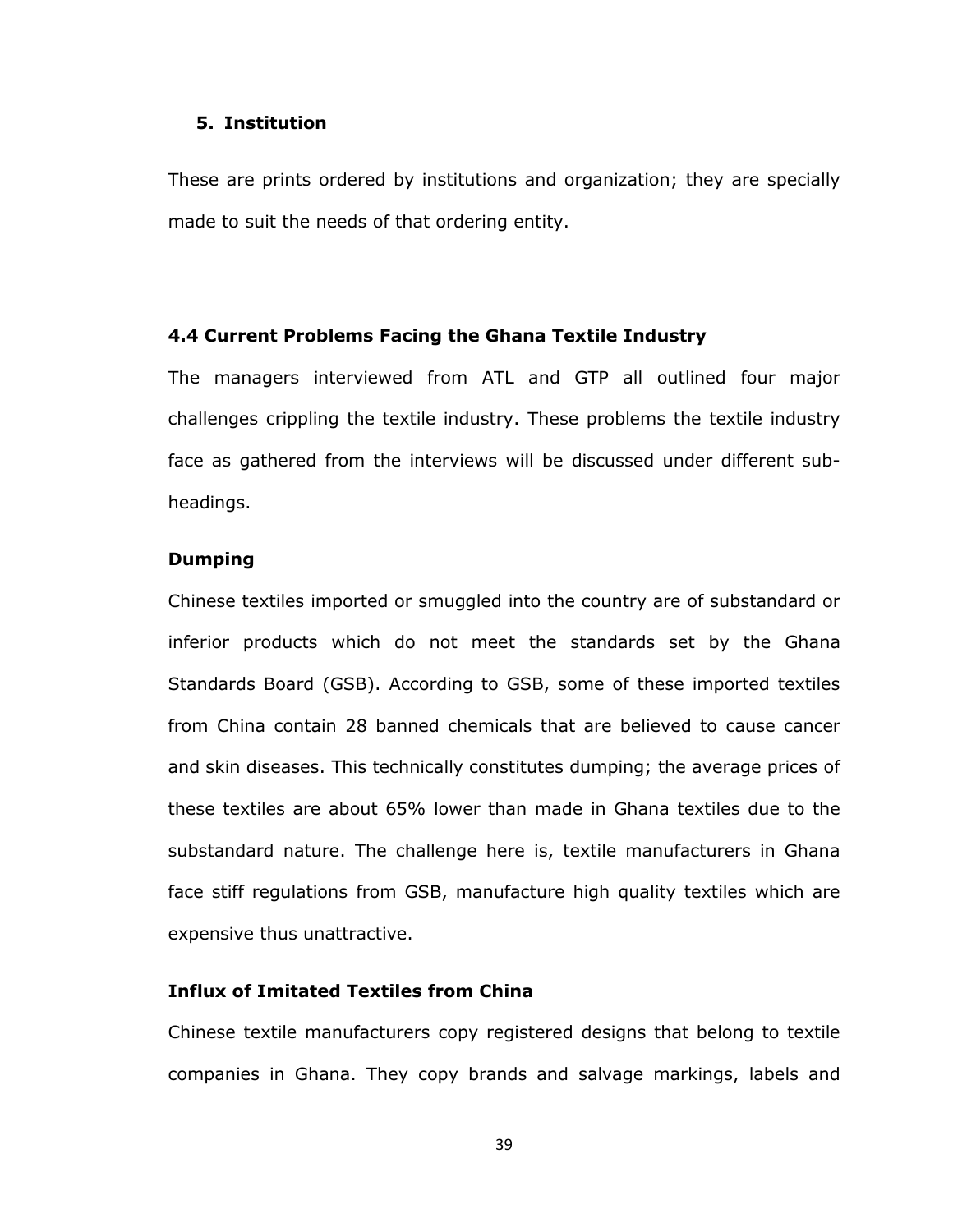5. **Institution**

These are prints ordered by institutions and organization; they are specially made to suit the needs of that ordering entity.

### 4.4 Current Problems Facing the Ghana Textile Industry

The managers interviewed from ATL and GTP all outlined four major challenges crippling the textile industry. These problems the textile industry face as gathered from the interviews will be discussed under different sub-headings.

#### Dumping

Chinese textiles imported or smuggled into the country are of substandard or inferior products which do not meet the standards set by the Ghana Standards Board (GSB). According to GSB, some of these imported textiles from China contain 28 banned chemicals that are believed to cause cancer and skin diseases. This technically constitutes dumping; the average prices of these textiles are about 65% lower than made in Ghana textiles due to the substandard nature. The challenge here is, textile manufacturers in Ghana face stiff regulations from GSB, manufacture high quality textiles which are expensive thus unattractive.

#### Influx of Imitated Textiles from China

Chinese textile manufacturers copy registered designs that belong to textile companies in Ghana. They copy brands and salvage markings, labels and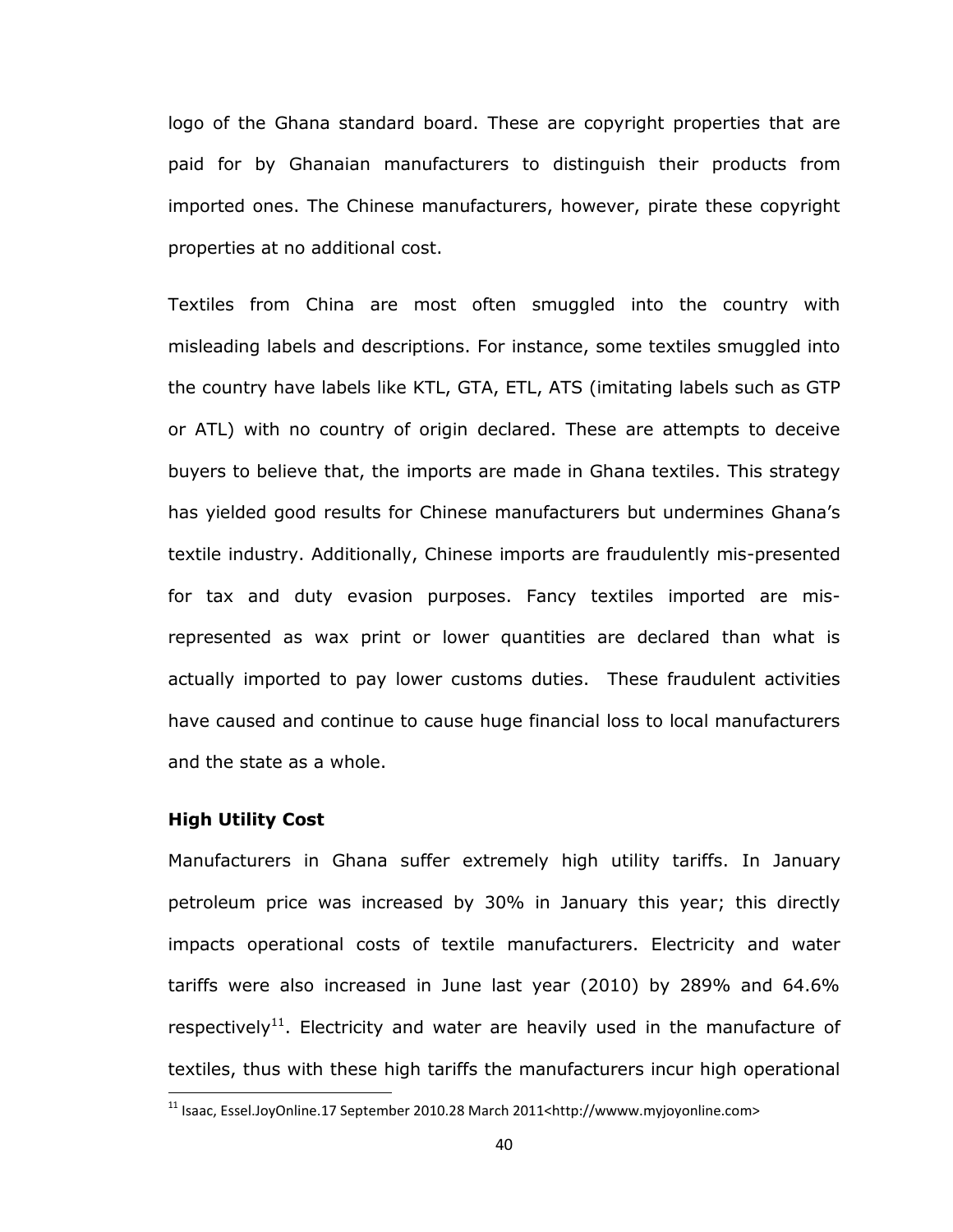logo of the Ghana standard board. These are copyright properties that are paid for by Ghanaian manufacturers to distinguish their products from imported ones. The Chinese manufacturers, however, pirate these copyright properties at no additional cost.

Textiles from China are most often smuggled into the country with misleading labels and descriptions. For instance, some textiles smuggled into the country have labels like KTL, GTA, ETL, ATS (imitating labels such as GTP or ATL) with no country of origin declared. These are attempts to deceive buyers to believe that, the imports are made in Ghana textiles. This strategy has yielded good results for Chinese manufacturers but undermines Ghana's textile industry. Additionally, Chinese imports are fraudulently mis-presented for tax and duty evasion purposes. Fancy textiles imported are mis-represented as wax print or lower quantities are declared than what is actually imported to pay lower customs duties. These fraudulent activities have caused and continue to cause huge financial loss to local manufacturers and the state as a whole.

**High Utility Cost**

Manufacturers in Ghana suffer extremely high utility tariffs. In January petroleum price was increased by 30% in January this year; this directly impacts operational costs of textile manufacturers. Electricity and water tariffs were also increased in June last year (2010) by 289% and 64.6% respectively[11]. Electricity and water are heavily used in the manufacture of textiles, thus with these high tariffs the manufacturers incur high operational

[11] Isaac, Essel.JoyOnline.17 September 2010.28 March 2011<http://wwww.myjoyonline.com>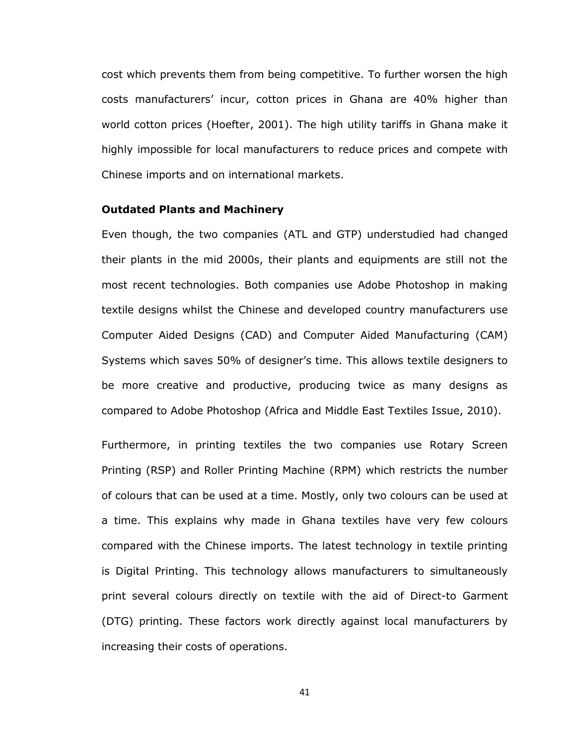cost which prevents them from being competitive. To further worsen the high costs manufacturers' incur, cotton prices in Ghana are 40% higher than world cotton prices (Hoefter, 2001). The high utility tariffs in Ghana make it highly impossible for local manufacturers to reduce prices and compete with Chinese imports and on international markets.

### Outdated Plants and Machinery

Even though, the two companies (ATL and GTP) understudied had changed their plants in the mid 2000s, their plants and equipments are still not the most recent technologies. Both companies use Adobe Photoshop in making textile designs whilst the Chinese and developed country manufacturers use Computer Aided Designs (CAD) and Computer Aided Manufacturing (CAM) Systems which saves 50% of designer's time. This allows textile designers to be more creative and productive, producing twice as many designs as compared to Adobe Photoshop (Africa and Middle East Textiles Issue, 2010).

Furthermore, in printing textiles the two companies use Rotary Screen Printing (RSP) and Roller Printing Machine (RPM) which restricts the number of colours that can be used at a time. Mostly, only two colours can be used at a time. This explains why made in Ghana textiles have very few colours compared with the Chinese imports. The latest technology in textile printing is Digital Printing. This technology allows manufacturers to simultaneously print several colours directly on textile with the aid of Direct-to Garment (DTG) printing. These factors work directly against local manufacturers by increasing their costs of operations.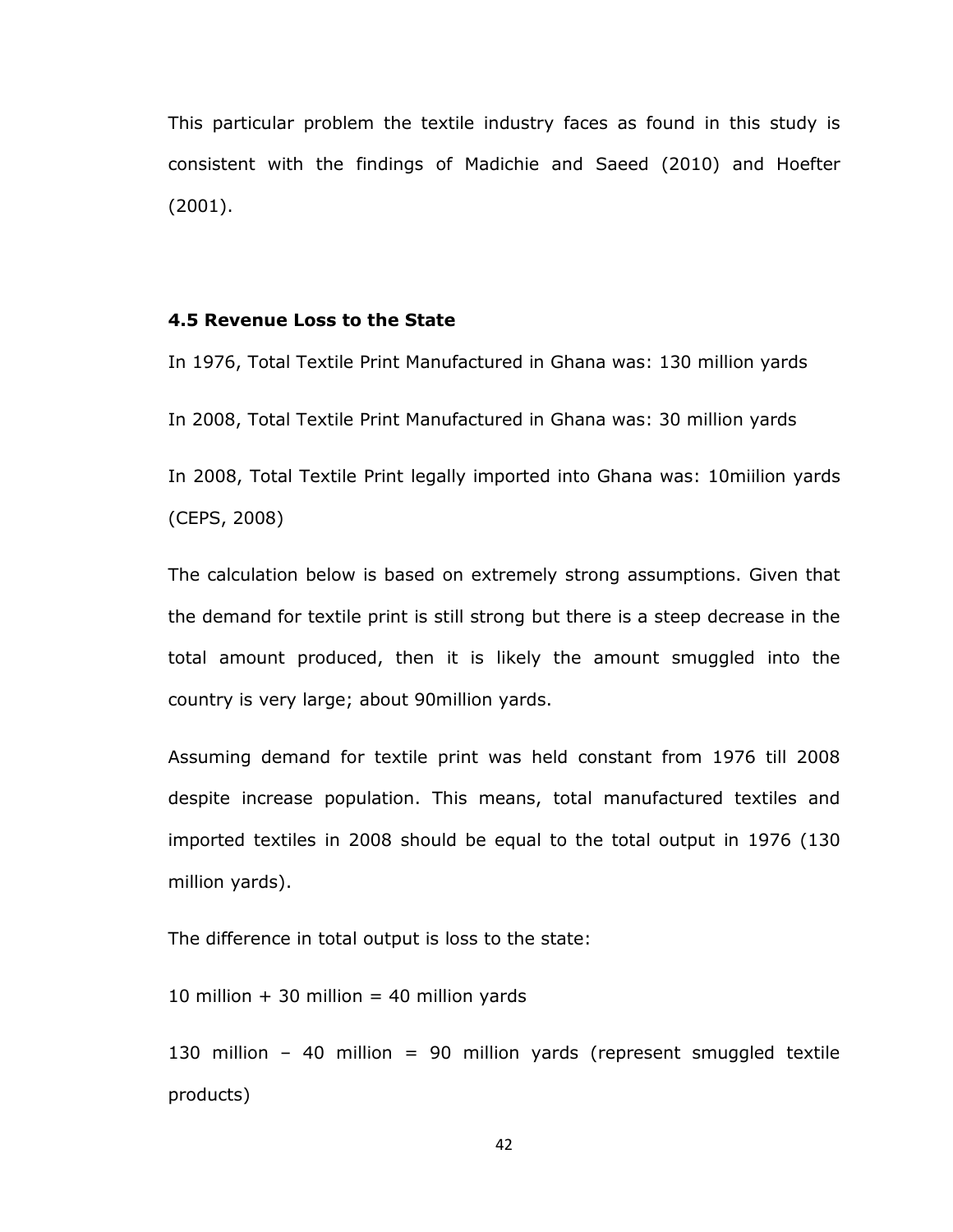This particular problem the textile industry faces as found in this study is consistent with the findings of Madichie and Saeed (2010) and Hoefter (2001).

### 4.5 Revenue Loss to the State

In 1976, Total Textile Print Manufactured in Ghana was: 130 million yards

In 2008, Total Textile Print Manufactured in Ghana was: 30 million yards

In 2008, Total Textile Print legally imported into Ghana was: 10miilion yards (CEPS, 2008)

The calculation below is based on extremely strong assumptions. Given that the demand for textile print is still strong but there is a steep decrease in the total amount produced, then it is likely the amount smuggled into the country is very large; about 90million yards.

Assuming demand for textile print was held constant from 1976 till 2008 despite increase population. This means, total manufactured textiles and imported textiles in 2008 should be equal to the total output in 1976 (130 million yards).

The difference in total output is loss to the state:

10 million + 30 million = 40 million yards

130 million – 40 million = 90 million yards (represent smuggled textile products)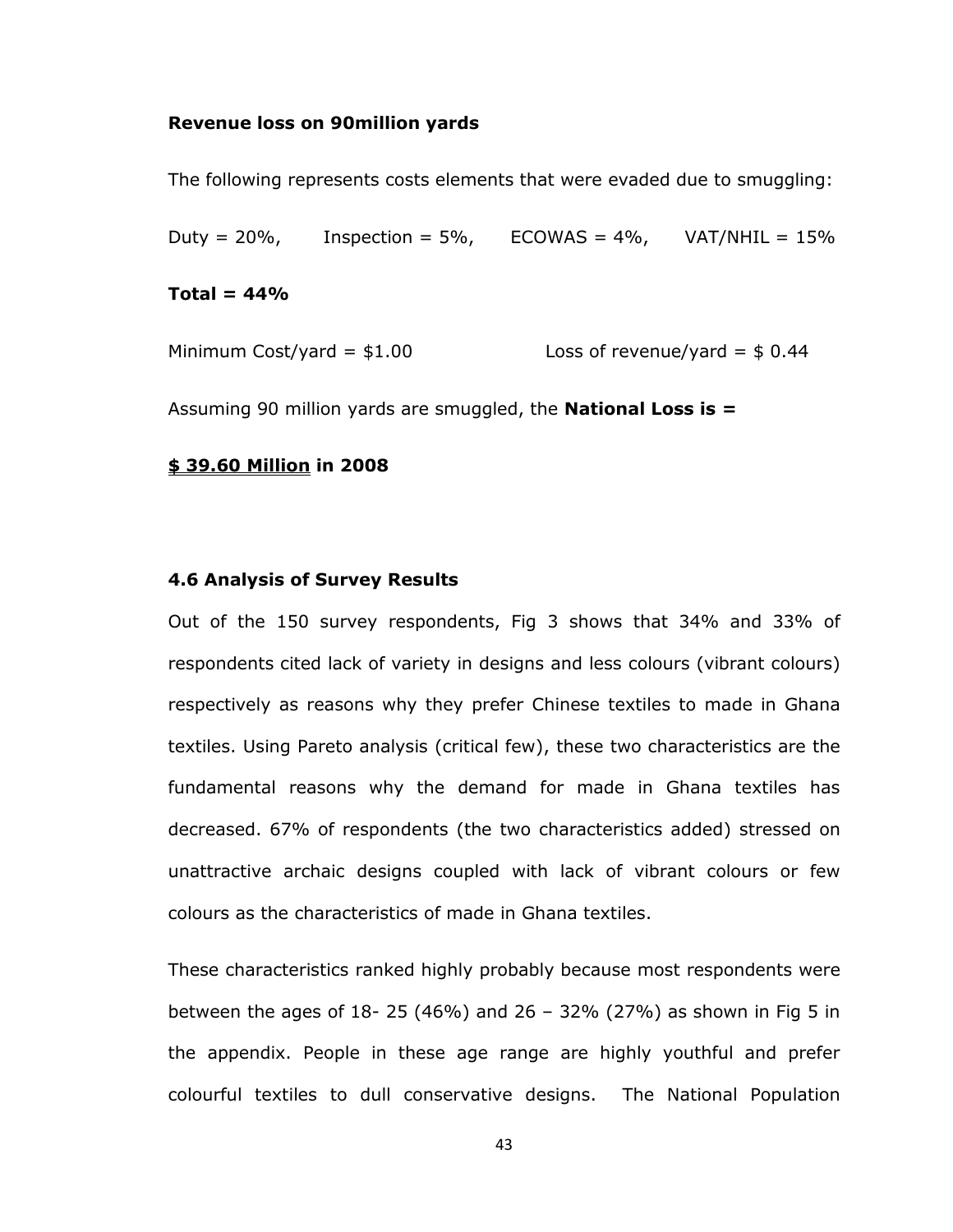**Revenue loss on 90million yards**

The following represents costs elements that were evaded due to smuggling:

Duty = 20%, Inspection = 5%, ECOWAS = 4%, VAT/NHIL = 15%

**Total = 44%**

Minimum Cost/yard = $1.00 Loss of revenue/yard = $ 0.44

Assuming 90 million yards are smuggled, the **National Loss is =**

**<u>$ 39.60 Million</u> in 2008**

### 4.6 Analysis of Survey Results

Out of the 150 survey respondents, Fig 3 shows that 34% and 33% of respondents cited lack of variety in designs and less colours (vibrant colours) respectively as reasons why they prefer Chinese textiles to made in Ghana textiles. Using Pareto analysis (critical few), these two characteristics are the fundamental reasons why the demand for made in Ghana textiles has decreased. 67% of respondents (the two characteristics added) stressed on unattractive archaic designs coupled with lack of vibrant colours or few colours as the characteristics of made in Ghana textiles.

These characteristics ranked highly probably because most respondents were between the ages of 18- 25 (46%) and 26 – 32% (27%) as shown in Fig 5 in the appendix. People in these age range are highly youthful and prefer colourful textiles to dull conservative designs. The National Population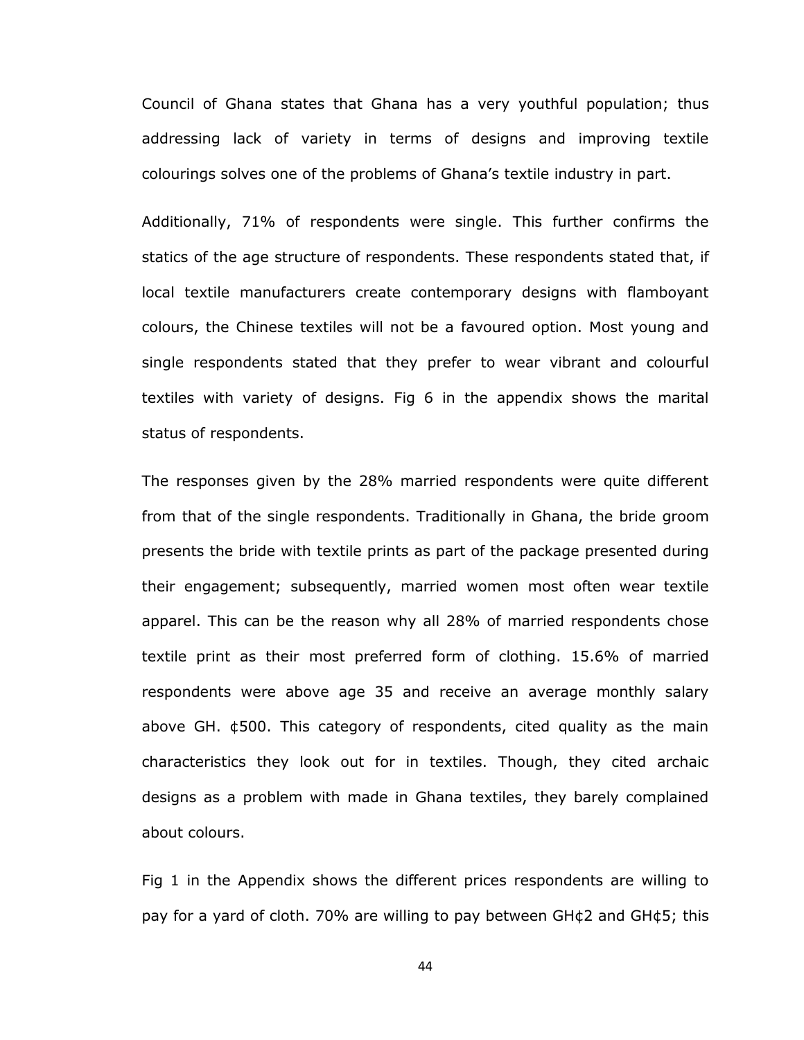Council of Ghana states that Ghana has a very youthful population; thus addressing lack of variety in terms of designs and improving textile colourings solves one of the problems of Ghana's textile industry in part.

Additionally, 71% of respondents were single. This further confirms the statics of the age structure of respondents. These respondents stated that, if local textile manufacturers create contemporary designs with flamboyant colours, the Chinese textiles will not be a favoured option. Most young and single respondents stated that they prefer to wear vibrant and colourful textiles with variety of designs. Fig 6 in the appendix shows the marital status of respondents.

The responses given by the 28% married respondents were quite different from that of the single respondents. Traditionally in Ghana, the bride groom presents the bride with textile prints as part of the package presented during their engagement; subsequently, married women most often wear textile apparel. This can be the reason why all 28% of married respondents chose textile print as their most preferred form of clothing. 15.6% of married respondents were above age 35 and receive an average monthly salary above GH. ¢500. This category of respondents, cited quality as the main characteristics they look out for in textiles. Though, they cited archaic designs as a problem with made in Ghana textiles, they barely complained about colours.

Fig 1 in the Appendix shows the different prices respondents are willing to pay for a yard of cloth. 70% are willing to pay between GH¢2 and GH¢5; this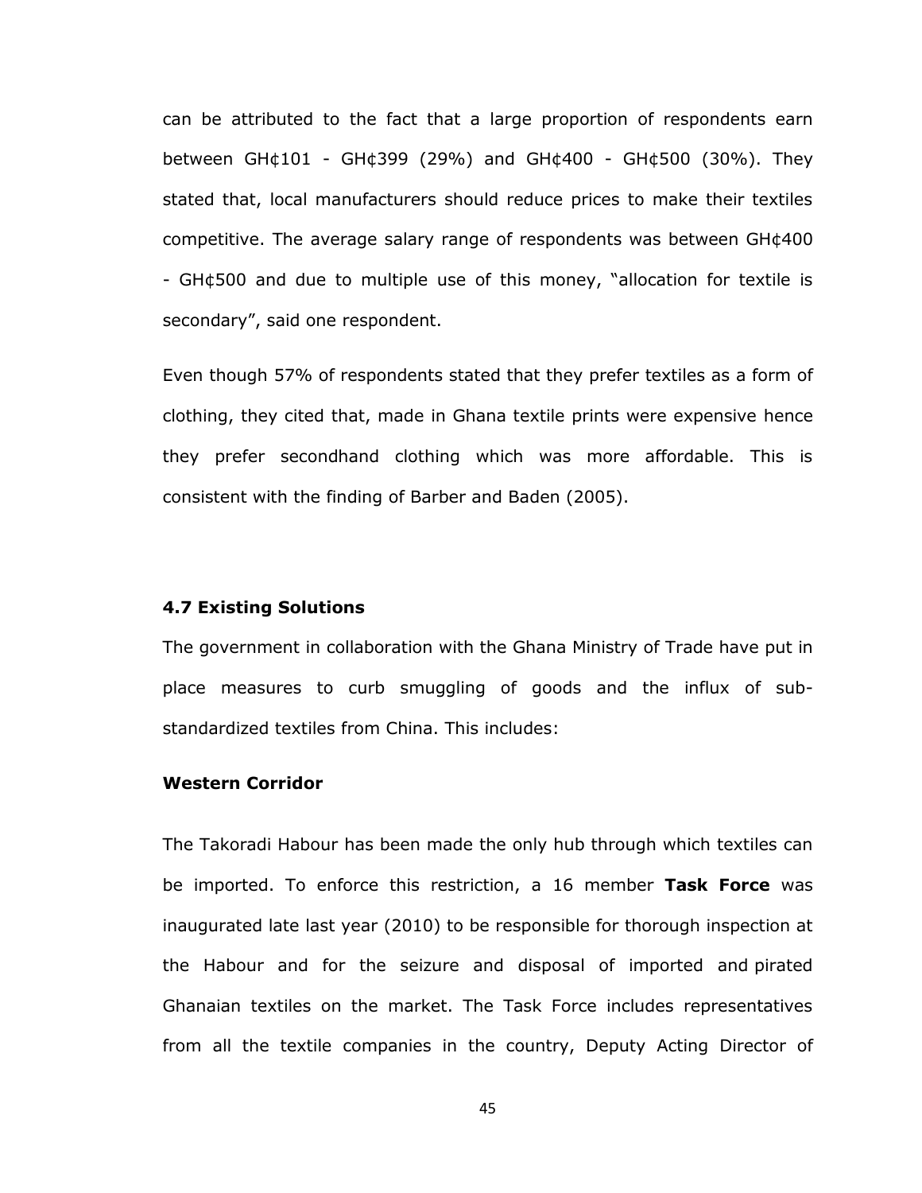can be attributed to the fact that a large proportion of respondents earn between GH¢101 - GH¢399 (29%) and GH¢400 - GH¢500 (30%). They stated that, local manufacturers should reduce prices to make their textiles competitive. The average salary range of respondents was between GH¢400 - GH¢500 and due to multiple use of this money, "allocation for textile is secondary", said one respondent.

Even though 57% of respondents stated that they prefer textiles as a form of clothing, they cited that, made in Ghana textile prints were expensive hence they prefer secondhand clothing which was more affordable. This is consistent with the finding of Barber and Baden (2005).

### 4.7 Existing Solutions

The government in collaboration with the Ghana Ministry of Trade have put in place measures to curb smuggling of goods and the influx of sub-standardized textiles from China. This includes:

**Western Corridor**

The Takoradi Habour has been made the only hub through which textiles can be imported. To enforce this restriction, a 16 member **Task Force** was inaugurated late last year (2010) to be responsible for thorough inspection at the Habour and for the seizure and disposal of imported and pirated Ghanaian textiles on the market. The Task Force includes representatives from all the textile companies in the country, Deputy Acting Director of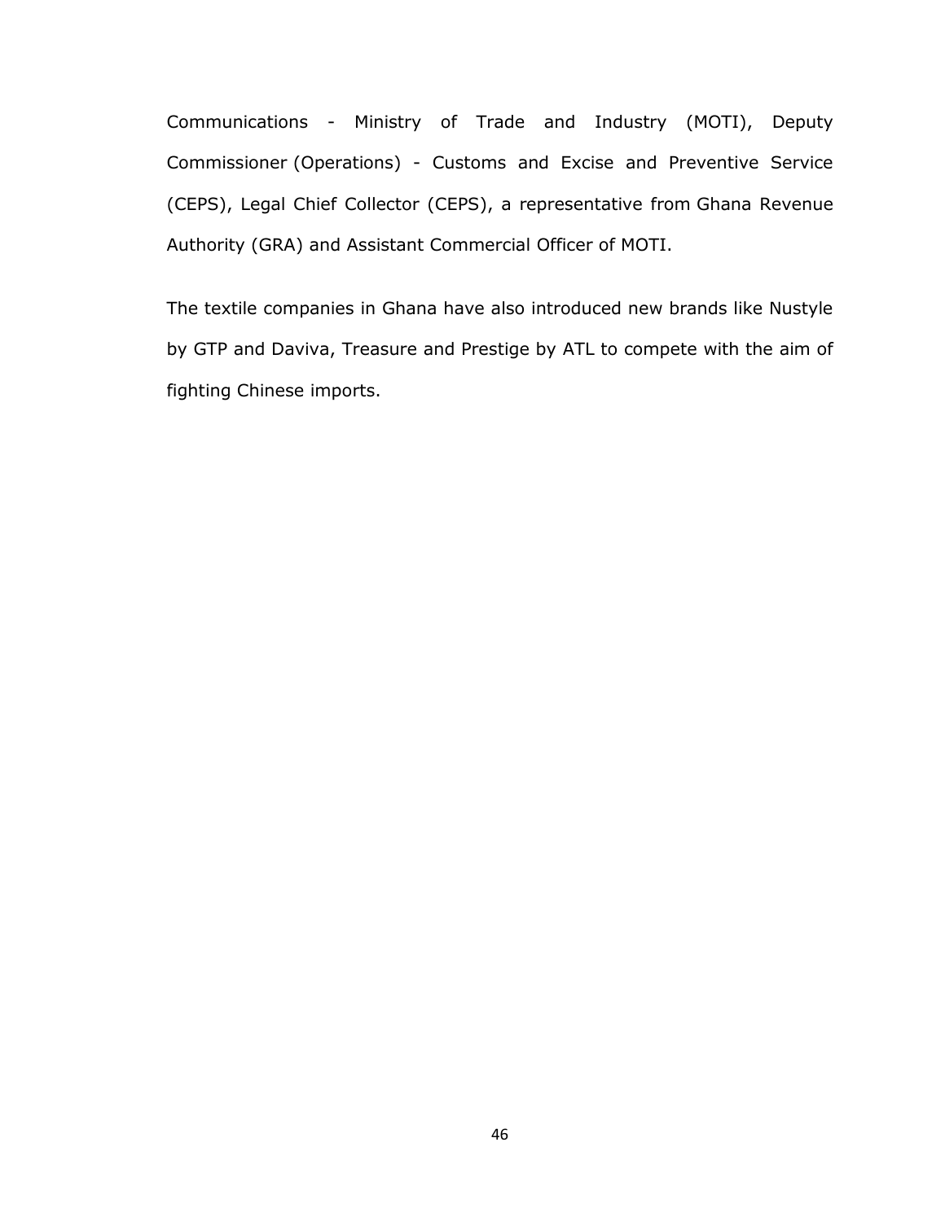Communications - Ministry of Trade and Industry (MOTI), Deputy Commissioner (Operations) - Customs and Excise and Preventive Service (CEPS), Legal Chief Collector (CEPS), a representative from Ghana Revenue Authority (GRA) and Assistant Commercial Officer of MOTI.

The textile companies in Ghana have also introduced new brands like Nustyle by GTP and Daviva, Treasure and Prestige by ATL to compete with the aim of fighting Chinese imports.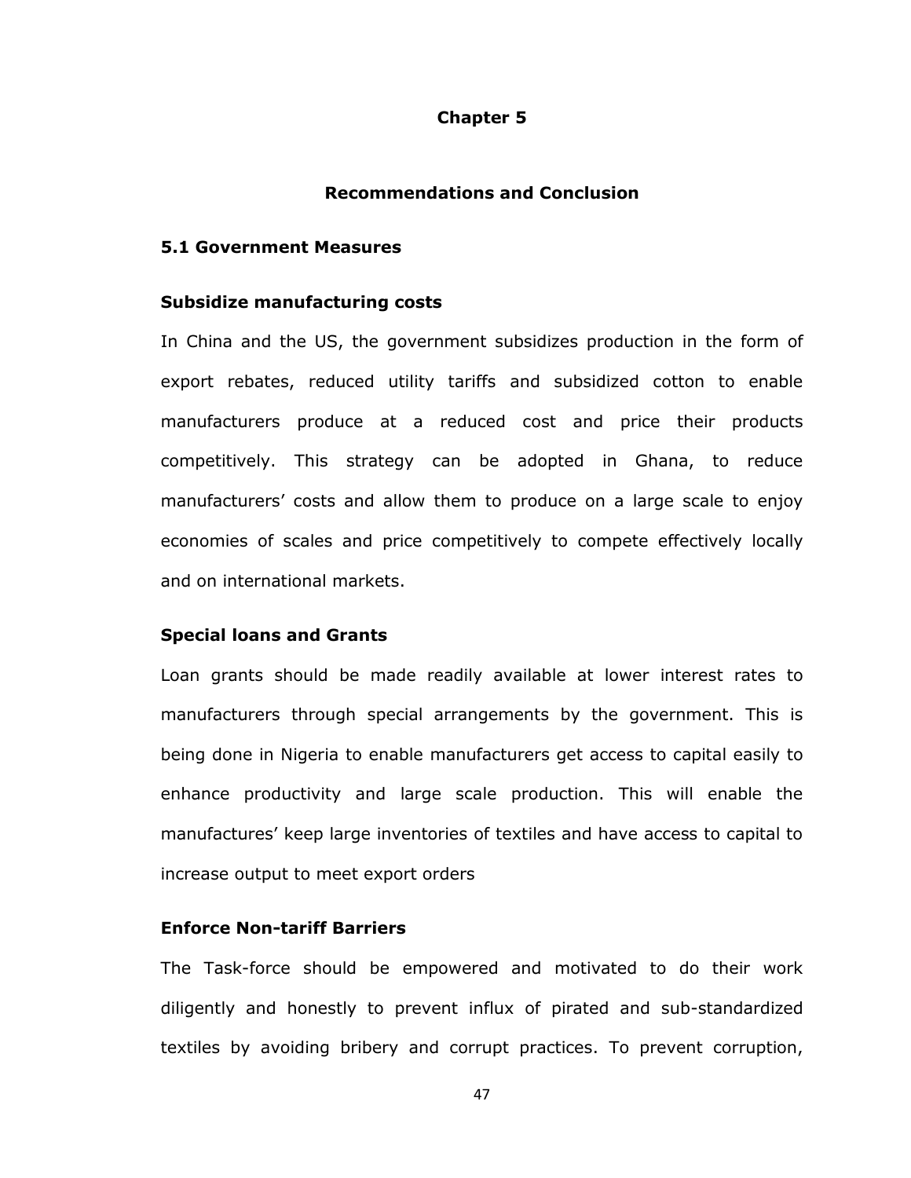# Chapter 5

## Recommendations and Conclusion

### 5.1 Government Measures

#### Subsidize manufacturing costs

In China and the US, the government subsidizes production in the form of export rebates, reduced utility tariffs and subsidized cotton to enable manufacturers produce at a reduced cost and price their products competitively. This strategy can be adopted in Ghana, to reduce manufacturers' costs and allow them to produce on a large scale to enjoy economies of scales and price competitively to compete effectively locally and on international markets.

#### Special loans and Grants

Loan grants should be made readily available at lower interest rates to manufacturers through special arrangements by the government. This is being done in Nigeria to enable manufacturers get access to capital easily to enhance productivity and large scale production. This will enable the manufactures' keep large inventories of textiles and have access to capital to increase output to meet export orders

#### Enforce Non-tariff Barriers

The Task-force should be empowered and motivated to do their work diligently and honestly to prevent influx of pirated and sub-standardized textiles by avoiding bribery and corrupt practices. To prevent corruption,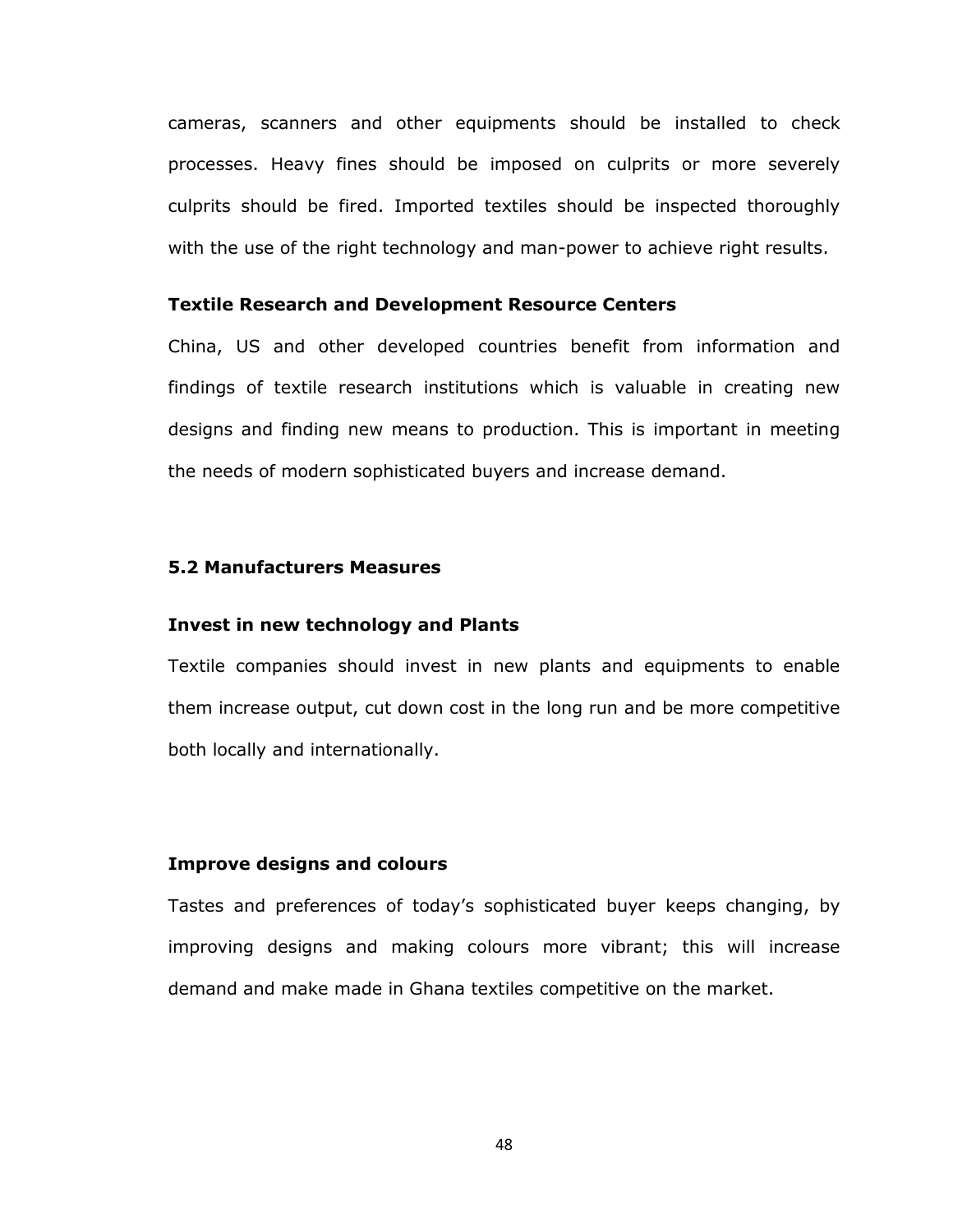cameras, scanners and other equipments should be installed to check processes. Heavy fines should be imposed on culprits or more severely culprits should be fired. Imported textiles should be inspected thoroughly with the use of the right technology and man-power to achieve right results.

**Textile Research and Development Resource Centers**

China, US and other developed countries benefit from information and findings of textile research institutions which is valuable in creating new designs and finding new means to production. This is important in meeting the needs of modern sophisticated buyers and increase demand.

## 5.2 Manufacturers Measures

**Invest in new technology and Plants**

Textile companies should invest in new plants and equipments to enable them increase output, cut down cost in the long run and be more competitive both locally and internationally.

**Improve designs and colours**

Tastes and preferences of today's sophisticated buyer keeps changing, by improving designs and making colours more vibrant; this will increase demand and make made in Ghana textiles competitive on the market.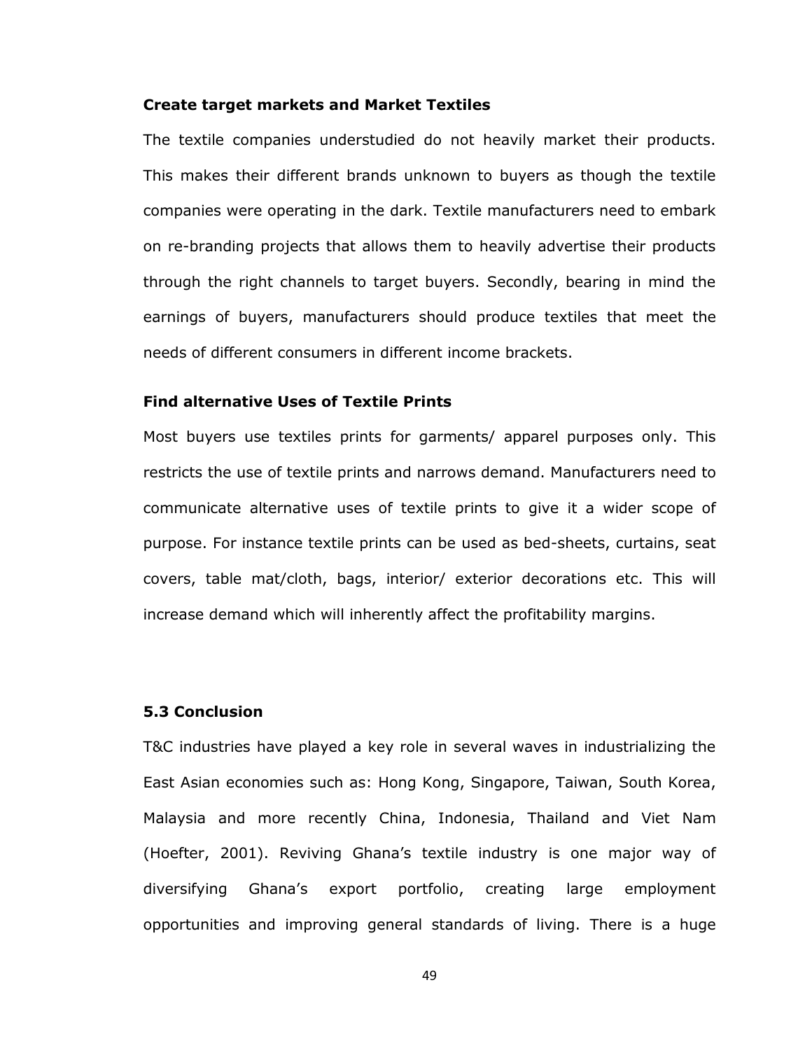**Create target markets and Market Textiles**

The textile companies understudied do not heavily market their products. This makes their different brands unknown to buyers as though the textile companies were operating in the dark. Textile manufacturers need to embark on re-branding projects that allows them to heavily advertise their products through the right channels to target buyers. Secondly, bearing in mind the earnings of buyers, manufacturers should produce textiles that meet the needs of different consumers in different income brackets.

**Find alternative Uses of Textile Prints**

Most buyers use textiles prints for garments/ apparel purposes only. This restricts the use of textile prints and narrows demand. Manufacturers need to communicate alternative uses of textile prints to give it a wider scope of purpose. For instance textile prints can be used as bed-sheets, curtains, seat covers, table mat/cloth, bags, interior/ exterior decorations etc. This will increase demand which will inherently affect the profitability margins.

### 5.3 Conclusion

T&C industries have played a key role in several waves in industrializing the East Asian economies such as: Hong Kong, Singapore, Taiwan, South Korea, Malaysia and more recently China, Indonesia, Thailand and Viet Nam (Hoefter, 2001). Reviving Ghana's textile industry is one major way of diversifying Ghana's export portfolio, creating large employment opportunities and improving general standards of living. There is a huge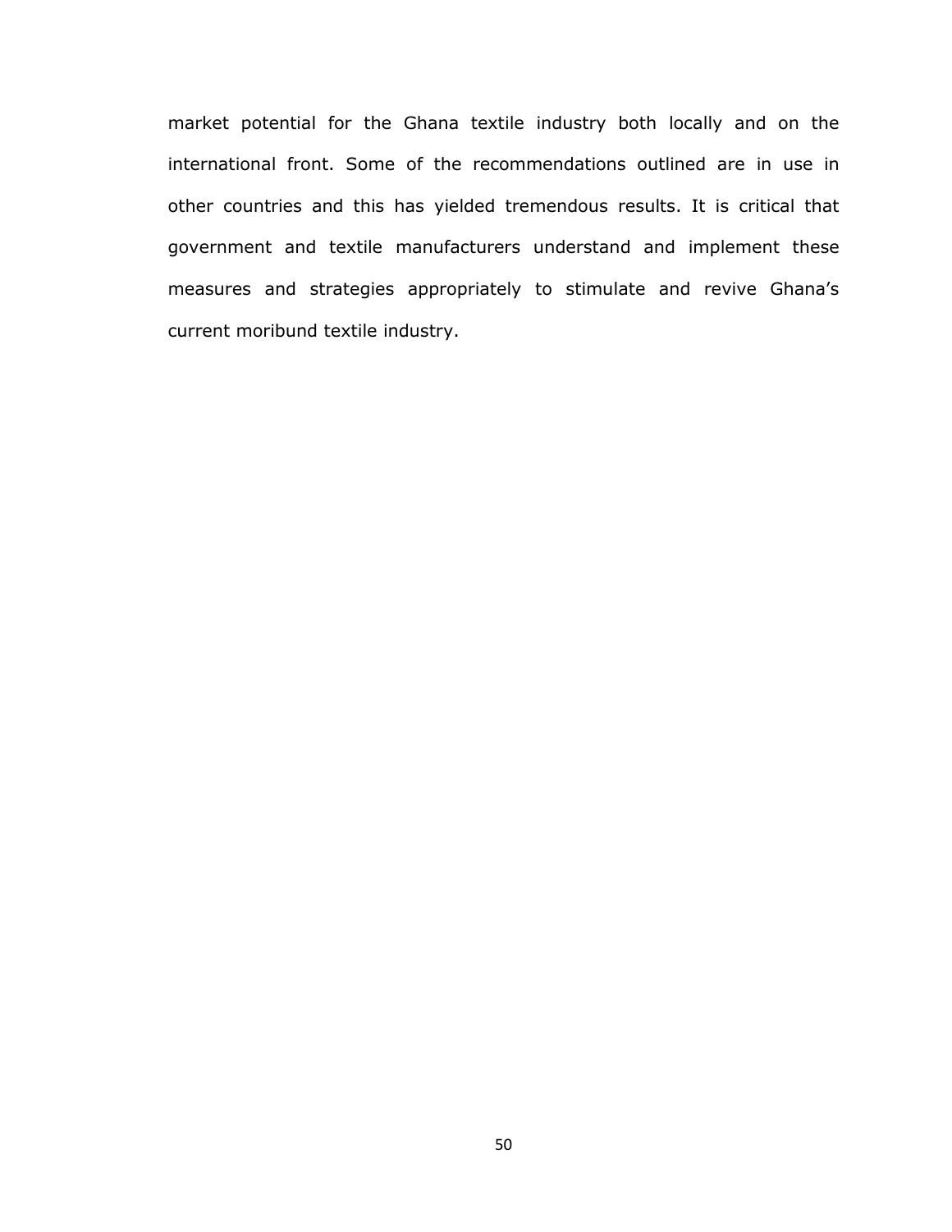market potential for the Ghana textile industry both locally and on the international front. Some of the recommendations outlined are in use in other countries and this has yielded tremendous results. It is critical that government and textile manufacturers understand and implement these measures and strategies appropriately to stimulate and revive Ghana's current moribund textile industry.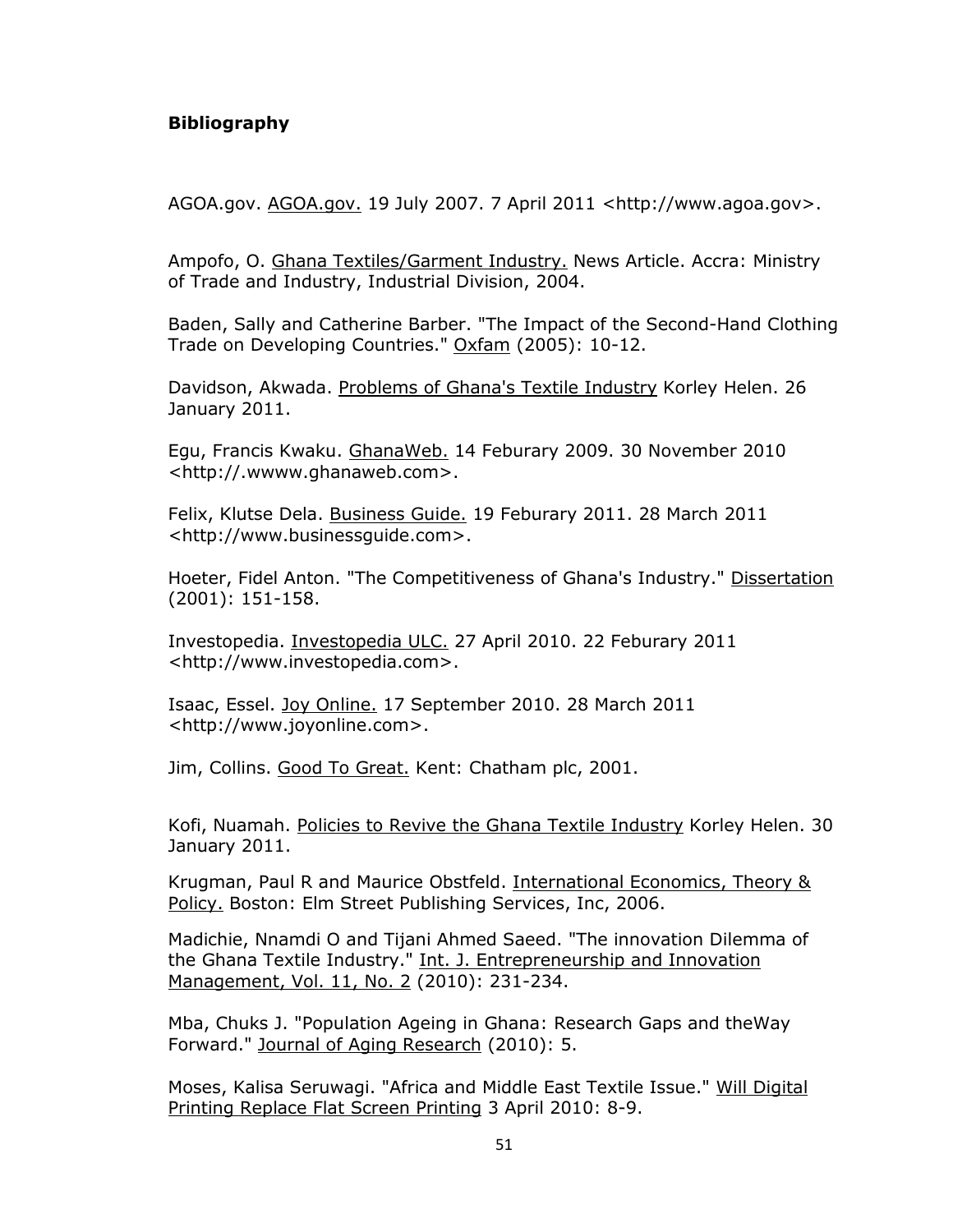**Bibliography**

AGOA.gov. AGOA.gov. 19 July 2007. 7 April 2011 <http://www.agoa.gov>.

Ampofo, O. Ghana Textiles/Garment Industry. News Article. Accra: Ministry of Trade and Industry, Industrial Division, 2004.

Baden, Sally and Catherine Barber. "The Impact of the Second-Hand Clothing Trade on Developing Countries." Oxfam (2005): 10-12.

Davidson, Akwada. Problems of Ghana's Textile Industry Korley Helen. 26 January 2011.

Egu, Francis Kwaku. GhanaWeb. 14 Feburary 2009. 30 November 2010 <http://.wwww.ghanaweb.com>.

Felix, Klutse Dela. Business Guide. 19 Feburary 2011. 28 March 2011 <http://www.businessguide.com>.

Hoeter, Fidel Anton. "The Competitiveness of Ghana's Industry." Dissertation (2001): 151-158.

Investopedia. Investopedia ULC. 27 April 2010. 22 Feburary 2011 <http://www.investopedia.com>.

Isaac, Essel. Joy Online. 17 September 2010. 28 March 2011 <http://www.joyonline.com>.

Jim, Collins. Good To Great. Kent: Chatham plc, 2001.

Kofi, Nuamah. Policies to Revive the Ghana Textile Industry Korley Helen. 30 January 2011.

Krugman, Paul R and Maurice Obstfeld. International Economics, Theory & Policy. Boston: Elm Street Publishing Services, Inc, 2006.

Madichie, Nnamdi O and Tijani Ahmed Saeed. "The innovation Dilemma of the Ghana Textile Industry." Int. J. Entrepreneurship and Innovation Management, Vol. 11, No. 2 (2010): 231-234.

Mba, Chuks J. "Population Ageing in Ghana: Research Gaps and theWay Forward." Journal of Aging Research (2010): 5.

Moses, Kalisa Seruwagi. "Africa and Middle East Textile Issue." Will Digital Printing Replace Flat Screen Printing 3 April 2010: 8-9.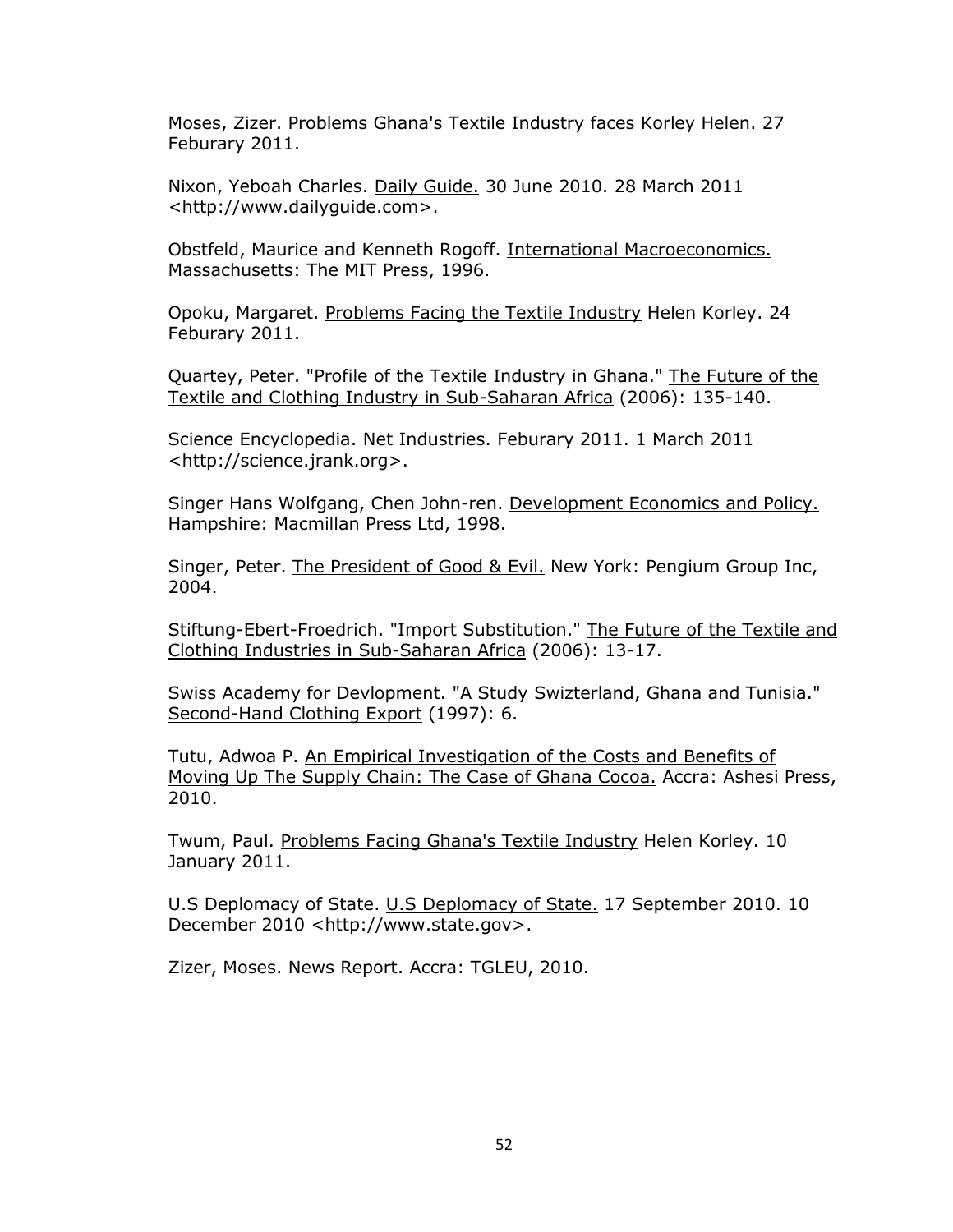Moses, Zizer. Problems Ghana's Textile Industry faces Korley Helen. 27 Feburary 2011.

Nixon, Yeboah Charles. Daily Guide. 30 June 2010. 28 March 2011 <http://www.dailyguide.com>.

Obstfeld, Maurice and Kenneth Rogoff. International Macroeconomics. Massachusetts: The MIT Press, 1996.

Opoku, Margaret. Problems Facing the Textile Industry Helen Korley. 24 Feburary 2011.

Quartey, Peter. "Profile of the Textile Industry in Ghana." The Future of the Textile and Clothing Industry in Sub-Saharan Africa (2006): 135-140.

Science Encyclopedia. Net Industries. Feburary 2011. 1 March 2011 <http://science.jrank.org>.

Singer Hans Wolfgang, Chen John-ren. Development Economics and Policy. Hampshire: Macmillan Press Ltd, 1998.

Singer, Peter. The President of Good & Evil. New York: Pengium Group Inc, 2004.

Stiftung-Ebert-Froedrich. "Import Substitution." The Future of the Textile and Clothing Industries in Sub-Saharan Africa (2006): 13-17.

Swiss Academy for Devlopment. "A Study Swizterland, Ghana and Tunisia." Second-Hand Clothing Export (1997): 6.

Tutu, Adwoa P. An Empirical Investigation of the Costs and Benefits of Moving Up The Supply Chain: The Case of Ghana Cocoa. Accra: Ashesi Press, 2010.

Twum, Paul. Problems Facing Ghana's Textile Industry Helen Korley. 10 January 2011.

U.S Deplomacy of State. U.S Deplomacy of State. 17 September 2010. 10 December 2010 <http://www.state.gov>.

Zizer, Moses. News Report. Accra: TGLEU, 2010.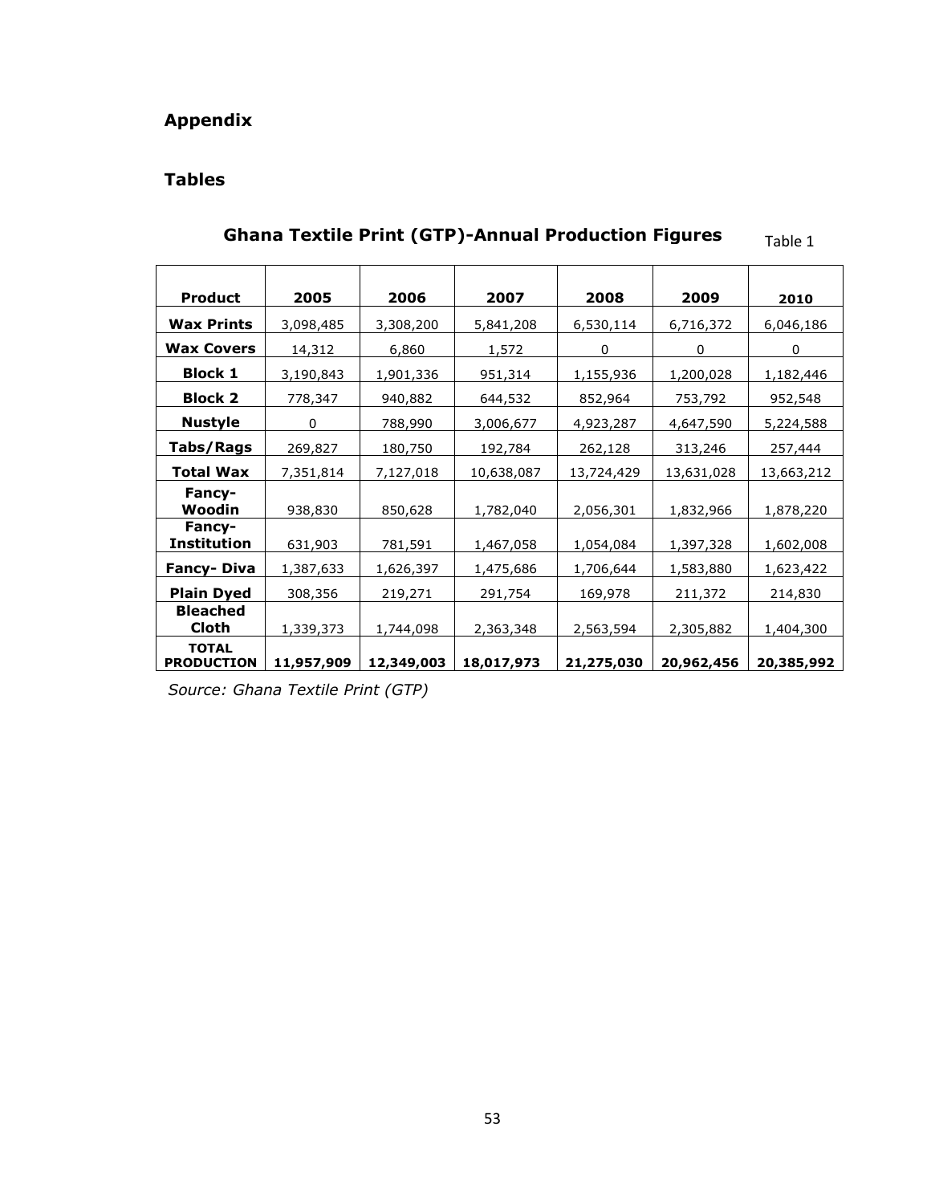## Appendix

### Tables

**Ghana Textile Print (GTP)-Annual Production Figures** Table 1

| Product | 2005 | 2006 | 2007 | 2008 | 2009 | 2010 |
|---|---|---|---|---|---|---|
| **Wax Prints** | 3,098,485 | 3,308,200 | 5,841,208 | 6,530,114 | 6,716,372 | 6,046,186 |
| **Wax Covers** | 14,312 | 6,860 | 1,572 | 0 | 0 | 0 |
| **Block 1** | 3,190,843 | 1,901,336 | 951,314 | 1,155,936 | 1,200,028 | 1,182,446 |
| **Block 2** | 778,347 | 940,882 | 644,532 | 852,964 | 753,792 | 952,548 |
| **Nustyle** | 0 | 788,990 | 3,006,677 | 4,923,287 | 4,647,590 | 5,224,588 |
| **Tabs/Rags** | 269,827 | 180,750 | 192,784 | 262,128 | 313,246 | 257,444 |
| **Total Wax** | 7,351,814 | 7,127,018 | 10,638,087 | 13,724,429 | 13,631,028 | 13,663,212 |
| **Fancy-Woodin** | 938,830 | 850,628 | 1,782,040 | 2,056,301 | 1,832,966 | 1,878,220 |
| **Fancy-Institution** | 631,903 | 781,591 | 1,467,058 | 1,054,084 | 1,397,328 | 1,602,008 |
| **Fancy- Diva** | 1,387,633 | 1,626,397 | 1,475,686 | 1,706,644 | 1,583,880 | 1,623,422 |
| **Plain Dyed** | 308,356 | 219,271 | 291,754 | 169,978 | 211,372 | 214,830 |
| **Bleached Cloth** | 1,339,373 | 1,744,098 | 2,363,348 | 2,563,594 | 2,305,882 | 1,404,300 |
| **TOTAL PRODUCTION** | **11,957,909** | **12,349,003** | **18,017,973** | **21,275,030** | **20,962,456** | **20,385,992** |

*Source: Ghana Textile Print (GTP)*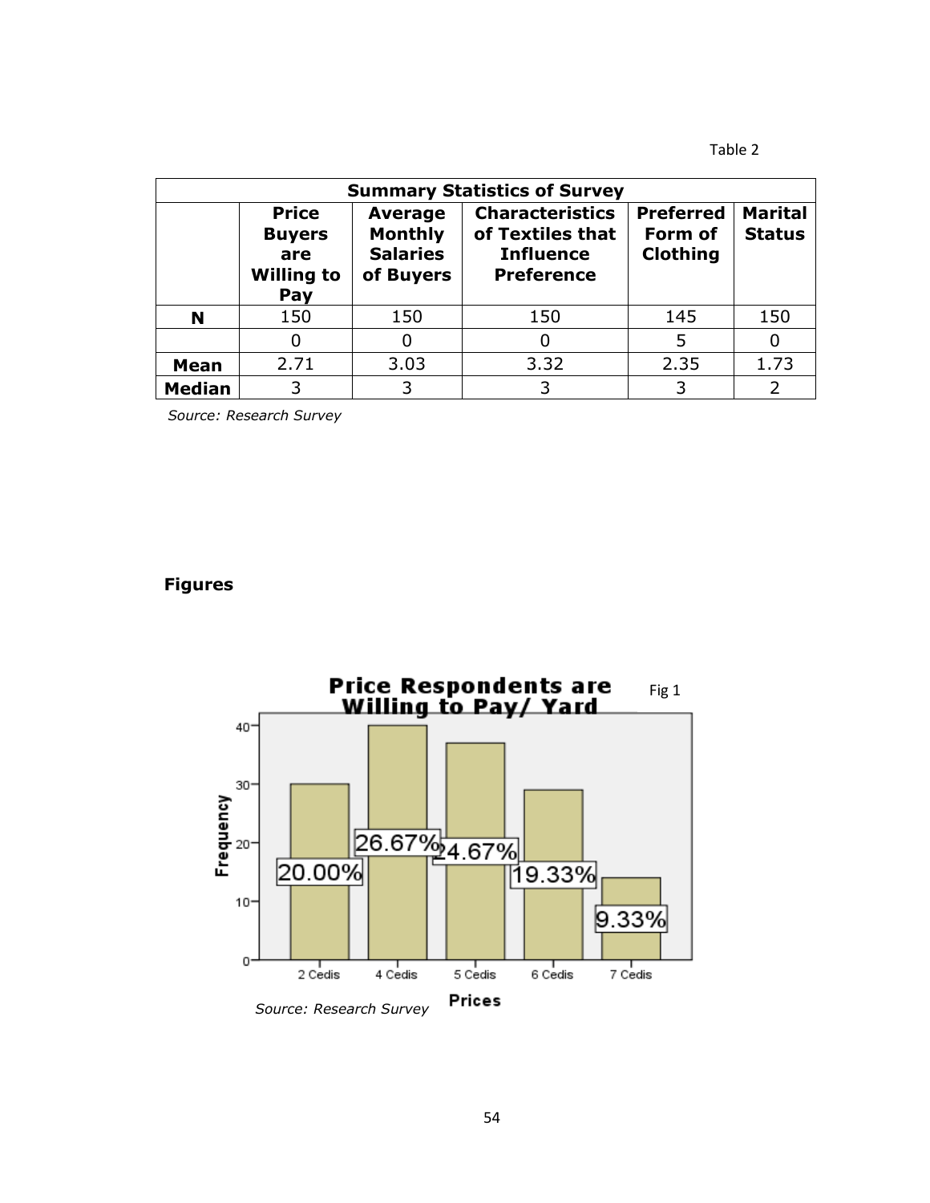Table 2

| Summary Statistics of Survey | | | | | |
|---|---|---|---|---|---|
| | **Price Buyers are Willing to Pay** | **Average Monthly Salaries of Buyers** | **Characteristics of Textiles that Influence Preference** | **Preferred Form of Clothing** | **Marital Status** |
| **N** | 150 | 150 | 150 | 145 | 150 |
| | 0 | 0 | 0 | 5 | 0 |
| **Mean** | 2.71 | 3.03 | 3.32 | 2.35 | 1.73 |
| **Median** | 3 | 3 | 3 | 3 | 2 |

*Source: Research Survey*

## Figures

**Price Respondents are Willing to Pay/ Yard** Fig 1

| Prices | Percentage |
|---|---|
| 2 Cedis | 20.00% |
| 4 Cedis | 26.67% |
| 5 Cedis | 24.67% |
| 6 Cedis | 19.33% |
| 7 Cedis | 9.33% |

*Source: Research Survey*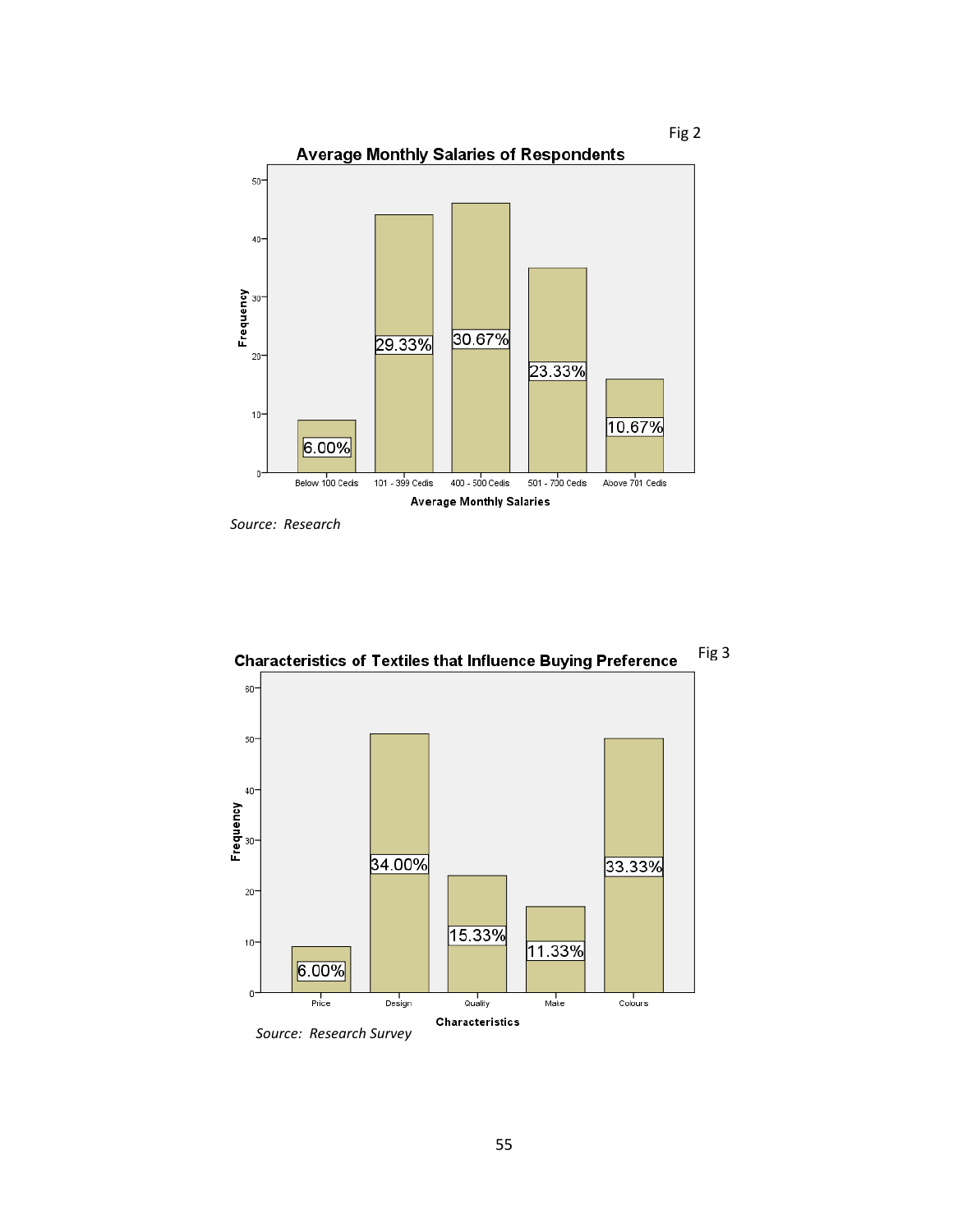Fig 2

**Average Monthly Salaries of Respondents**

| Average Monthly Salaries | Percentage |
|---|---|
| Below 100 Cedis | 6.00% |
| 101 - 399 Cedis | 29.33% |
| 400 - 500 Cedis | 30.67% |
| 501 - 700 Cedis | 23.33% |
| Above 701 Cedis | 10.67% |

*Source: Research*

Fig 3

**Characteristics of Textiles that Influence Buying Preference**

| Characteristics | Percentage |
|---|---|
| Price | 6.00% |
| Design | 34.00% |
| Quality | 15.33% |
| Make | 11.33% |
| Colours | 33.33% |

*Source: Research Survey*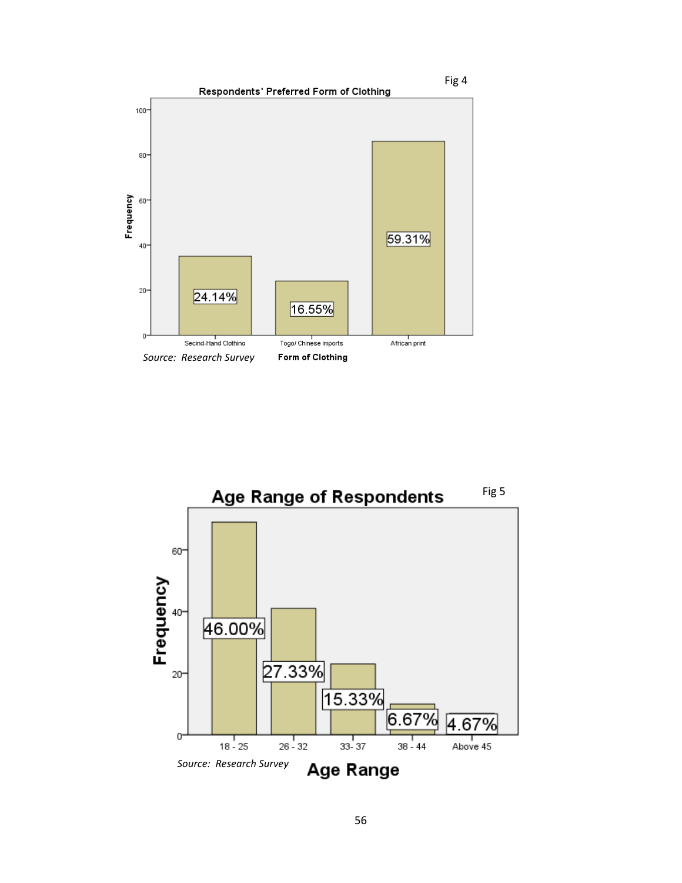Fig 4

**Respondents' Preferred Form of Clothing**

| Form of Clothing | Percentage |
|---|---|
| Secind-Hand Clothing | 24.14% |
| Togo/ Chinese imports | 16.55% |
| African print | 59.31% |

*Source: Research Survey*

Fig 5

**Age Range of Respondents**

| Age Range | Percentage |
|---|---|
| 18 - 25 | 46.00% |
| 26 - 32 | 27.33% |
| 33- 37 | 15.33% |
| 38 - 44 | 6.67% |
| Above 45 | 4.67% |

*Source: Research Survey*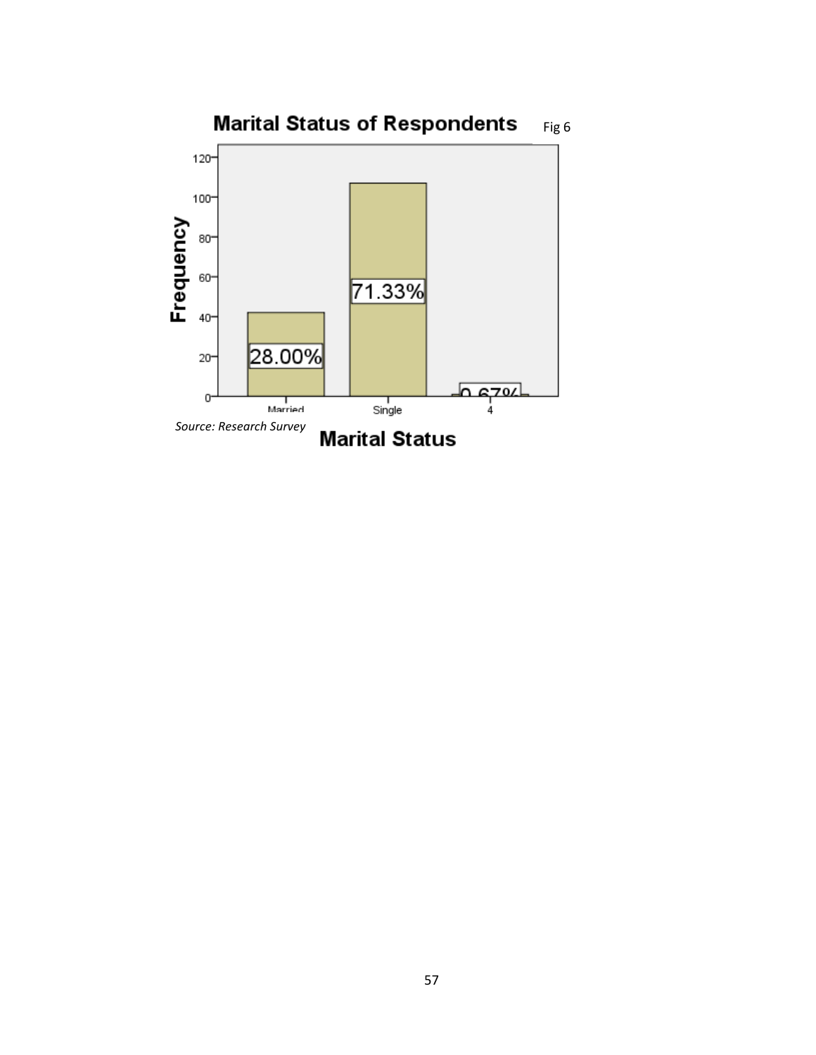**Marital Status of Respondents** Fig 6

| Marital Status | Percentage |
|---|---|
| Married | 28.00% |
| Single | 71.33% |
| 4 | 0.67% |

*Source: Research Survey*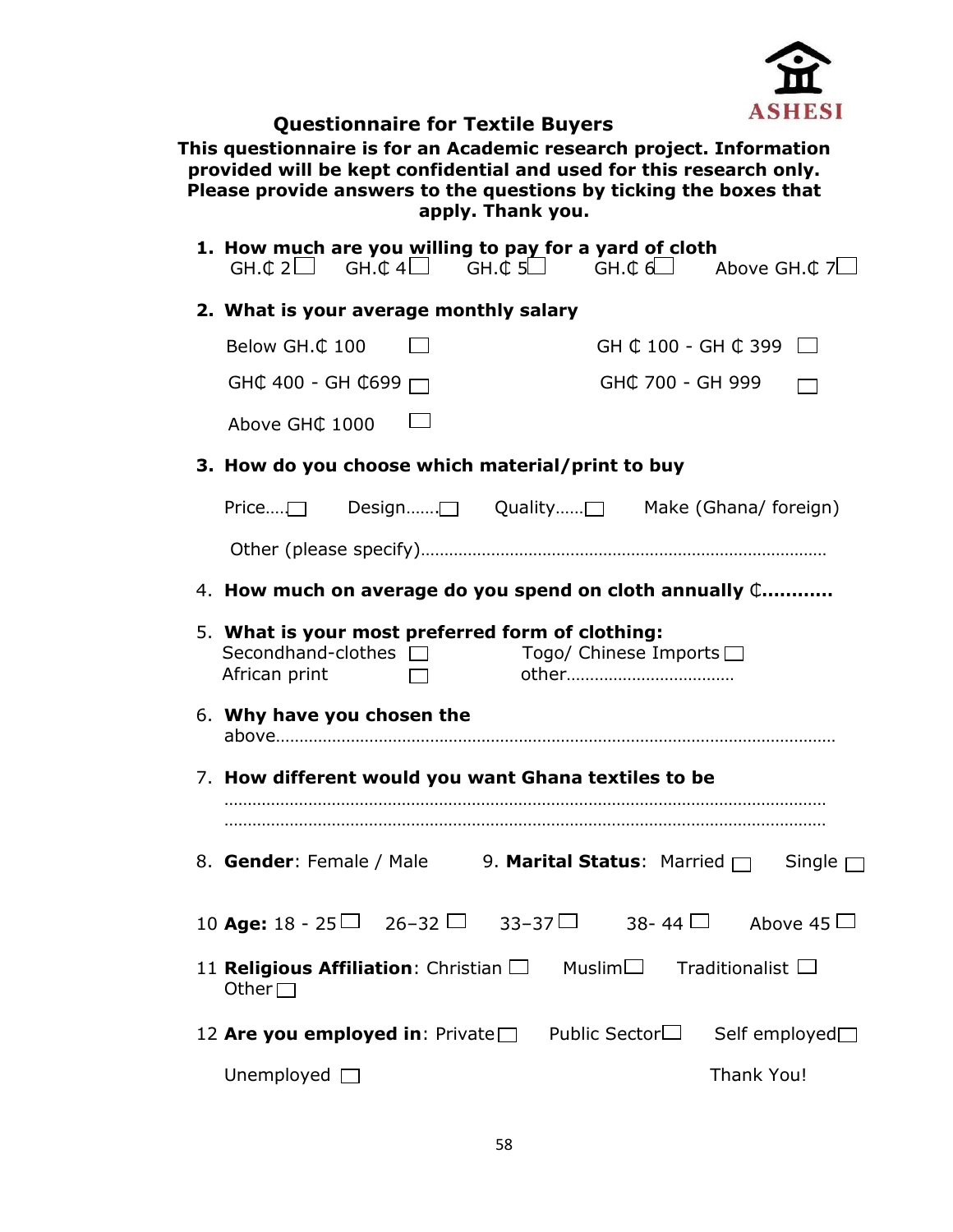## Questionnaire for Textile Buyers

**This questionnaire is for an Academic research project. Information provided will be kept confidential and used for this research only. Please provide answers to the questions by ticking the boxes that apply. Thank you.**

1. **How much are you willing to pay for a yard of cloth**
   GH.₵ 2☐ GH.₵ 4☐ GH.₵ 5☐ GH.₵ 6☐ Above GH.₵ 7☐

2. **What is your average monthly salary**

   Below GH.₵ 100 ☐ GH ₵ 100 - GH ₵ 399 ☐

   GH₵ 400 - GH ₵699 ☐ GH₵ 700 - GH 999 ☐

   Above GH₵ 1000 ☐

3. **How do you choose which material/print to buy**

   Price….☐ Design…….☐ Quality……☐ Make (Ghana/ foreign)

   Other (please specify)…………………………………………………………………………

4. **How much on average do you spend on cloth annually ₵...........**

5. **What is your most preferred form of clothing:**
   Secondhand-clothes ☐ Togo/ Chinese Imports ☐
   African print ☐ other………………………………

6. **Why have you chosen the** above……………………………………………………………………………………………………

7. **How different would you want Ghana textiles to be**
   ……………………………………………………………………………………………………………
   ……………………………………………………………………………………………………………

8. **Gender**: Female / Male

9. **Marital Status**: Married ☐ Single ☐

10. **Age:** 18 - 25☐ 26–32 ☐ 33–37☐ 38- 44 ☐ Above 45 ☐

11. **Religious Affiliation**: Christian ☐ Muslim☐ Traditionalist ☐ Other ☐

12. **Are you employed in**: Private☐ Public Sector☐ Self employed☐

    Unemployed ☐

Thank You!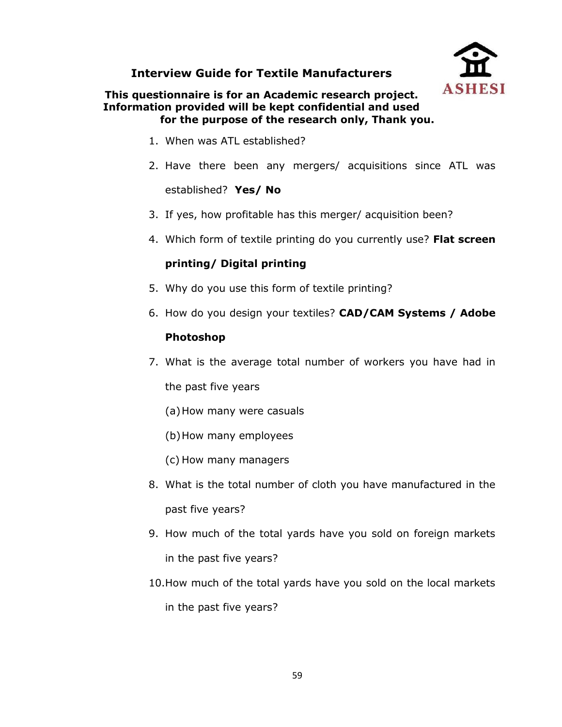## Interview Guide for Textile Manufacturers

**This questionnaire is for an Academic research project. Information provided will be kept confidential and used for the purpose of the research only, Thank you.**

1. When was ATL established?
2. Have there been any mergers/ acquisitions since ATL was established? **Yes/ No**
3. If yes, how profitable has this merger/ acquisition been?
4. Which form of textile printing do you currently use? **Flat screen printing/ Digital printing**
5. Why do you use this form of textile printing?
6. How do you design your textiles? **CAD/CAM Systems / Adobe Photoshop**
7. What is the average total number of workers you have had in the past five years
   (a) How many were casuals
   (b) How many employees
   (c) How many managers
8. What is the total number of cloth you have manufactured in the past five years?
9. How much of the total yards have you sold on foreign markets in the past five years?
10. How much of the total yards have you sold on the local markets in the past five years?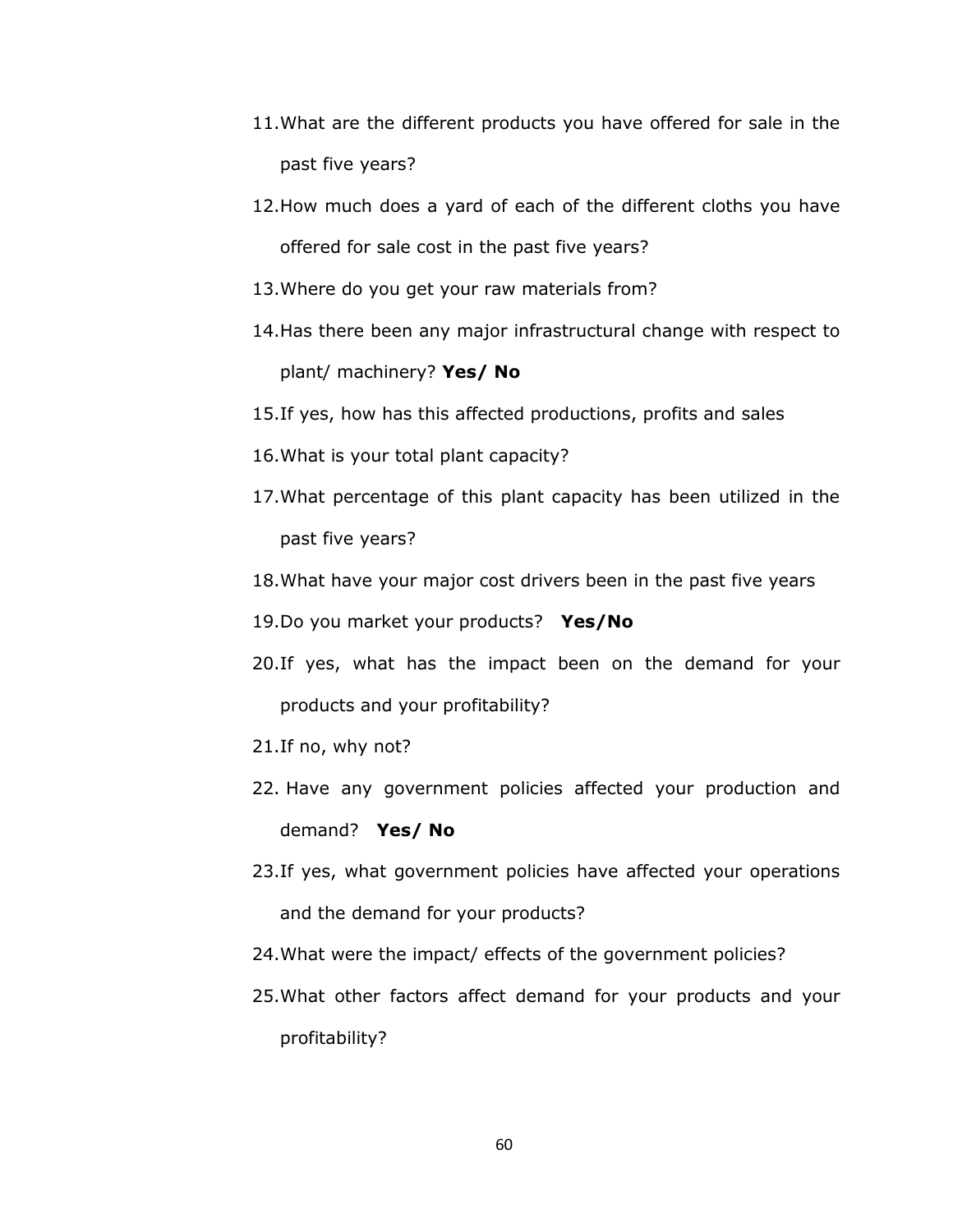11. What are the different products you have offered for sale in the past five years?
12. How much does a yard of each of the different cloths you have offered for sale cost in the past five years?
13. Where do you get your raw materials from?
14. Has there been any major infrastructural change with respect to plant/ machinery? **Yes/ No**
15. If yes, how has this affected productions, profits and sales
16. What is your total plant capacity?
17. What percentage of this plant capacity has been utilized in the past five years?
18. What have your major cost drivers been in the past five years
19. Do you market your products? **Yes/No**
20. If yes, what has the impact been on the demand for your products and your profitability?
21. If no, why not?
22. Have any government policies affected your production and demand? **Yes/ No**
23. If yes, what government policies have affected your operations and the demand for your products?
24. What were the impact/ effects of the government policies?
25. What other factors affect demand for your products and your profitability?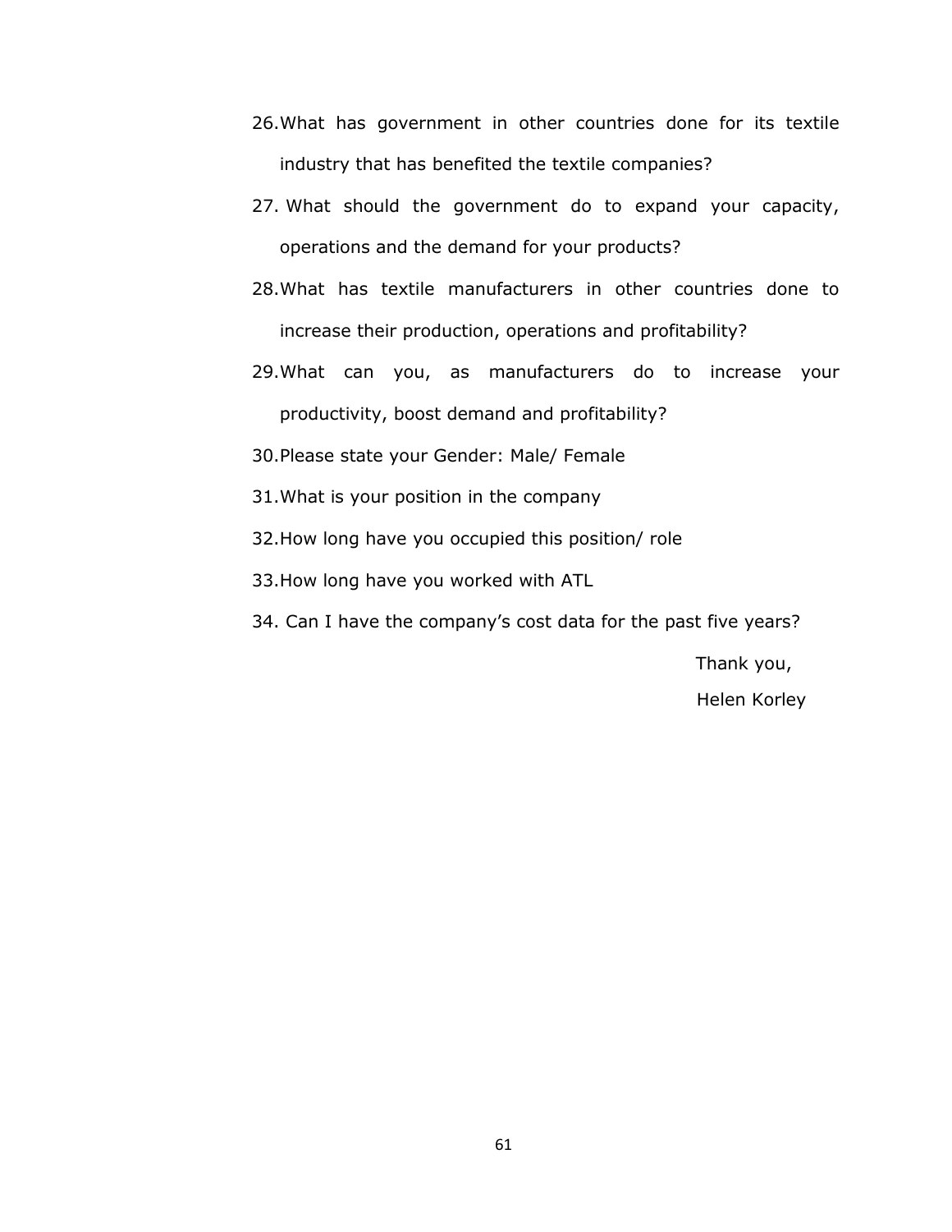26. What has government in other countries done for its textile industry that has benefited the textile companies?
27. What should the government do to expand your capacity, operations and the demand for your products?
28. What has textile manufacturers in other countries done to increase their production, operations and profitability?
29. What can you, as manufacturers do to increase your productivity, boost demand and profitability?
30. Please state your Gender: Male/ Female
31. What is your position in the company
32. How long have you occupied this position/ role
33. How long have you worked with ATL
34. Can I have the company's cost data for the past five years?

Thank you,

Helen Korley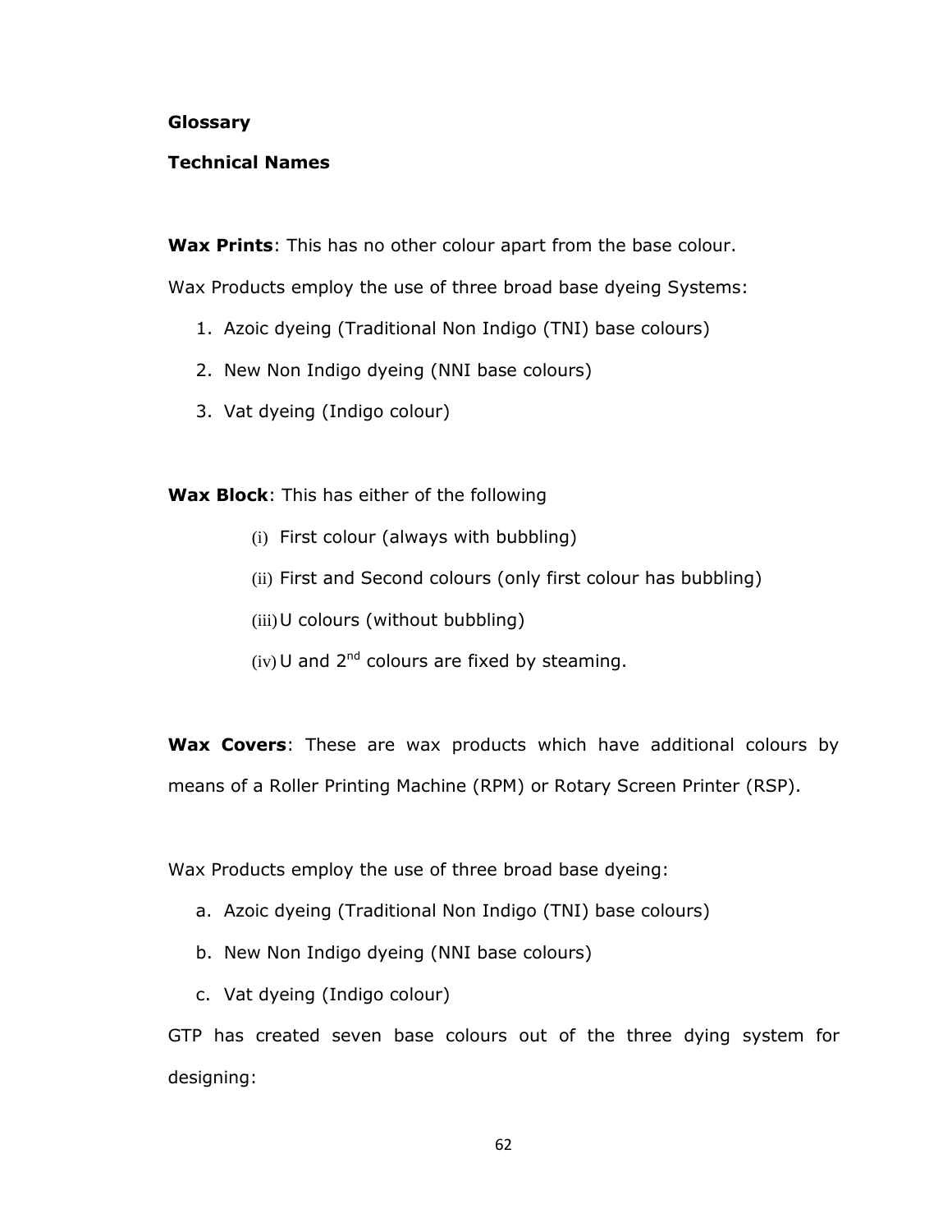**Glossary**

**Technical Names**

**Wax Prints**: This has no other colour apart from the base colour.

Wax Products employ the use of three broad base dyeing Systems:

1. Azoic dyeing (Traditional Non Indigo (TNI) base colours)
2. New Non Indigo dyeing (NNI base colours)
3. Vat dyeing (Indigo colour)

**Wax Block**: This has either of the following

(i) First colour (always with bubbling)

(ii) First and Second colours (only first colour has bubbling)

(iii) U colours (without bubbling)

(iv) U and 2nd colours are fixed by steaming.

**Wax Covers**: These are wax products which have additional colours by means of a Roller Printing Machine (RPM) or Rotary Screen Printer (RSP).

Wax Products employ the use of three broad base dyeing:

a. Azoic dyeing (Traditional Non Indigo (TNI) base colours)
b. New Non Indigo dyeing (NNI base colours)
c. Vat dyeing (Indigo colour)

GTP has created seven base colours out of the three dying system for designing: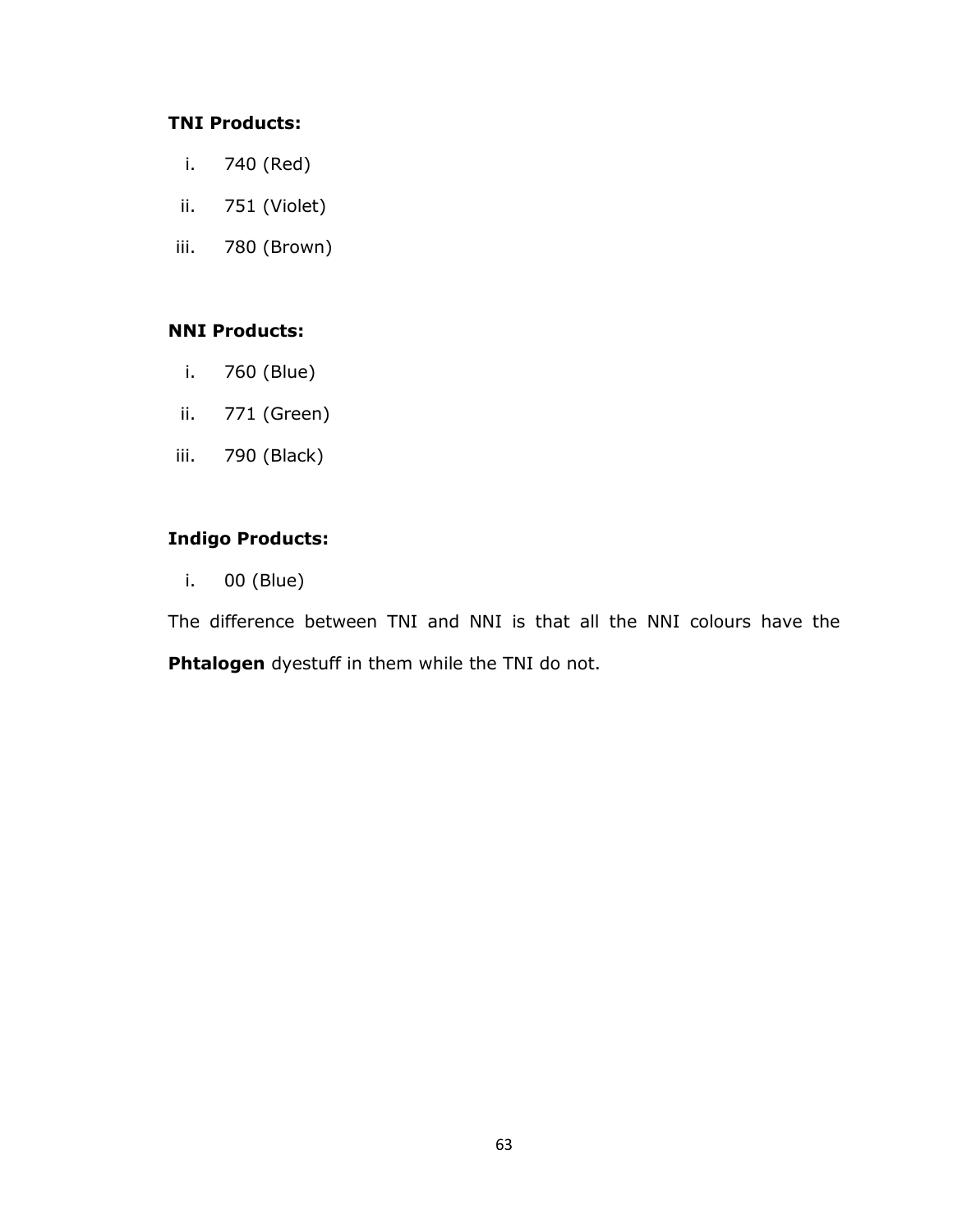**TNI Products:**

i. 740 (Red)
ii. 751 (Violet)
iii. 780 (Brown)

**NNI Products:**

i. 760 (Blue)
ii. 771 (Green)
iii. 790 (Black)

**Indigo Products:**

i. 00 (Blue)

The difference between TNI and NNI is that all the NNI colours have the **Phtalogen** dyestuff in them while the TNI do not.